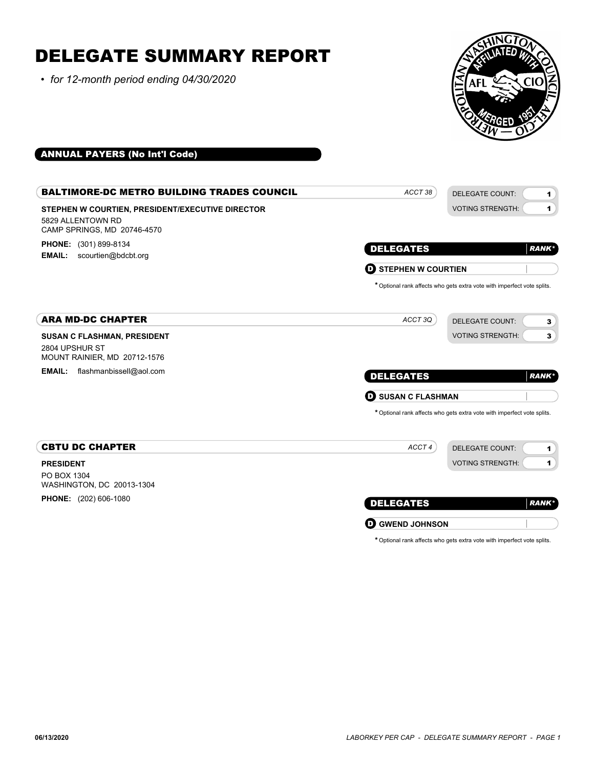# DELEGATE SUMMARY REPORT

- *for 12-month period ending 04/30/2020*

## ANNUAL PAYERS (No Int'l Code)

### BALTIMORE-DC METRO BUILDING TRADES COUNCIL

*ACCT 38*

| DELEGATE COUNT: | 1 |
| --- | --- |
| VOTING STRENGTH: | 1 |

**STEPHEN W COURTIEN, PRESIDENT/EXECUTIVE DIRECTOR**
5829 ALLENTOWN RD
CAMP SPRINGS, MD 20746-4570

**PHONE:** (301) 899-8134
**EMAIL:** scourtien@bdcbt.org

| DELEGATES | RANK* |
| --- | --- |
| D STEPHEN W COURTIEN | |

\* Optional rank affects who gets extra vote with imperfect vote splits.

### ARA MD-DC CHAPTER

*ACCT 3Q*

| DELEGATE COUNT: | 3 |
| --- | --- |
| VOTING STRENGTH: | 3 |

**SUSAN C FLASHMAN, PRESIDENT**
2804 UPSHUR ST
MOUNT RAINIER, MD 20712-1576

**EMAIL:** flashmanbissell@aol.com

| DELEGATES | RANK* |
| --- | --- |
| D SUSAN C FLASHMAN | |

\* Optional rank affects who gets extra vote with imperfect vote splits.

### CBTU DC CHAPTER

*ACCT 4*

| DELEGATE COUNT: | 1 |
| --- | --- |
| VOTING STRENGTH: | 1 |

**PRESIDENT**
PO BOX 1304
WASHINGTON, DC 20013-1304

**PHONE:** (202) 606-1080

| DELEGATES | RANK* |
| --- | --- |
| D GWEND JOHNSON | |

\* Optional rank affects who gets extra vote with imperfect vote splits.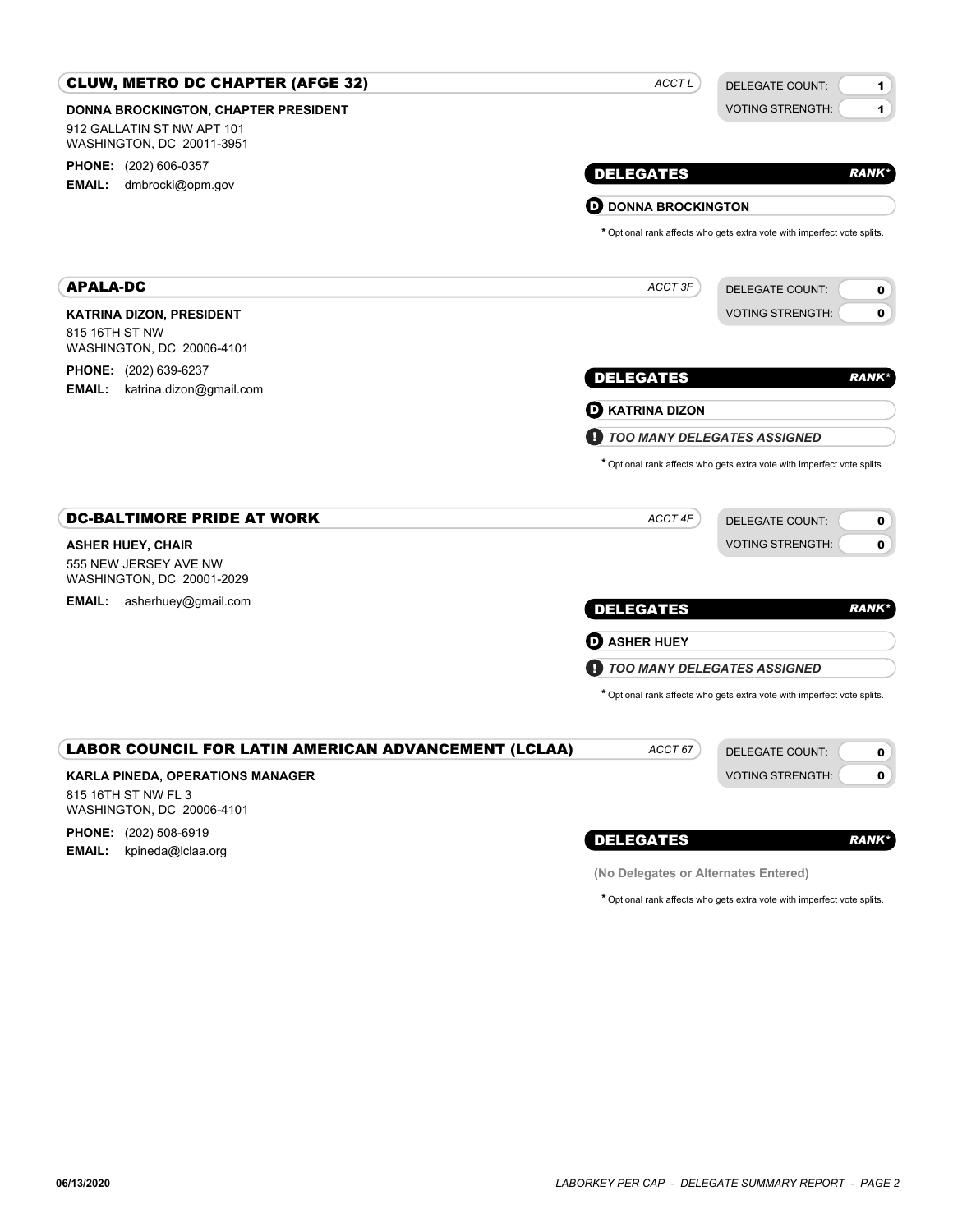## CLUW, METRO DC CHAPTER (AFGE 32)

*ACCT L*

DELEGATE COUNT: **1**
VOTING STRENGTH: **1**

**DONNA BROCKINGTON, CHAPTER PRESIDENT**
912 GALLATIN ST NW APT 101
WASHINGTON, DC 20011-3951

**PHONE:** (202) 606-0357
**EMAIL:** dmbrocki@opm.gov

| DELEGATES | *RANK\** |
|---|---|
| **D** DONNA BROCKINGTON | |

*Optional rank affects who gets extra vote with imperfect vote splits.

## APALA-DC

*ACCT 3F*

DELEGATE COUNT: **0**
VOTING STRENGTH: **0**

**KATRINA DIZON, PRESIDENT**
815 16TH ST NW
WASHINGTON, DC 20006-4101

**PHONE:** (202) 639-6237
**EMAIL:** katrina.dizon@gmail.com

| DELEGATES | *RANK\** |
|---|---|
| **D** KATRINA DIZON | |
| ***! TOO MANY DELEGATES ASSIGNED*** | |

*Optional rank affects who gets extra vote with imperfect vote splits.

## DC-BALTIMORE PRIDE AT WORK

*ACCT 4F*

DELEGATE COUNT: **0**
VOTING STRENGTH: **0**

**ASHER HUEY, CHAIR**
555 NEW JERSEY AVE NW
WASHINGTON, DC 20001-2029

**EMAIL:** asherhuey@gmail.com

| DELEGATES | *RANK\** |
|---|---|
| **D** ASHER HUEY | |
| ***! TOO MANY DELEGATES ASSIGNED*** | |

*Optional rank affects who gets extra vote with imperfect vote splits.

## LABOR COUNCIL FOR LATIN AMERICAN ADVANCEMENT (LCLAA)

*ACCT 67*

DELEGATE COUNT: **0**
VOTING STRENGTH: **0**

**KARLA PINEDA, OPERATIONS MANAGER**
815 16TH ST NW FL 3
WASHINGTON, DC 20006-4101

**PHONE:** (202) 508-6919
**EMAIL:** kpineda@lclaa.org

| DELEGATES | *RANK\** |
|---|---|
| **(No Delegates or Alternates Entered)** | |

*Optional rank affects who gets extra vote with imperfect vote splits.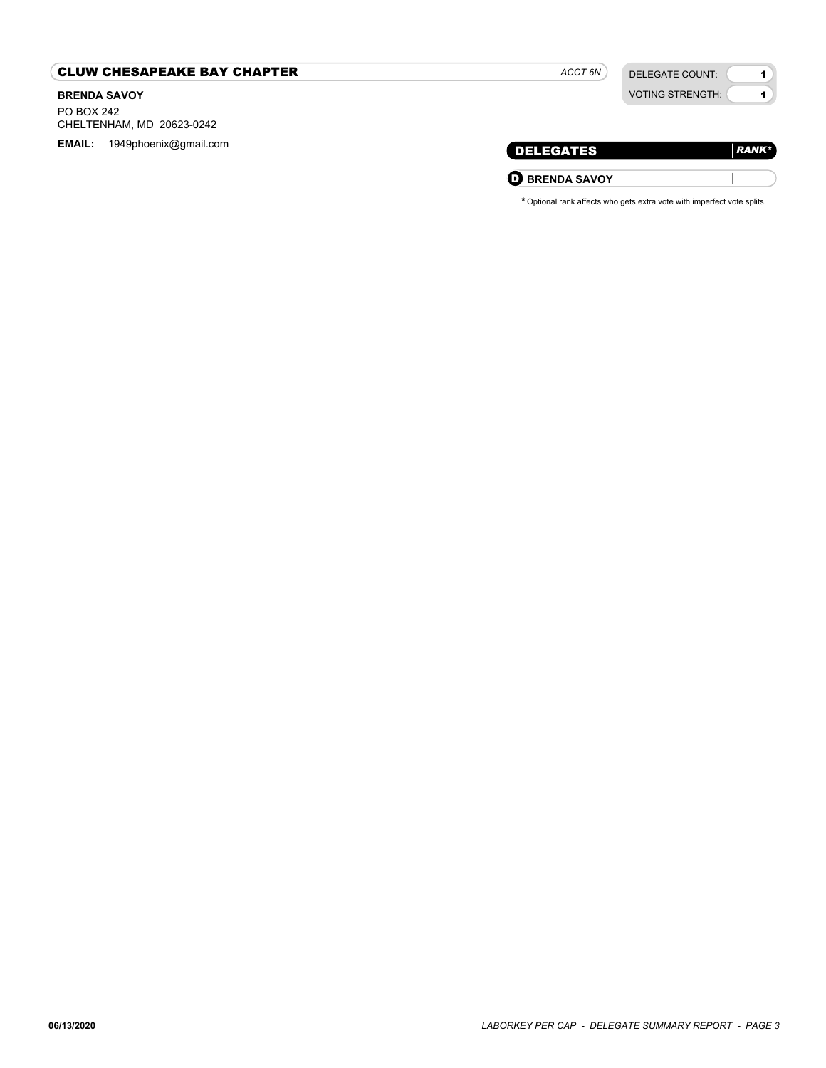## CLUW CHESAPEAKE BAY CHAPTER

*ACCT 6N*

| DELEGATE COUNT: | 1 |
|---|---|
| VOTING STRENGTH: | 1 |

**BRENDA SAVOY**

PO BOX 242
CHELTENHAM, MD 20623-0242

**EMAIL:** 1949phoenix@gmail.com

| DELEGATES | *RANK** |
|---|---|
| **D** **BRENDA SAVOY** | |

\* Optional rank affects who gets extra vote with imperfect vote splits.

**06/13/2020**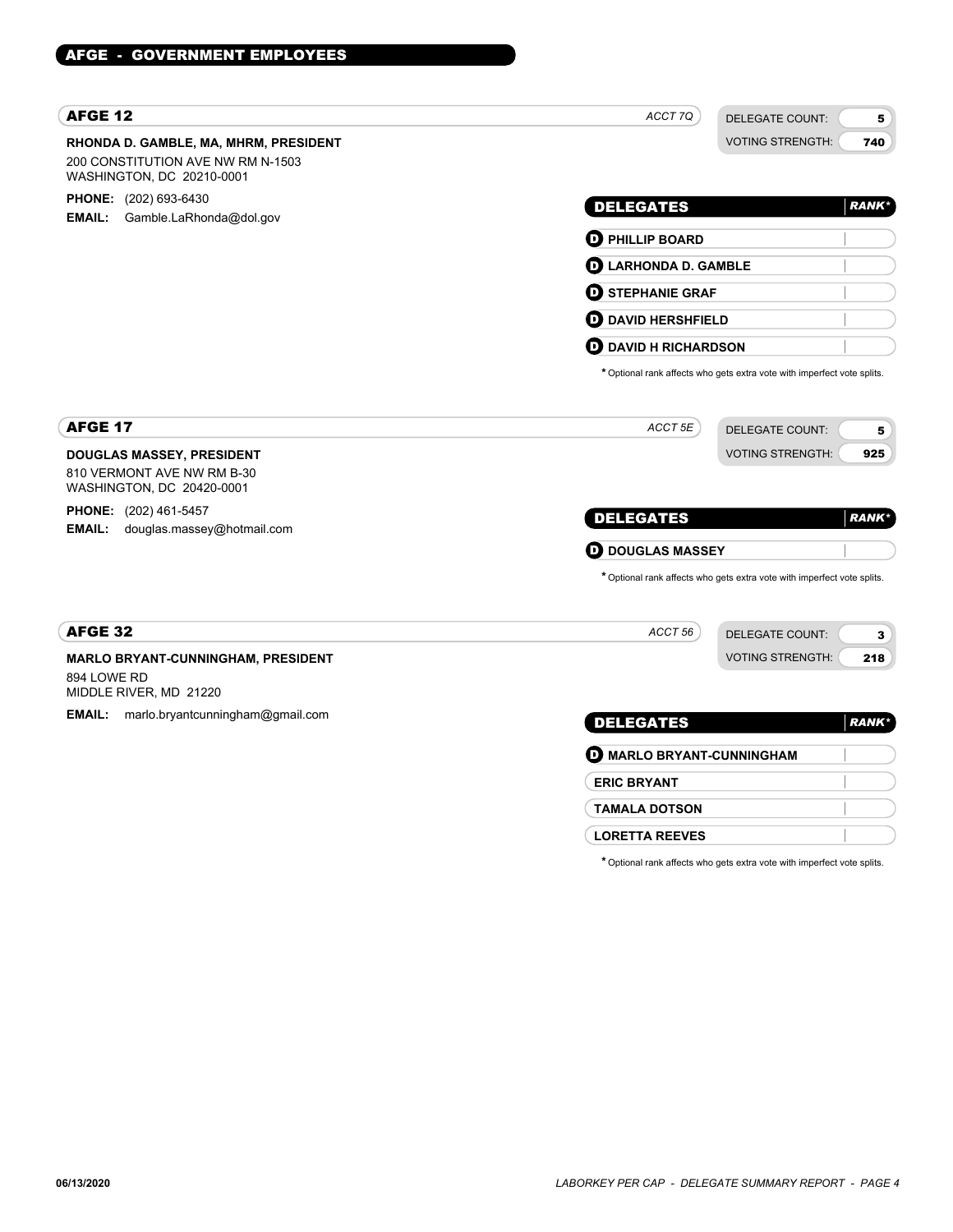## AFGE - GOVERNMENT EMPLOYEES

### AFGE 12

*ACCT 7Q*

DELEGATE COUNT: 5
VOTING STRENGTH: 740

**RHONDA D. GAMBLE, MA, MHRM, PRESIDENT**
200 CONSTITUTION AVE NW RM N-1503
WASHINGTON, DC 20210-0001

**PHONE:** (202) 693-6430
**EMAIL:** Gamble.LaRhonda@dol.gov

| DELEGATES | RANK* |
|---|---|
| D PHILLIP BOARD | |
| D LARHONDA D. GAMBLE | |
| D STEPHANIE GRAF | |
| D DAVID HERSHFIELD | |
| D DAVID H RICHARDSON | |

* Optional rank affects who gets extra vote with imperfect vote splits.

### AFGE 17

*ACCT 5E*

DELEGATE COUNT: 5
VOTING STRENGTH: 925

**DOUGLAS MASSEY, PRESIDENT**
810 VERMONT AVE NW RM B-30
WASHINGTON, DC 20420-0001

**PHONE:** (202) 461-5457
**EMAIL:** douglas.massey@hotmail.com

| DELEGATES | RANK* |
|---|---|
| D DOUGLAS MASSEY | |

* Optional rank affects who gets extra vote with imperfect vote splits.

### AFGE 32

*ACCT 56*

DELEGATE COUNT: 3
VOTING STRENGTH: 218

**MARLO BRYANT-CUNNINGHAM, PRESIDENT**
894 LOWE RD
MIDDLE RIVER, MD 21220

**EMAIL:** marlo.bryantcunningham@gmail.com

| DELEGATES | RANK* |
|---|---|
| D MARLO BRYANT-CUNNINGHAM | |
| ERIC BRYANT | |
| TAMALA DOTSON | |
| LORETTA REEVES | |

* Optional rank affects who gets extra vote with imperfect vote splits.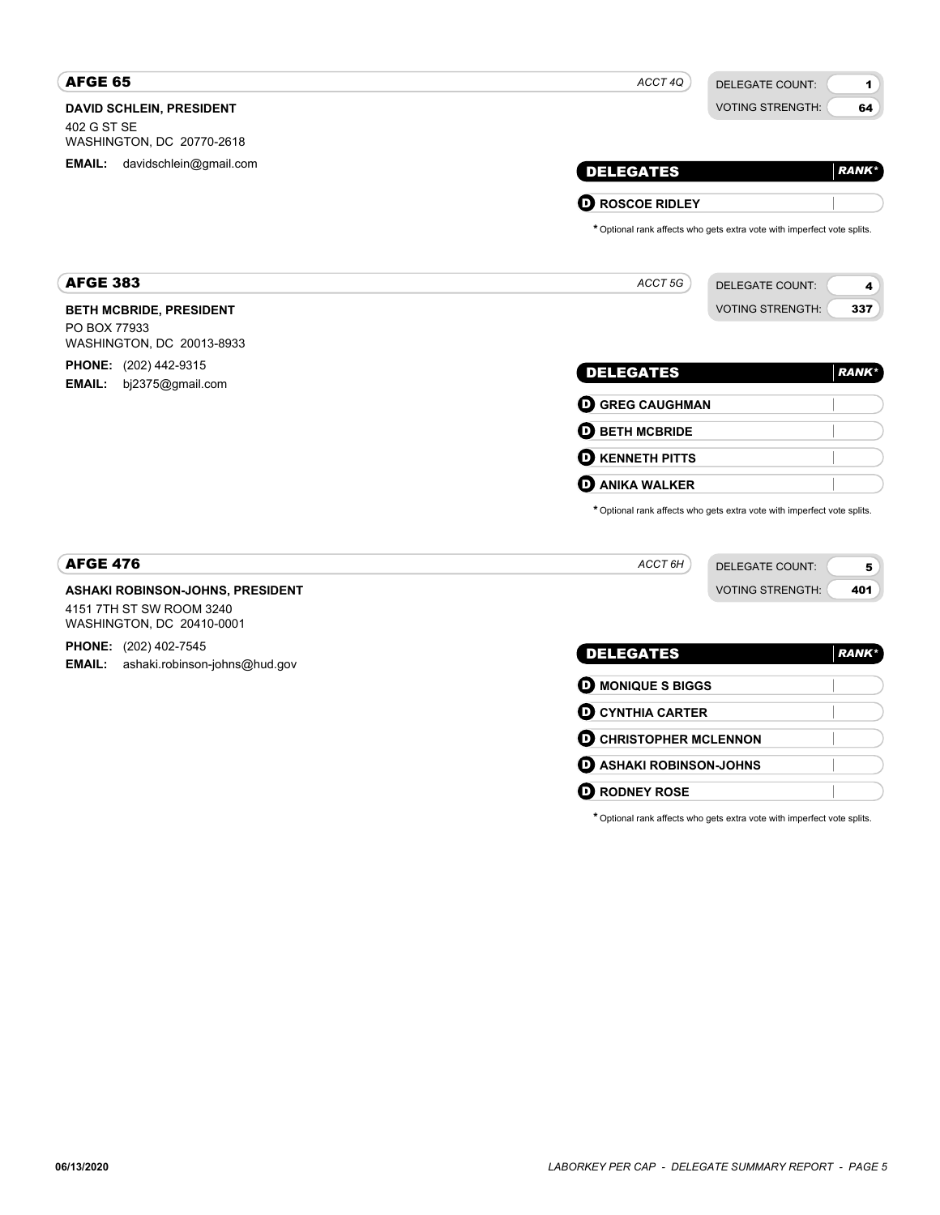## AFGE 65

*ACCT 4Q*

DELEGATE COUNT: **1**
VOTING STRENGTH: **64**

**DAVID SCHLEIN, PRESIDENT**
402 G ST SE
WASHINGTON, DC 20770-2618

**EMAIL:** davidschlein@gmail.com

| DELEGATES | RANK* |
|---|---|
| **D** ROSCOE RIDLEY | |

* Optional rank affects who gets extra vote with imperfect vote splits.

## AFGE 383

*ACCT 5G*

DELEGATE COUNT: **4**
VOTING STRENGTH: **337**

**BETH MCBRIDE, PRESIDENT**
PO BOX 77933
WASHINGTON, DC 20013-8933

**PHONE:** (202) 442-9315
**EMAIL:** bj2375@gmail.com

| DELEGATES | RANK* |
|---|---|
| **D** GREG CAUGHMAN | |
| **D** BETH MCBRIDE | |
| **D** KENNETH PITTS | |
| **D** ANIKA WALKER | |

* Optional rank affects who gets extra vote with imperfect vote splits.

## AFGE 476

*ACCT 6H*

DELEGATE COUNT: **5**
VOTING STRENGTH: **401**

**ASHAKI ROBINSON-JOHNS, PRESIDENT**
4151 7TH ST SW ROOM 3240
WASHINGTON, DC 20410-0001

**PHONE:** (202) 402-7545
**EMAIL:** ashaki.robinson-johns@hud.gov

| DELEGATES | RANK* |
|---|---|
| **D** MONIQUE S BIGGS | |
| **D** CYNTHIA CARTER | |
| **D** CHRISTOPHER MCLENNON | |
| **D** ASHAKI ROBINSON-JOHNS | |
| **D** RODNEY ROSE | |

* Optional rank affects who gets extra vote with imperfect vote splits.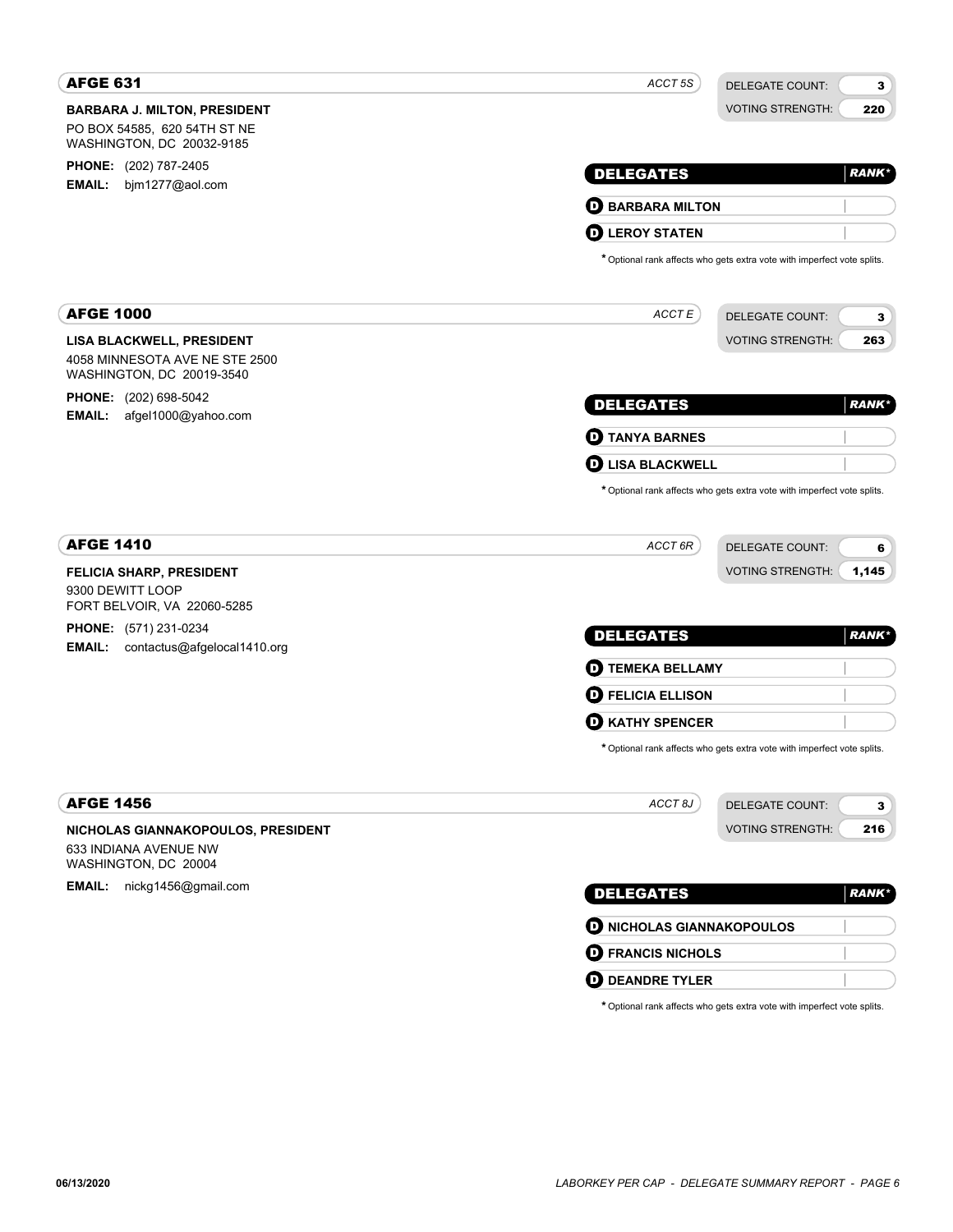## AFGE 631

ACCT 5S

DELEGATE COUNT: 3
VOTING STRENGTH: 220

**BARBARA J. MILTON, PRESIDENT**
PO BOX 54585, 620 54TH ST NE
WASHINGTON, DC 20032-9185

**PHONE:** (202) 787-2405
**EMAIL:** bjm1277@aol.com

| DELEGATES | RANK* |
|---|---|
| D BARBARA MILTON | |
| D LEROY STATEN | |

\* Optional rank affects who gets extra vote with imperfect vote splits.

## AFGE 1000

ACCT E

DELEGATE COUNT: 3
VOTING STRENGTH: 263

**LISA BLACKWELL, PRESIDENT**
4058 MINNESOTA AVE NE STE 2500
WASHINGTON, DC 20019-3540

**PHONE:** (202) 698-5042
**EMAIL:** afgel1000@yahoo.com

| DELEGATES | RANK* |
|---|---|
| D TANYA BARNES | |
| D LISA BLACKWELL | |

\* Optional rank affects who gets extra vote with imperfect vote splits.

## AFGE 1410

ACCT 6R

DELEGATE COUNT: 6
VOTING STRENGTH: 1,145

**FELICIA SHARP, PRESIDENT**
9300 DEWITT LOOP
FORT BELVOIR, VA 22060-5285

**PHONE:** (571) 231-0234
**EMAIL:** contactus@afgelocal1410.org

| DELEGATES | RANK* |
|---|---|
| D TEMEKA BELLAMY | |
| D FELICIA ELLISON | |
| D KATHY SPENCER | |

\* Optional rank affects who gets extra vote with imperfect vote splits.

## AFGE 1456

ACCT 8J

DELEGATE COUNT: 3
VOTING STRENGTH: 216

**NICHOLAS GIANNAKOPOULOS, PRESIDENT**
633 INDIANA AVENUE NW
WASHINGTON, DC 20004

**EMAIL:** nickg1456@gmail.com

| DELEGATES | RANK* |
|---|---|
| D NICHOLAS GIANNAKOPOULOS | |
| D FRANCIS NICHOLS | |
| D DEANDRE TYLER | |

\* Optional rank affects who gets extra vote with imperfect vote splits.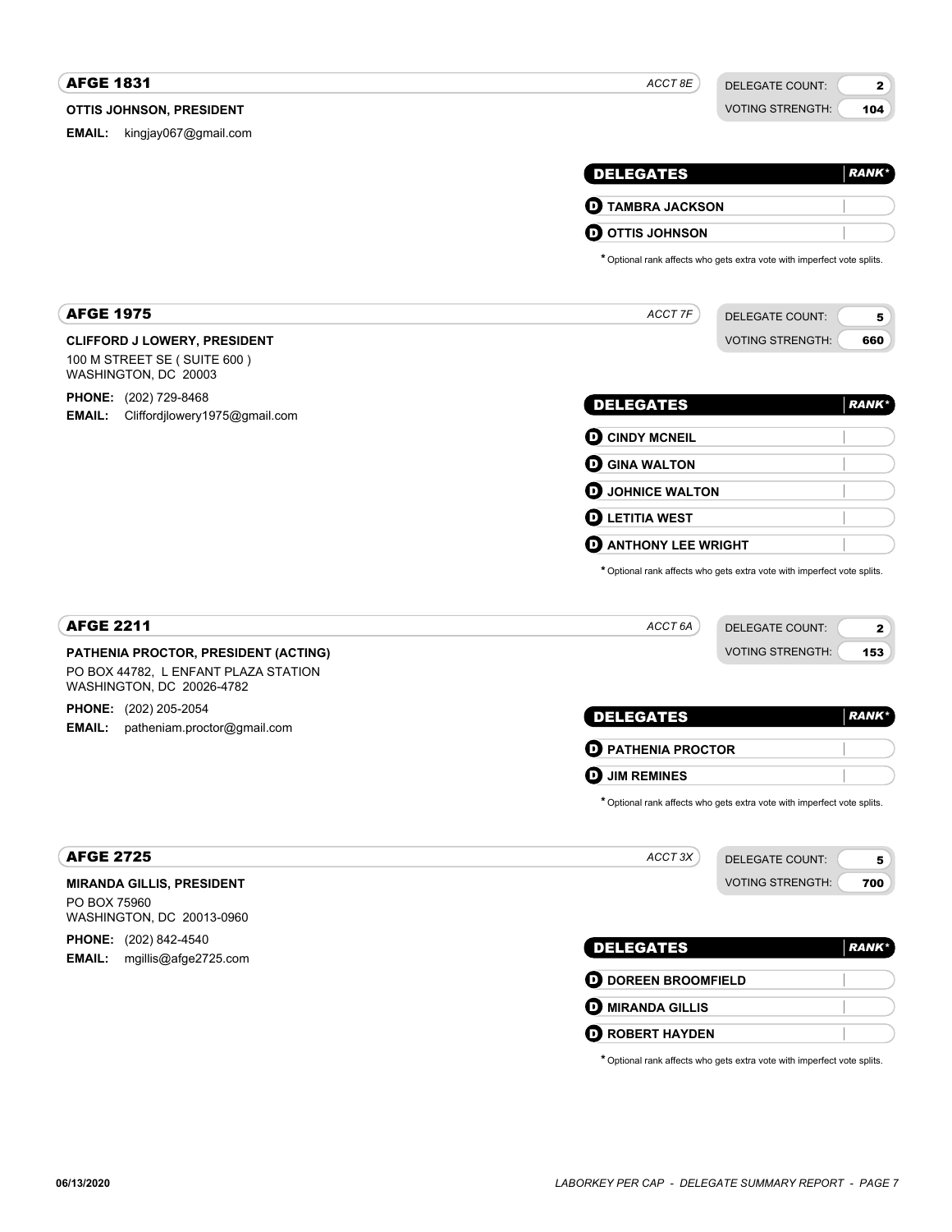## AFGE 1831

*ACCT 8E*

| DELEGATE COUNT: | 2 |
| --- | --- |
| VOTING STRENGTH: | 104 |

**OTTIS JOHNSON, PRESIDENT**

**EMAIL:** kingjay067@gmail.com

| DELEGATES | RANK* |
| --- | --- |
| D TAMBRA JACKSON | |
| D OTTIS JOHNSON | |

\* Optional rank affects who gets extra vote with imperfect vote splits.

## AFGE 1975

*ACCT 7F*

| DELEGATE COUNT: | 5 |
| --- | --- |
| VOTING STRENGTH: | 660 |

**CLIFFORD J LOWERY, PRESIDENT**

100 M STREET SE ( SUITE 600 )
WASHINGTON, DC 20003

**PHONE:** (202) 729-8468

**EMAIL:** Cliffordjlowery1975@gmail.com

| DELEGATES | RANK* |
| --- | --- |
| D CINDY MCNEIL | |
| D GINA WALTON | |
| D JOHNICE WALTON | |
| D LETITIA WEST | |
| D ANTHONY LEE WRIGHT | |

\* Optional rank affects who gets extra vote with imperfect vote splits.

## AFGE 2211

*ACCT 6A*

| DELEGATE COUNT: | 2 |
| --- | --- |
| VOTING STRENGTH: | 153 |

**PATHENIA PROCTOR, PRESIDENT (ACTING)**

PO BOX 44782, L ENFANT PLAZA STATION
WASHINGTON, DC 20026-4782

**PHONE:** (202) 205-2054

**EMAIL:** patheniam.proctor@gmail.com

| DELEGATES | RANK* |
| --- | --- |
| D PATHENIA PROCTOR | |
| D JIM REMINES | |

\* Optional rank affects who gets extra vote with imperfect vote splits.

## AFGE 2725

*ACCT 3X*

| DELEGATE COUNT: | 5 |
| --- | --- |
| VOTING STRENGTH: | 700 |

**MIRANDA GILLIS, PRESIDENT**

PO BOX 75960
WASHINGTON, DC 20013-0960

**PHONE:** (202) 842-4540

**EMAIL:** mgillis@afge2725.com

| DELEGATES | RANK* |
| --- | --- |
| D DOREEN BROOMFIELD | |
| D MIRANDA GILLIS | |
| D ROBERT HAYDEN | |

\* Optional rank affects who gets extra vote with imperfect vote splits.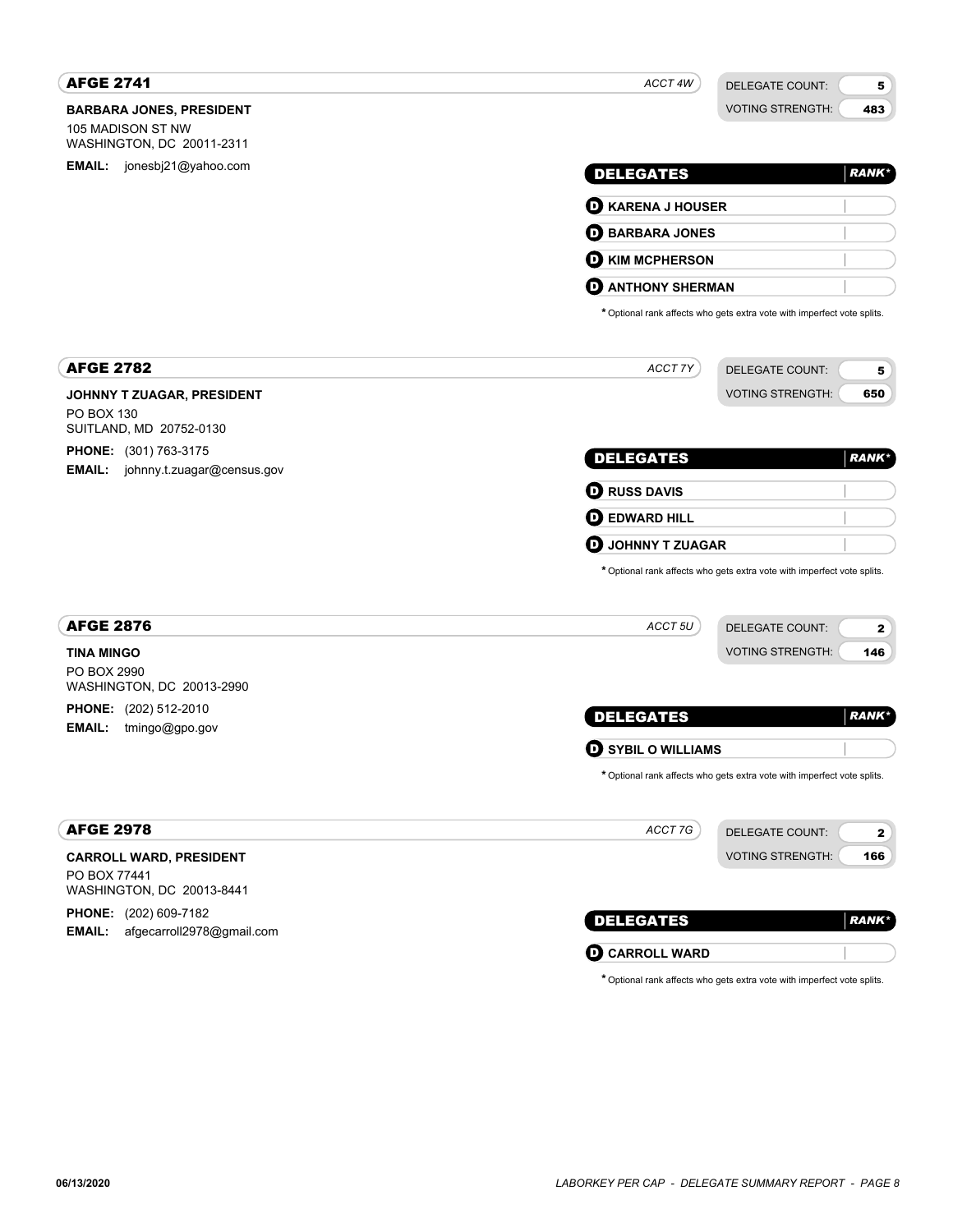## AFGE 2741

*ACCT 4W*

DELEGATE COUNT: 5
VOTING STRENGTH: 483

**BARBARA JONES, PRESIDENT**
105 MADISON ST NW
WASHINGTON, DC 20011-2311

**EMAIL:** jonesbj21@yahoo.com

| DELEGATES | RANK* |
|---|---|
| **D** KARENA J HOUSER | |
| **D** BARBARA JONES | |
| **D** KIM MCPHERSON | |
| **D** ANTHONY SHERMAN | |

* Optional rank affects who gets extra vote with imperfect vote splits.

## AFGE 2782

*ACCT 7Y*

DELEGATE COUNT: 5
VOTING STRENGTH: 650

**JOHNNY T ZUAGAR, PRESIDENT**
PO BOX 130
SUITLAND, MD 20752-0130

**PHONE:** (301) 763-3175
**EMAIL:** johnny.t.zuagar@census.gov

| DELEGATES | RANK* |
|---|---|
| **D** RUSS DAVIS | |
| **D** EDWARD HILL | |
| **D** JOHNNY T ZUAGAR | |

* Optional rank affects who gets extra vote with imperfect vote splits.

## AFGE 2876

*ACCT 5U*

DELEGATE COUNT: 2
VOTING STRENGTH: 146

**TINA MINGO**
PO BOX 2990
WASHINGTON, DC 20013-2990

**PHONE:** (202) 512-2010
**EMAIL:** tmingo@gpo.gov

| DELEGATES | RANK* |
|---|---|
| **D** SYBIL O WILLIAMS | |

* Optional rank affects who gets extra vote with imperfect vote splits.

## AFGE 2978

*ACCT 7G*

DELEGATE COUNT: 2
VOTING STRENGTH: 166

**CARROLL WARD, PRESIDENT**
PO BOX 77441
WASHINGTON, DC 20013-8441

**PHONE:** (202) 609-7182
**EMAIL:** afgecarroll2978@gmail.com

| DELEGATES | RANK* |
|---|---|
| **D** CARROLL WARD | |

* Optional rank affects who gets extra vote with imperfect vote splits.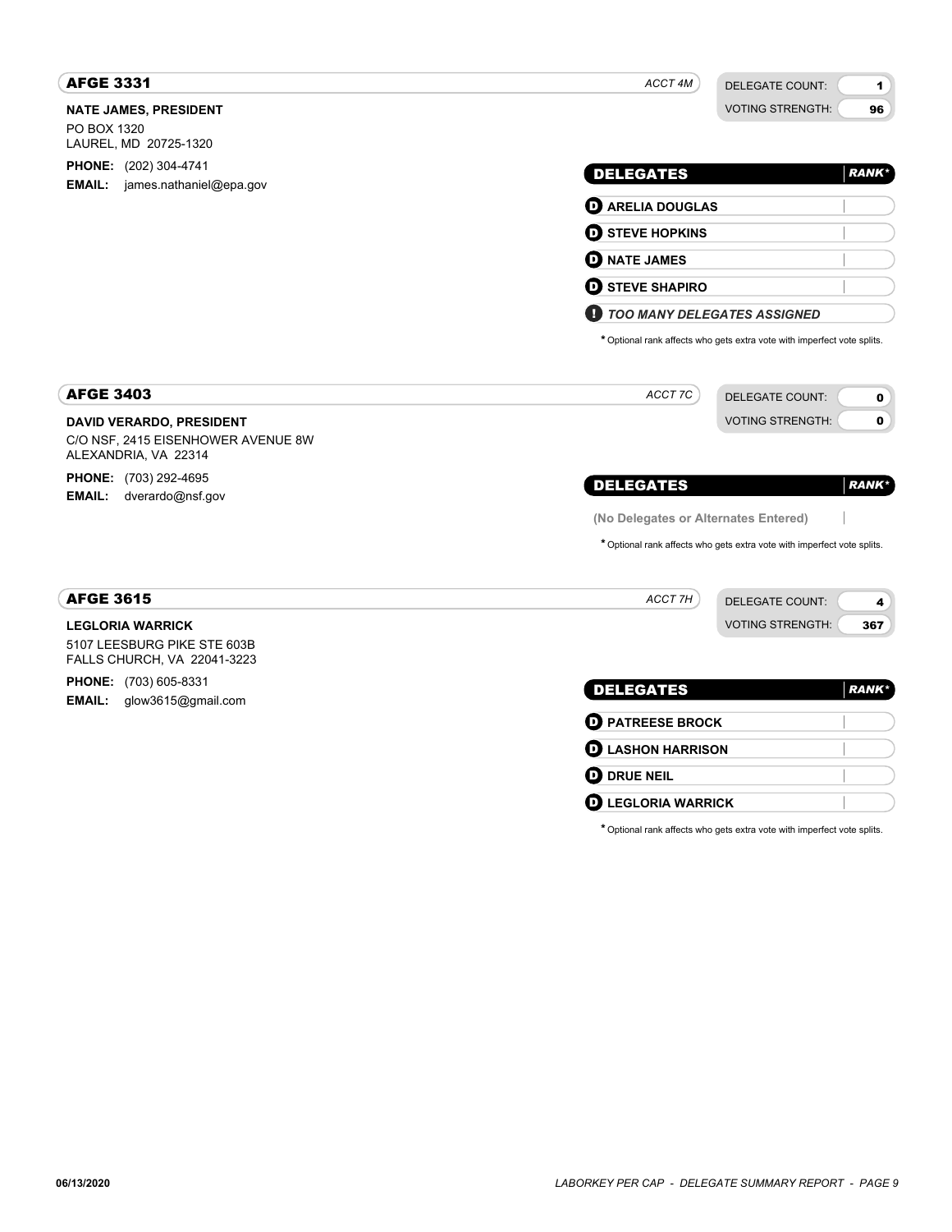## AFGE 3331

*ACCT 4M*

DELEGATE COUNT: **1**
VOTING STRENGTH: **96**

**NATE JAMES, PRESIDENT**
PO BOX 1320
LAUREL, MD 20725-1320

**PHONE:** (202) 304-4741
**EMAIL:** james.nathaniel@epa.gov

| DELEGATES | *RANK** |
|---|---|
| **D** **ARELIA DOUGLAS** | |
| **D** **STEVE HOPKINS** | |
| **D** **NATE JAMES** | |
| **D** **STEVE SHAPIRO** | |
| **!** ***TOO MANY DELEGATES ASSIGNED*** | |

* Optional rank affects who gets extra vote with imperfect vote splits.

## AFGE 3403

*ACCT 7C*

DELEGATE COUNT: **0**
VOTING STRENGTH: **0**

**DAVID VERARDO, PRESIDENT**
C/O NSF, 2415 EISENHOWER AVENUE 8W
ALEXANDRIA, VA 22314

**PHONE:** (703) 292-4695
**EMAIL:** dverardo@nsf.gov

| DELEGATES | *RANK** |
|---|---|
| **(No Delegates or Alternates Entered)** | |

* Optional rank affects who gets extra vote with imperfect vote splits.

## AFGE 3615

*ACCT 7H*

DELEGATE COUNT: **4**
VOTING STRENGTH: **367**

**LEGLORIA WARRICK**
5107 LEESBURG PIKE STE 603B
FALLS CHURCH, VA 22041-3223

**PHONE:** (703) 605-8331
**EMAIL:** glow3615@gmail.com

| DELEGATES | *RANK** |
|---|---|
| **D** **PATREESE BROCK** | |
| **D** **LASHON HARRISON** | |
| **D** **DRUE NEIL** | |
| **D** **LEGLORIA WARRICK** | |

* Optional rank affects who gets extra vote with imperfect vote splits.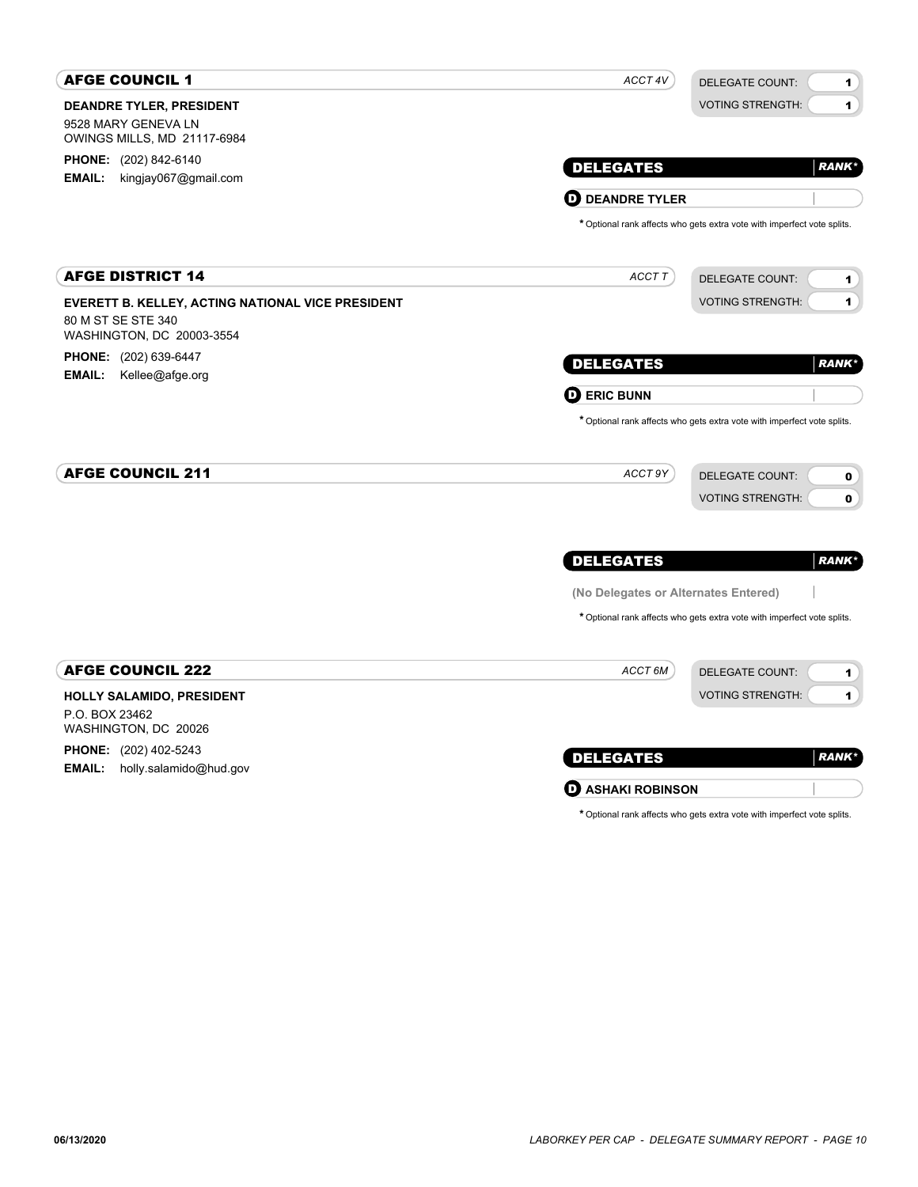## AFGE COUNCIL 1

*ACCT 4V*

| DELEGATE COUNT: | 1 |
|---|---|
| VOTING STRENGTH: | 1 |

**DEANDRE TYLER, PRESIDENT**
9528 MARY GENEVA LN
OWINGS MILLS, MD 21117-6984

**PHONE:** (202) 842-6140
**EMAIL:** kingjay067@gmail.com

| DELEGATES | RANK* |
|---|---|
| D DEANDRE TYLER | |

\* Optional rank affects who gets extra vote with imperfect vote splits.

## AFGE DISTRICT 14

*ACCT T*

| DELEGATE COUNT: | 1 |
|---|---|
| VOTING STRENGTH: | 1 |

**EVERETT B. KELLEY, ACTING NATIONAL VICE PRESIDENT**
80 M ST SE STE 340
WASHINGTON, DC 20003-3554

**PHONE:** (202) 639-6447
**EMAIL:** Kellee@afge.org

| DELEGATES | RANK* |
|---|---|
| D ERIC BUNN | |

\* Optional rank affects who gets extra vote with imperfect vote splits.

## AFGE COUNCIL 211

*ACCT 9Y*

| DELEGATE COUNT: | 0 |
|---|---|
| VOTING STRENGTH: | 0 |

| DELEGATES | RANK* |
|---|---|
| (No Delegates or Alternates Entered) | |

\* Optional rank affects who gets extra vote with imperfect vote splits.

## AFGE COUNCIL 222

*ACCT 6M*

| DELEGATE COUNT: | 1 |
|---|---|
| VOTING STRENGTH: | 1 |

**HOLLY SALAMIDO, PRESIDENT**
P.O. BOX 23462
WASHINGTON, DC 20026

**PHONE:** (202) 402-5243
**EMAIL:** holly.salamido@hud.gov

| DELEGATES | RANK* |
|---|---|
| D ASHAKI ROBINSON | |

\* Optional rank affects who gets extra vote with imperfect vote splits.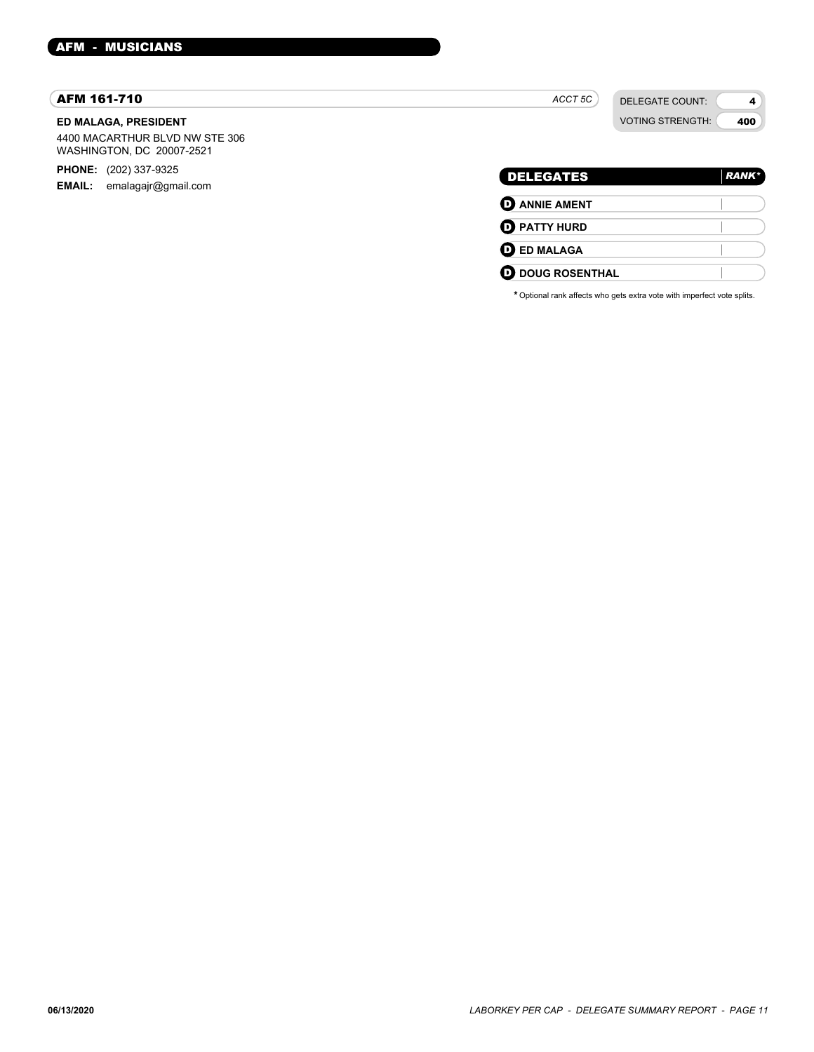## AFM - MUSICIANS

### AFM 161-710

*ACCT 5C*

DELEGATE COUNT: 4
VOTING STRENGTH: 400

**ED MALAGA, PRESIDENT**

4400 MACARTHUR BLVD NW STE 306
WASHINGTON, DC 20007-2521

**PHONE:** (202) 337-9325
**EMAIL:** emalagajr@gmail.com

| DELEGATES | RANK* |
|---|---|
| D ANNIE AMENT | |
| D PATTY HURD | |
| D ED MALAGA | |
| D DOUG ROSENTHAL | |

* Optional rank affects who gets extra vote with imperfect vote splits.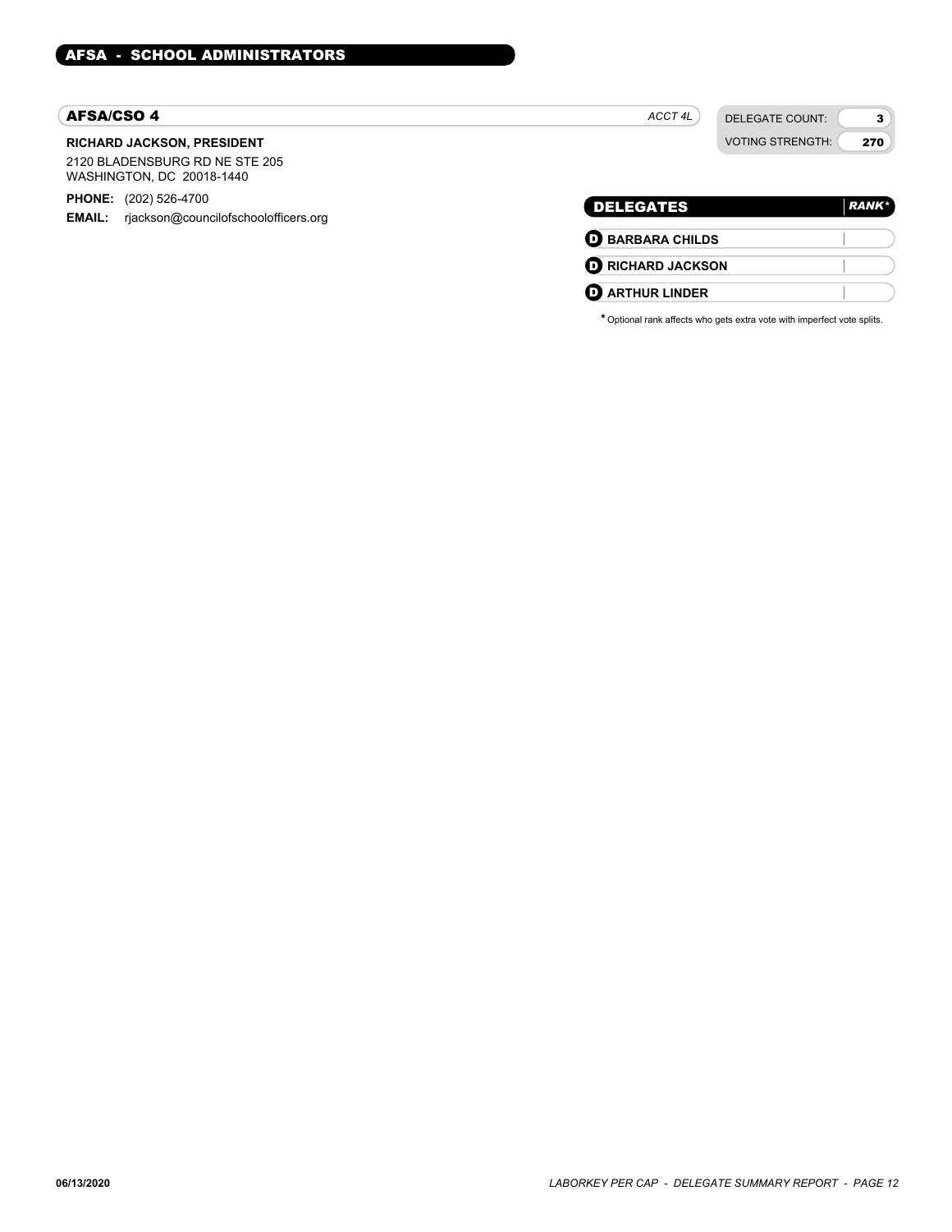## AFSA - SCHOOL ADMINISTRATORS

### AFSA/CSO 4

*ACCT 4L*

| DELEGATE COUNT: | 3 |
|---|---|
| VOTING STRENGTH: | 270 |

**RICHARD JACKSON, PRESIDENT**

2120 BLADENSBURG RD NE STE 205
WASHINGTON, DC 20018-1440

**PHONE:** (202) 526-4700
**EMAIL:** rjackson@councilofschoolofficers.org

| DELEGATES | *RANK** |
|---|---|
| D **BARBARA CHILDS** | |
| D **RICHARD JACKSON** | |
| D **ARTHUR LINDER** | |

* Optional rank affects who gets extra vote with imperfect vote splits.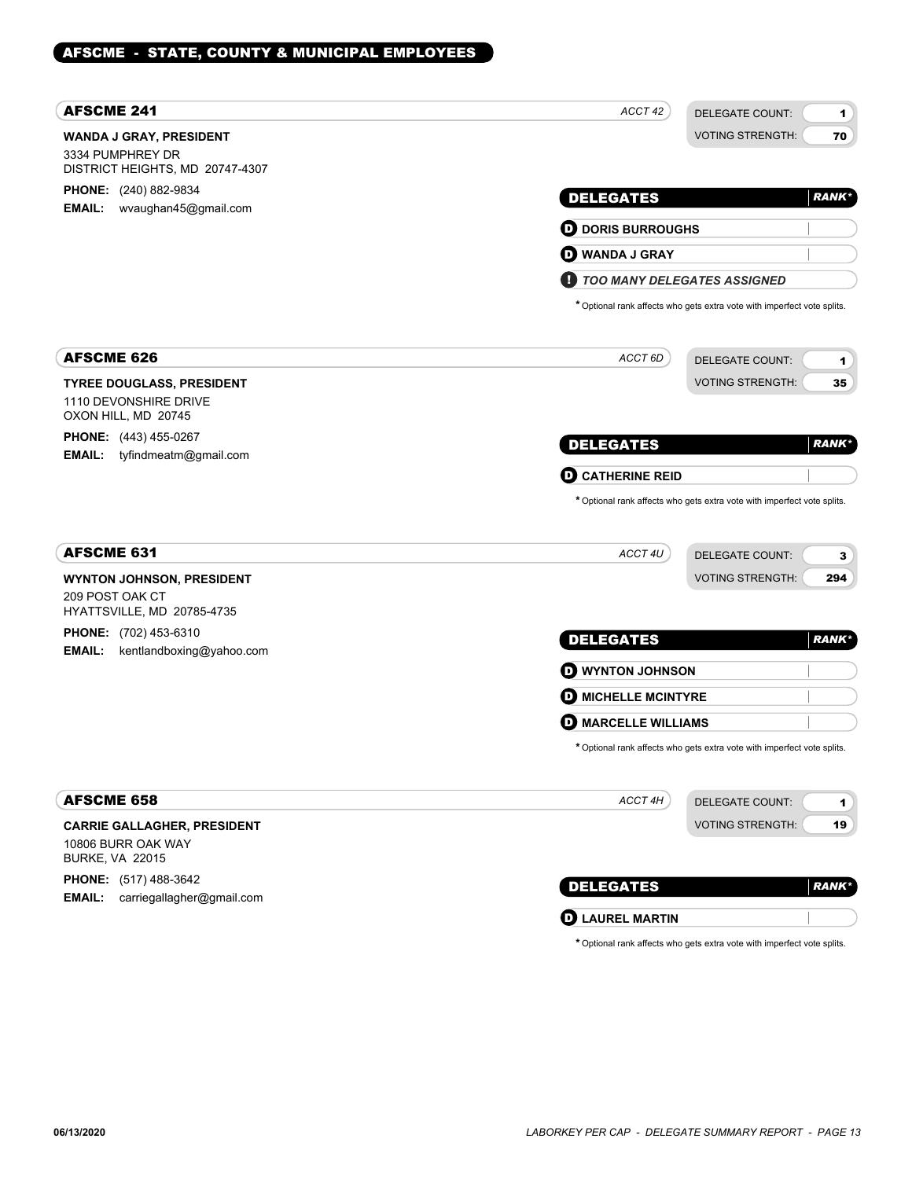# AFSCME - STATE, COUNTY & MUNICIPAL EMPLOYEES

## AFSCME 241

ACCT 42

DELEGATE COUNT: 1
VOTING STRENGTH: 70

**WANDA J GRAY, PRESIDENT**
3334 PUMPHREY DR
DISTRICT HEIGHTS, MD 20747-4307

**PHONE:** (240) 882-9834
**EMAIL:** wvaughan45@gmail.com

| DELEGATES | RANK* |
|---|---|
| DORIS BURROUGHS | |
| WANDA J GRAY | |
| *TOO MANY DELEGATES ASSIGNED* | |

* Optional rank affects who gets extra vote with imperfect vote splits.

## AFSCME 626

ACCT 6D

DELEGATE COUNT: 1
VOTING STRENGTH: 35

**TYREE DOUGLASS, PRESIDENT**
1110 DEVONSHIRE DRIVE
OXON HILL, MD 20745

**PHONE:** (443) 455-0267
**EMAIL:** tyfindmeatm@gmail.com

| DELEGATES | RANK* |
|---|---|
| CATHERINE REID | |

* Optional rank affects who gets extra vote with imperfect vote splits.

## AFSCME 631

ACCT 4U

DELEGATE COUNT: 3
VOTING STRENGTH: 294

**WYNTON JOHNSON, PRESIDENT**
209 POST OAK CT
HYATTSVILLE, MD 20785-4735

**PHONE:** (702) 453-6310
**EMAIL:** kentlandboxing@yahoo.com

| DELEGATES | RANK* |
|---|---|
| WYNTON JOHNSON | |
| MICHELLE MCINTYRE | |
| MARCELLE WILLIAMS | |

* Optional rank affects who gets extra vote with imperfect vote splits.

## AFSCME 658

ACCT 4H

DELEGATE COUNT: 1
VOTING STRENGTH: 19

**CARRIE GALLAGHER, PRESIDENT**
10806 BURR OAK WAY
BURKE, VA 22015

**PHONE:** (517) 488-3642
**EMAIL:** carriegallagher@gmail.com

| DELEGATES | RANK* |
|---|---|
| LAUREL MARTIN | |

* Optional rank affects who gets extra vote with imperfect vote splits.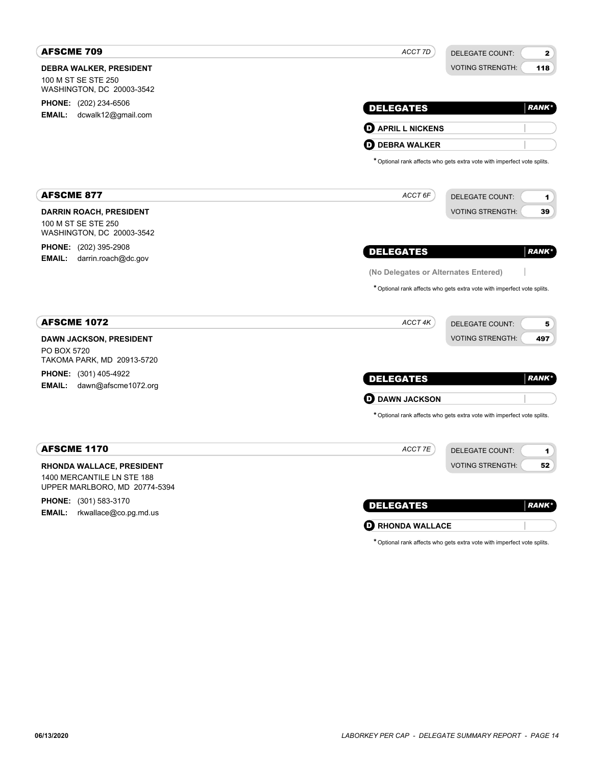## AFSCME 709

*ACCT 7D*

DELEGATE COUNT: **2**
VOTING STRENGTH: **118**

**DEBRA WALKER, PRESIDENT**
100 M ST SE STE 250
WASHINGTON, DC 20003-3542

**PHONE:** (202) 234-6506
**EMAIL:** dcwalk12@gmail.com

| DELEGATES | RANK* |
|---|---|
| D APRIL L NICKENS | |
| D DEBRA WALKER | |

\* Optional rank affects who gets extra vote with imperfect vote splits.

## AFSCME 877

*ACCT 6F*

DELEGATE COUNT: **1**
VOTING STRENGTH: **39**

**DARRIN ROACH, PRESIDENT**
100 M ST SE STE 250
WASHINGTON, DC 20003-3542

**PHONE:** (202) 395-2908
**EMAIL:** darrin.roach@dc.gov

| DELEGATES | RANK* |
|---|---|
| (No Delegates or Alternates Entered) | |

\* Optional rank affects who gets extra vote with imperfect vote splits.

## AFSCME 1072

*ACCT 4K*

DELEGATE COUNT: **5**
VOTING STRENGTH: **497**

**DAWN JACKSON, PRESIDENT**
PO BOX 5720
TAKOMA PARK, MD 20913-5720

**PHONE:** (301) 405-4922
**EMAIL:** dawn@afscme1072.org

| DELEGATES | RANK* |
|---|---|
| D DAWN JACKSON | |

\* Optional rank affects who gets extra vote with imperfect vote splits.

## AFSCME 1170

*ACCT 7E*

DELEGATE COUNT: **1**
VOTING STRENGTH: **52**

**RHONDA WALLACE, PRESIDENT**
1400 MERCANTILE LN STE 188
UPPER MARLBORO, MD 20774-5394

**PHONE:** (301) 583-3170
**EMAIL:** rkwallace@co.pg.md.us

| DELEGATES | RANK* |
|---|---|
| D RHONDA WALLACE | |

\* Optional rank affects who gets extra vote with imperfect vote splits.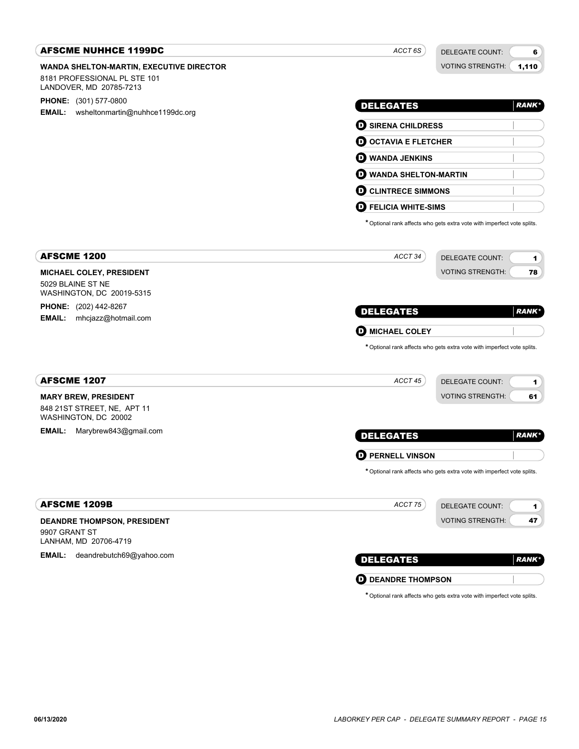## AFSCME NUHHCE 1199DC

*ACCT 6S*

DELEGATE COUNT: **6**
VOTING STRENGTH: **1,110**

**WANDA SHELTON-MARTIN, EXECUTIVE DIRECTOR**
8181 PROFESSIONAL PL STE 101
LANDOVER, MD 20785-7213

**PHONE:** (301) 577-0800
**EMAIL:** wsheltonmartin@nuhhce1199dc.org

| DELEGATES | RANK* |
| --- | --- |
| **SIRENA CHILDRESS** | |
| **OCTAVIA E FLETCHER** | |
| **WANDA JENKINS** | |
| **WANDA SHELTON-MARTIN** | |
| **CLINTRECE SIMMONS** | |
| **FELICIA WHITE-SIMS** | |

* Optional rank affects who gets extra vote with imperfect vote splits.

## AFSCME 1200

*ACCT 34*

DELEGATE COUNT: **1**
VOTING STRENGTH: **78**

**MICHAEL COLEY, PRESIDENT**
5029 BLAINE ST NE
WASHINGTON, DC 20019-5315

**PHONE:** (202) 442-8267
**EMAIL:** mhcjazz@hotmail.com

| DELEGATES | RANK* |
| --- | --- |
| **MICHAEL COLEY** | |

* Optional rank affects who gets extra vote with imperfect vote splits.

## AFSCME 1207

*ACCT 45*

DELEGATE COUNT: **1**
VOTING STRENGTH: **61**

**MARY BREW, PRESIDENT**
848 21ST STREET, NE, APT 11
WASHINGTON, DC 20002

**EMAIL:** Marybrew843@gmail.com

| DELEGATES | RANK* |
| --- | --- |
| **PERNELL VINSON** | |

* Optional rank affects who gets extra vote with imperfect vote splits.

## AFSCME 1209B

*ACCT 75*

DELEGATE COUNT: **1**
VOTING STRENGTH: **47**

**DEANDRE THOMPSON, PRESIDENT**
9907 GRANT ST
LANHAM, MD 20706-4719

**EMAIL:** deandrebutch69@yahoo.com

| DELEGATES | RANK* |
| --- | --- |
| **DEANDRE THOMPSON** | |

* Optional rank affects who gets extra vote with imperfect vote splits.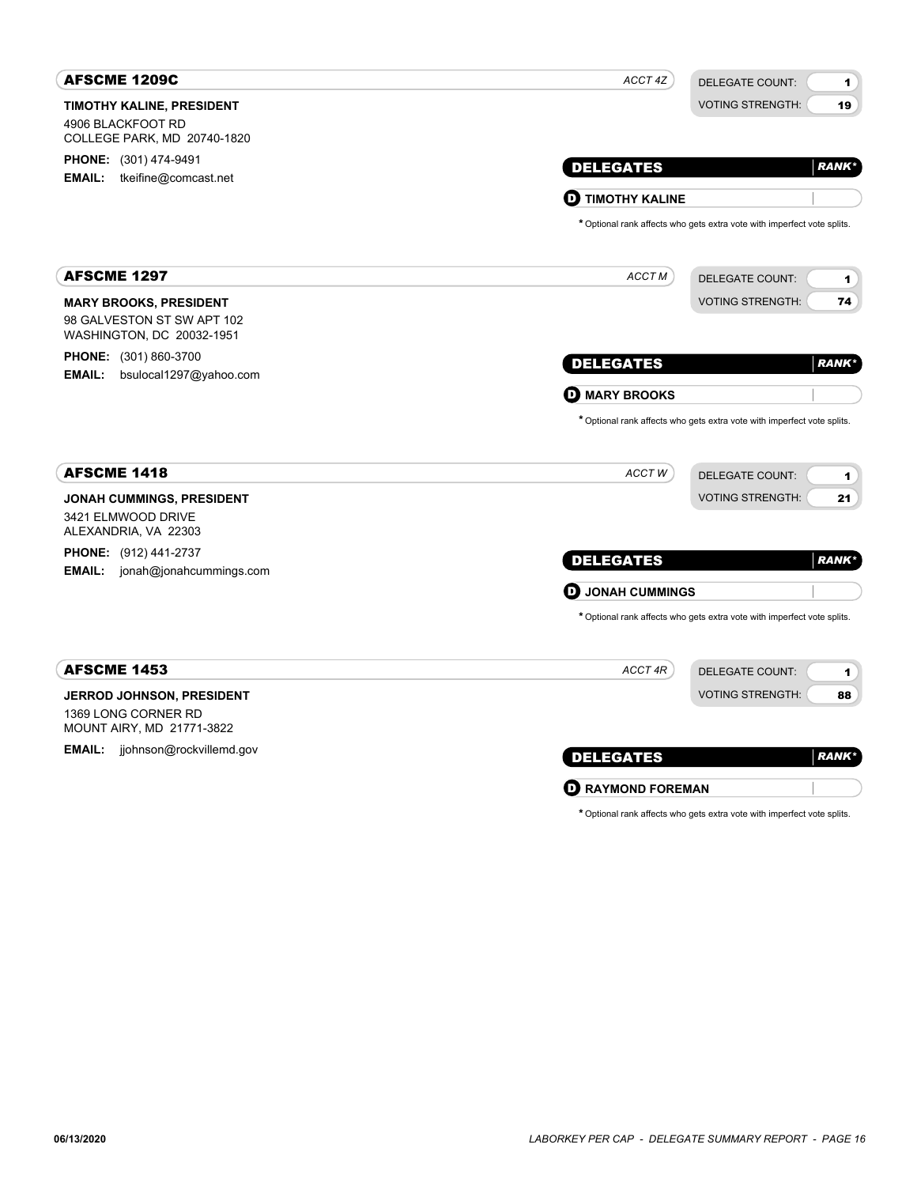## AFSCME 1209C

*ACCT 4Z*

DELEGATE COUNT: **1**
VOTING STRENGTH: **19**

**TIMOTHY KALINE, PRESIDENT**
4906 BLACKFOOT RD
COLLEGE PARK, MD 20740-1820

**PHONE:** (301) 474-9491
**EMAIL:** tkeifine@comcast.net

| DELEGATES | *RANK** |
|---|---|
| **D** **TIMOTHY KALINE** | |

* Optional rank affects who gets extra vote with imperfect vote splits.

## AFSCME 1297

*ACCT M*

DELEGATE COUNT: **1**
VOTING STRENGTH: **74**

**MARY BROOKS, PRESIDENT**
98 GALVESTON ST SW APT 102
WASHINGTON, DC 20032-1951

**PHONE:** (301) 860-3700
**EMAIL:** bsulocal1297@yahoo.com

| DELEGATES | *RANK** |
|---|---|
| **D** **MARY BROOKS** | |

* Optional rank affects who gets extra vote with imperfect vote splits.

## AFSCME 1418

*ACCT W*

DELEGATE COUNT: **1**
VOTING STRENGTH: **21**

**JONAH CUMMINGS, PRESIDENT**
3421 ELMWOOD DRIVE
ALEXANDRIA, VA 22303

**PHONE:** (912) 441-2737
**EMAIL:** jonah@jonahcummings.com

| DELEGATES | *RANK** |
|---|---|
| **D** **JONAH CUMMINGS** | |

* Optional rank affects who gets extra vote with imperfect vote splits.

## AFSCME 1453

*ACCT 4R*

DELEGATE COUNT: **1**
VOTING STRENGTH: **88**

**JERROD JOHNSON, PRESIDENT**
1369 LONG CORNER RD
MOUNT AIRY, MD 21771-3822

**EMAIL:** jjohnson@rockvillemd.gov

| DELEGATES | *RANK** |
|---|---|
| **D** **RAYMOND FOREMAN** | |

* Optional rank affects who gets extra vote with imperfect vote splits.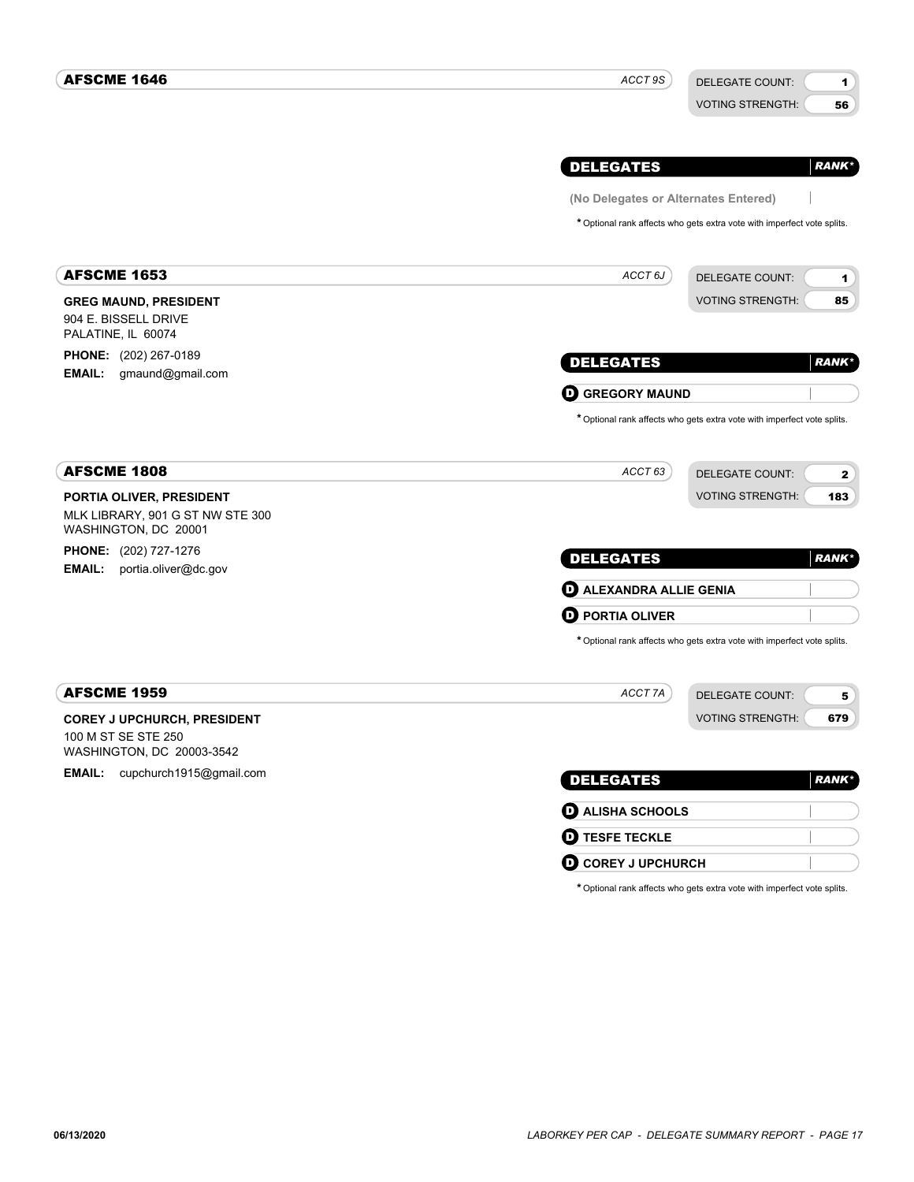## AFSCME 1646

*ACCT 9S*

DELEGATE COUNT: **1**
VOTING STRENGTH: **56**

| DELEGATES | *RANK** |
|---|---|
| (No Delegates or Alternates Entered) | |

*Optional rank affects who gets extra vote with imperfect vote splits.

## AFSCME 1653

*ACCT 6J*

DELEGATE COUNT: **1**
VOTING STRENGTH: **85**

**GREG MAUND, PRESIDENT**
904 E. BISSELL DRIVE
PALATINE, IL 60074

**PHONE:** (202) 267-0189
**EMAIL:** gmaund@gmail.com

| DELEGATES | *RANK** |
|---|---|
| D GREGORY MAUND | |

*Optional rank affects who gets extra vote with imperfect vote splits.

## AFSCME 1808

*ACCT 63*

DELEGATE COUNT: **2**
VOTING STRENGTH: **183**

**PORTIA OLIVER, PRESIDENT**
MLK LIBRARY, 901 G ST NW STE 300
WASHINGTON, DC 20001

**PHONE:** (202) 727-1276
**EMAIL:** portia.oliver@dc.gov

| DELEGATES | *RANK** |
|---|---|
| D ALEXANDRA ALLIE GENIA | |
| D PORTIA OLIVER | |

*Optional rank affects who gets extra vote with imperfect vote splits.

## AFSCME 1959

*ACCT 7A*

DELEGATE COUNT: **5**
VOTING STRENGTH: **679**

**COREY J UPCHURCH, PRESIDENT**
100 M ST SE STE 250
WASHINGTON, DC 20003-3542

**EMAIL:** cupchurch1915@gmail.com

| DELEGATES | *RANK** |
|---|---|
| D ALISHA SCHOOLS | |
| D TESFE TECKLE | |
| D COREY J UPCHURCH | |

*Optional rank affects who gets extra vote with imperfect vote splits.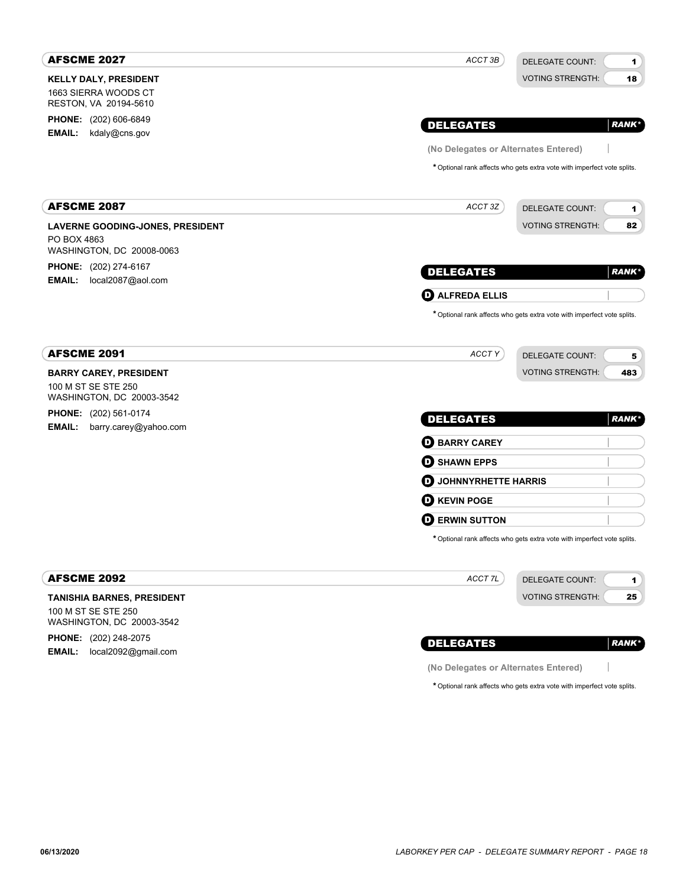## AFSCME 2027

*ACCT 3B*

DELEGATE COUNT: **1**
VOTING STRENGTH: **18**

**KELLY DALY, PRESIDENT**
1663 SIERRA WOODS CT
RESTON, VA 20194-5610

**PHONE:** (202) 606-6849
**EMAIL:** kdaly@cns.gov

| DELEGATES | *RANK** |
|---|---|
| (No Delegates or Alternates Entered) | |

*** Optional rank affects who gets extra vote with imperfect vote splits.

## AFSCME 2087

*ACCT 3Z*

DELEGATE COUNT: **1**
VOTING STRENGTH: **82**

**LAVERNE GOODING-JONES, PRESIDENT**
PO BOX 4863
WASHINGTON, DC 20008-0063

**PHONE:** (202) 274-6167
**EMAIL:** local2087@aol.com

| DELEGATES | *RANK** |
|---|---|
| D ALFREDA ELLIS | |

*** Optional rank affects who gets extra vote with imperfect vote splits.

## AFSCME 2091

*ACCT Y*

DELEGATE COUNT: **5**
VOTING STRENGTH: **483**

**BARRY CAREY, PRESIDENT**
100 M ST SE STE 250
WASHINGTON, DC 20003-3542

**PHONE:** (202) 561-0174
**EMAIL:** barry.carey@yahoo.com

| DELEGATES | *RANK** |
|---|---|
| D BARRY CAREY | |
| D SHAWN EPPS | |
| D JOHNNYRHETTE HARRIS | |
| D KEVIN POGE | |
| D ERWIN SUTTON | |

*** Optional rank affects who gets extra vote with imperfect vote splits.

## AFSCME 2092

*ACCT 7L*

DELEGATE COUNT: **1**
VOTING STRENGTH: **25**

**TANISHIA BARNES, PRESIDENT**
100 M ST SE STE 250
WASHINGTON, DC 20003-3542

**PHONE:** (202) 248-2075
**EMAIL:** local2092@gmail.com

| DELEGATES | *RANK** |
|---|---|
| (No Delegates or Alternates Entered) | |

*** Optional rank affects who gets extra vote with imperfect vote splits.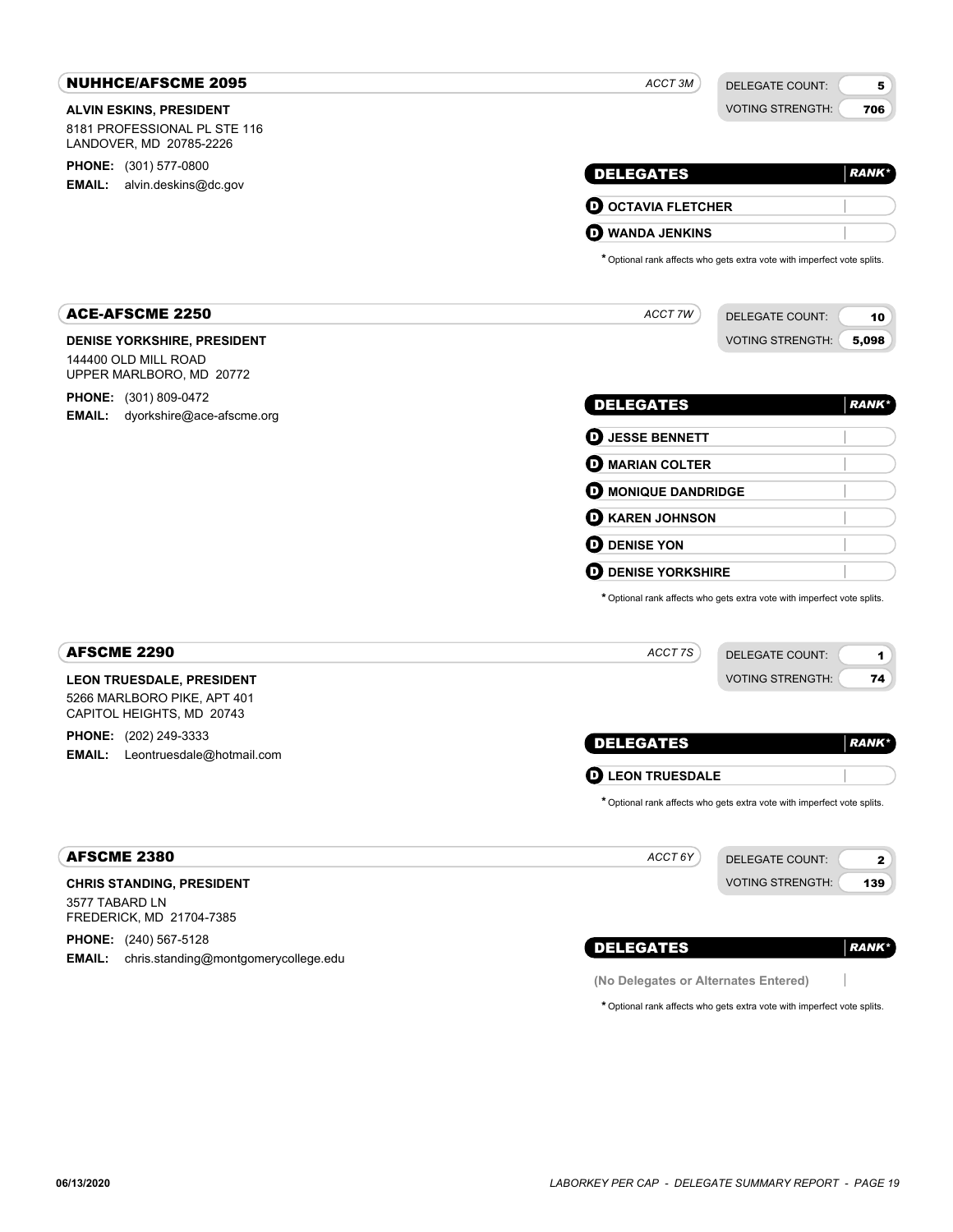## NUHHCE/AFSCME 2095

*ACCT 3M*

DELEGATE COUNT: **5**
VOTING STRENGTH: **706**

**ALVIN ESKINS, PRESIDENT**
8181 PROFESSIONAL PL STE 116
LANDOVER, MD 20785-2226

**PHONE:** (301) 577-0800
**EMAIL:** alvin.deskins@dc.gov

| DELEGATES | RANK* |
|---|---|
| D OCTAVIA FLETCHER | |
| D WANDA JENKINS | |

* Optional rank affects who gets extra vote with imperfect vote splits.

## ACE-AFSCME 2250

*ACCT 7W*

DELEGATE COUNT: **10**
VOTING STRENGTH: **5,098**

**DENISE YORKSHIRE, PRESIDENT**
144400 OLD MILL ROAD
UPPER MARLBORO, MD 20772

**PHONE:** (301) 809-0472
**EMAIL:** dyorkshire@ace-afscme.org

| DELEGATES | RANK* |
|---|---|
| D JESSE BENNETT | |
| D MARIAN COLTER | |
| D MONIQUE DANDRIDGE | |
| D KAREN JOHNSON | |
| D DENISE YON | |
| D DENISE YORKSHIRE | |

* Optional rank affects who gets extra vote with imperfect vote splits.

## AFSCME 2290

*ACCT 7S*

DELEGATE COUNT: **1**
VOTING STRENGTH: **74**

**LEON TRUESDALE, PRESIDENT**
5266 MARLBORO PIKE, APT 401
CAPITOL HEIGHTS, MD 20743

**PHONE:** (202) 249-3333
**EMAIL:** Leontruesdale@hotmail.com

| DELEGATES | RANK* |
|---|---|
| D LEON TRUESDALE | |

* Optional rank affects who gets extra vote with imperfect vote splits.

## AFSCME 2380

*ACCT 6Y*

DELEGATE COUNT: **2**
VOTING STRENGTH: **139**

**CHRIS STANDING, PRESIDENT**
3577 TABARD LN
FREDERICK, MD 21704-7385

**PHONE:** (240) 567-5128
**EMAIL:** chris.standing@montgomerycollege.edu

| DELEGATES | RANK* |
|---|---|
| (No Delegates or Alternates Entered) | |

* Optional rank affects who gets extra vote with imperfect vote splits.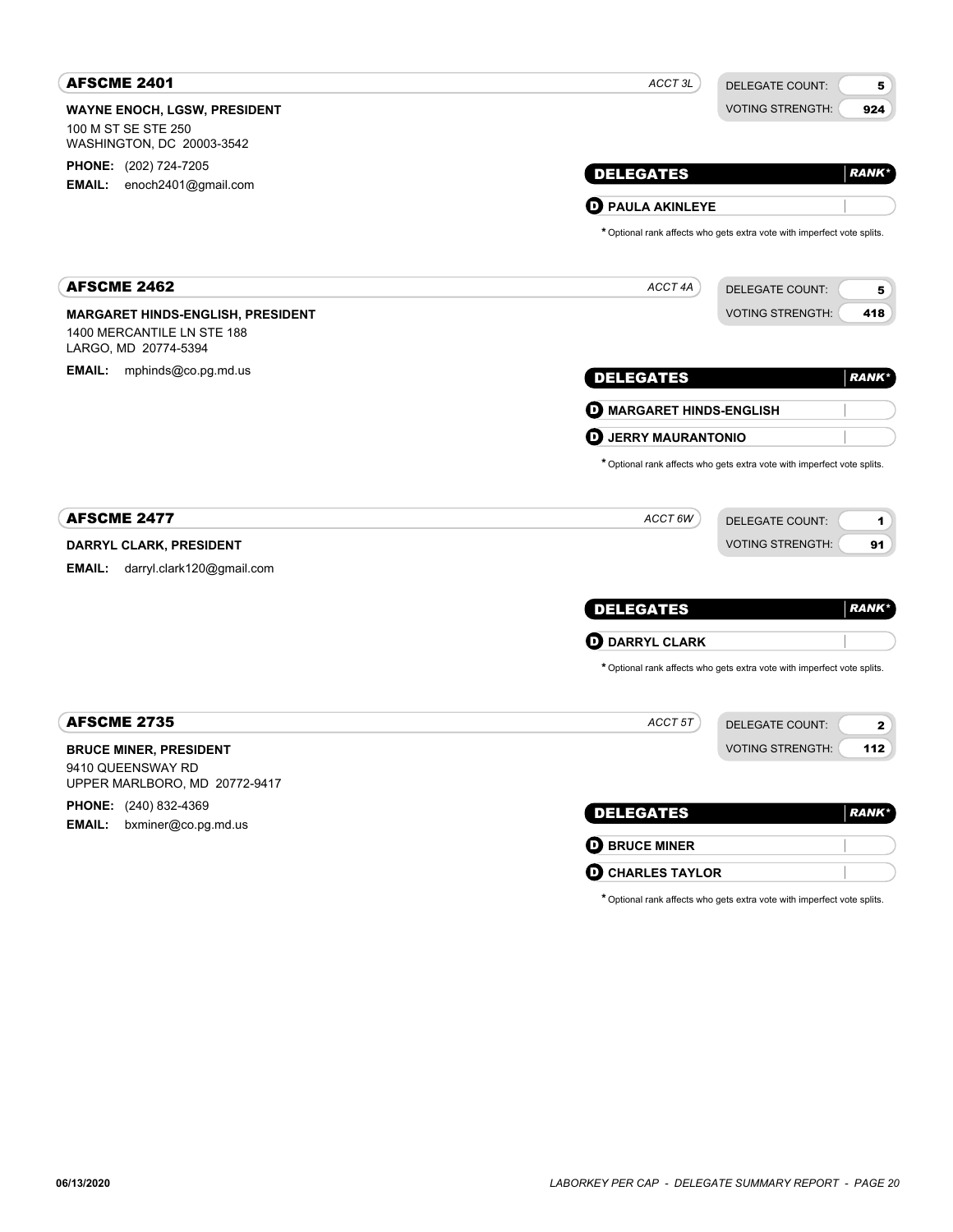## AFSCME 2401

*ACCT 3L*

DELEGATE COUNT: **5**
VOTING STRENGTH: **924**

**WAYNE ENOCH, LGSW, PRESIDENT**
100 M ST SE STE 250
WASHINGTON, DC 20003-3542

**PHONE:** (202) 724-7205
**EMAIL:** enoch2401@gmail.com

| DELEGATES | *RANK** |
|---|---|
| **D** **PAULA AKINLEYE** | |

\* Optional rank affects who gets extra vote with imperfect vote splits.

## AFSCME 2462

*ACCT 4A*

DELEGATE COUNT: **5**
VOTING STRENGTH: **418**

**MARGARET HINDS-ENGLISH, PRESIDENT**
1400 MERCANTILE LN STE 188
LARGO, MD 20774-5394

**EMAIL:** mphinds@co.pg.md.us

| DELEGATES | *RANK** |
|---|---|
| **D** **MARGARET HINDS-ENGLISH** | |
| **D** **JERRY MAURANTONIO** | |

\* Optional rank affects who gets extra vote with imperfect vote splits.

## AFSCME 2477

*ACCT 6W*

DELEGATE COUNT: **1**
VOTING STRENGTH: **91**

**DARRYL CLARK, PRESIDENT**

**EMAIL:** darryl.clark120@gmail.com

| DELEGATES | *RANK** |
|---|---|
| **D** **DARRYL CLARK** | |

\* Optional rank affects who gets extra vote with imperfect vote splits.

## AFSCME 2735

*ACCT 5T*

DELEGATE COUNT: **2**
VOTING STRENGTH: **112**

**BRUCE MINER, PRESIDENT**
9410 QUEENSWAY RD
UPPER MARLBORO, MD 20772-9417

**PHONE:** (240) 832-4369
**EMAIL:** bxminer@co.pg.md.us

| DELEGATES | *RANK** |
|---|---|
| **D** **BRUCE MINER** | |
| **D** **CHARLES TAYLOR** | |

\* Optional rank affects who gets extra vote with imperfect vote splits.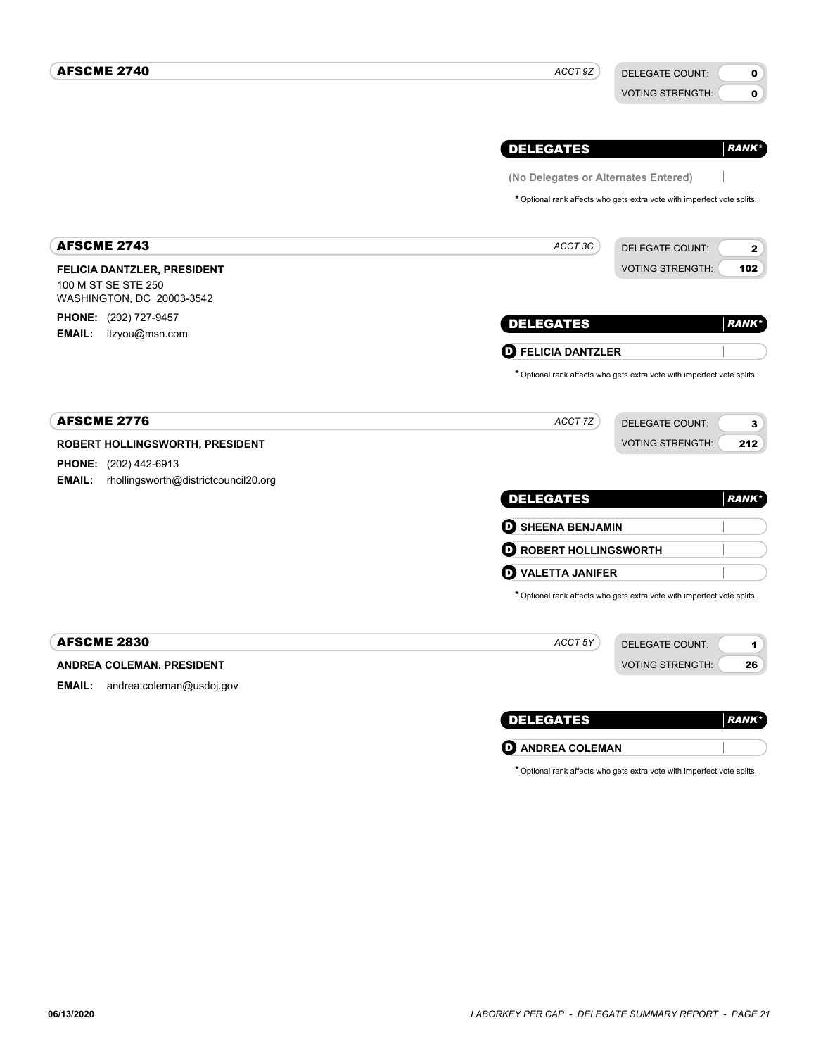## AFSCME 2740

*ACCT 9Z*

DELEGATE COUNT: **0**
VOTING STRENGTH: **0**

| DELEGATES | *RANK\** |
|---|---|
| (No Delegates or Alternates Entered) | |

\* Optional rank affects who gets extra vote with imperfect vote splits.

## AFSCME 2743

*ACCT 3C*

DELEGATE COUNT: **2**
VOTING STRENGTH: **102**

**FELICIA DANTZLER, PRESIDENT**
100 M ST SE STE 250
WASHINGTON, DC 20003-3542

**PHONE:** (202) 727-9457
**EMAIL:** itzyou@msn.com

| DELEGATES | *RANK\** |
|---|---|
| **D** FELICIA DANTZLER | |

\* Optional rank affects who gets extra vote with imperfect vote splits.

## AFSCME 2776

*ACCT 7Z*

DELEGATE COUNT: **3**
VOTING STRENGTH: **212**

**ROBERT HOLLINGSWORTH, PRESIDENT**

**PHONE:** (202) 442-6913
**EMAIL:** rhollingsworth@districtcouncil20.org

| DELEGATES | *RANK\** |
|---|---|
| **D** SHEENA BENJAMIN | |
| **D** ROBERT HOLLINGSWORTH | |
| **D** VALETTA JANIFER | |

\* Optional rank affects who gets extra vote with imperfect vote splits.

## AFSCME 2830

*ACCT 5Y*

DELEGATE COUNT: **1**
VOTING STRENGTH: **26**

**ANDREA COLEMAN, PRESIDENT**

**EMAIL:** andrea.coleman@usdoj.gov

| DELEGATES | *RANK\** |
|---|---|
| **D** ANDREA COLEMAN | |

\* Optional rank affects who gets extra vote with imperfect vote splits.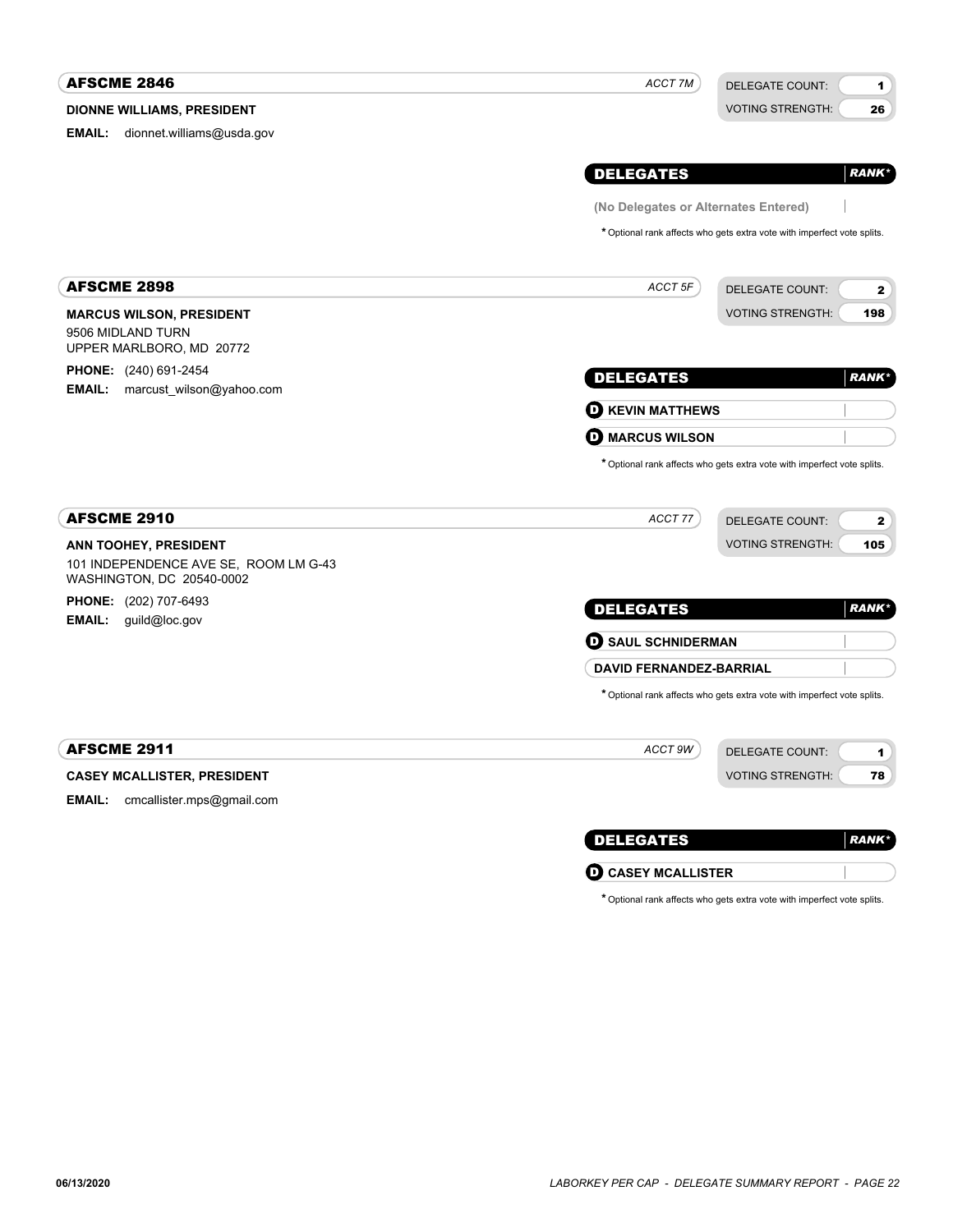## AFSCME 2846

*ACCT 7M*

DELEGATE COUNT: **1**
VOTING STRENGTH: **26**

**DIONNE WILLIAMS, PRESIDENT**

**EMAIL:** dionnet.williams@usda.gov

| DELEGATES | RANK* |
|---|---|
| (No Delegates or Alternates Entered) | |

\* Optional rank affects who gets extra vote with imperfect vote splits.

## AFSCME 2898

*ACCT 5F*

DELEGATE COUNT: **2**
VOTING STRENGTH: **198**

**MARCUS WILSON, PRESIDENT**
9506 MIDLAND TURN
UPPER MARLBORO, MD 20772

**PHONE:** (240) 691-2454
**EMAIL:** marcust_wilson@yahoo.com

| DELEGATES | RANK* |
|---|---|
| D KEVIN MATTHEWS | |
| D MARCUS WILSON | |

\* Optional rank affects who gets extra vote with imperfect vote splits.

## AFSCME 2910

*ACCT 77*

DELEGATE COUNT: **2**
VOTING STRENGTH: **105**

**ANN TOOHEY, PRESIDENT**
101 INDEPENDENCE AVE SE, ROOM LM G-43
WASHINGTON, DC 20540-0002

**PHONE:** (202) 707-6493
**EMAIL:** guild@loc.gov

| DELEGATES | RANK* |
|---|---|
| D SAUL SCHNIDERMAN | |
| DAVID FERNANDEZ-BARRIAL | |

\* Optional rank affects who gets extra vote with imperfect vote splits.

## AFSCME 2911

*ACCT 9W*

DELEGATE COUNT: **1**
VOTING STRENGTH: **78**

**CASEY MCALLISTER, PRESIDENT**

**EMAIL:** cmcallister.mps@gmail.com

| DELEGATES | RANK* |
|---|---|
| D CASEY MCALLISTER | |

\* Optional rank affects who gets extra vote with imperfect vote splits.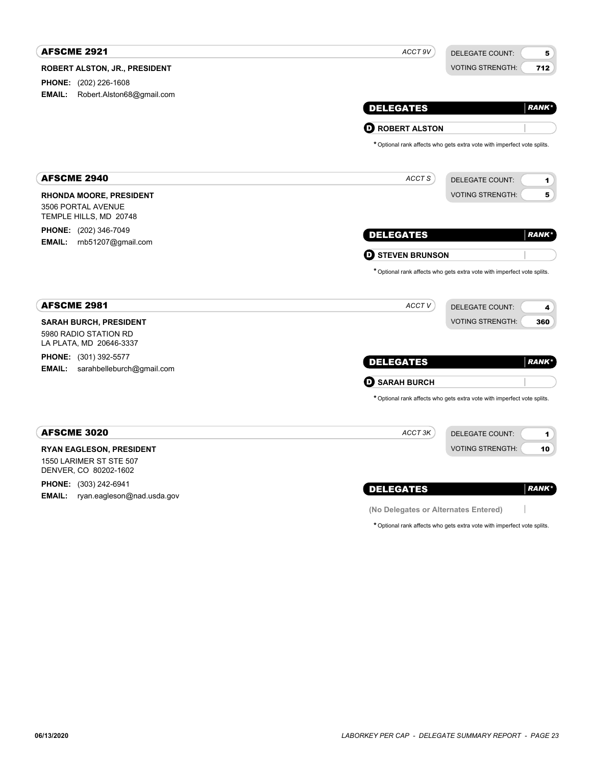## AFSCME 2921

*ACCT 9V*

| DELEGATE COUNT: | 5 |
|---|---|
| VOTING STRENGTH: | 712 |

**ROBERT ALSTON, JR., PRESIDENT**

**PHONE:** (202) 226-1608

**EMAIL:** Robert.Alston68@gmail.com

| DELEGATES | *RANK** |
|---|---|
| **D** **ROBERT ALSTON** | |

\* Optional rank affects who gets extra vote with imperfect vote splits.

## AFSCME 2940

*ACCT S*

| DELEGATE COUNT: | 1 |
|---|---|
| VOTING STRENGTH: | 5 |

**RHONDA MOORE, PRESIDENT**

3506 PORTAL AVENUE
TEMPLE HILLS, MD 20748

**PHONE:** (202) 346-7049

**EMAIL:** rnb51207@gmail.com

| DELEGATES | *RANK** |
|---|---|
| **D** **STEVEN BRUNSON** | |

\* Optional rank affects who gets extra vote with imperfect vote splits.

## AFSCME 2981

*ACCT V*

| DELEGATE COUNT: | 4 |
|---|---|
| VOTING STRENGTH: | 360 |

**SARAH BURCH, PRESIDENT**

5980 RADIO STATION RD
LA PLATA, MD 20646-3337

**PHONE:** (301) 392-5577

**EMAIL:** sarahbelleburch@gmail.com

| DELEGATES | *RANK** |
|---|---|
| **D** **SARAH BURCH** | |

\* Optional rank affects who gets extra vote with imperfect vote splits.

## AFSCME 3020

*ACCT 3K*

| DELEGATE COUNT: | 1 |
|---|---|
| VOTING STRENGTH: | 10 |

**RYAN EAGLESON, PRESIDENT**

1550 LARIMER ST STE 507
DENVER, CO 80202-1602

**PHONE:** (303) 242-6941

**EMAIL:** ryan.eagleson@nad.usda.gov

| DELEGATES | *RANK** |
|---|---|
| **(No Delegates or Alternates Entered)** | |

\* Optional rank affects who gets extra vote with imperfect vote splits.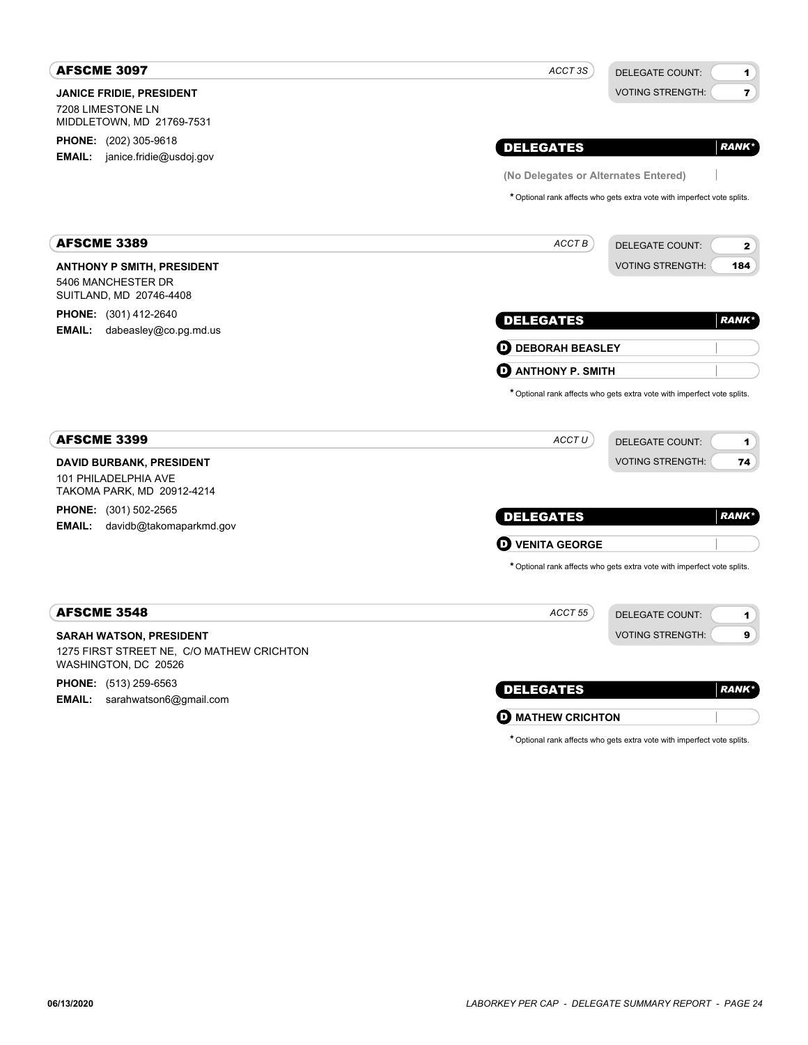## AFSCME 3097

*ACCT 3S*

DELEGATE COUNT: **1**
VOTING STRENGTH: **7**

**JANICE FRIDIE, PRESIDENT**
7208 LIMESTONE LN
MIDDLETOWN, MD 21769-7531

**PHONE:** (202) 305-9618
**EMAIL:** janice.fridie@usdoj.gov

| DELEGATES | RANK* |
|---|---|
| (No Delegates or Alternates Entered) | |

\* Optional rank affects who gets extra vote with imperfect vote splits.

## AFSCME 3389

*ACCT B*

DELEGATE COUNT: **2**
VOTING STRENGTH: **184**

**ANTHONY P SMITH, PRESIDENT**
5406 MANCHESTER DR
SUITLAND, MD 20746-4408

**PHONE:** (301) 412-2640
**EMAIL:** dabeasley@co.pg.md.us

| DELEGATES | RANK* |
|---|---|
| D DEBORAH BEASLEY | |
| D ANTHONY P. SMITH | |

\* Optional rank affects who gets extra vote with imperfect vote splits.

## AFSCME 3399

*ACCT U*

DELEGATE COUNT: **1**
VOTING STRENGTH: **74**

**DAVID BURBANK, PRESIDENT**
101 PHILADELPHIA AVE
TAKOMA PARK, MD 20912-4214

**PHONE:** (301) 502-2565
**EMAIL:** davidb@takomaparkmd.gov

| DELEGATES | RANK* |
|---|---|
| D VENITA GEORGE | |

\* Optional rank affects who gets extra vote with imperfect vote splits.

## AFSCME 3548

*ACCT 55*

DELEGATE COUNT: **1**
VOTING STRENGTH: **9**

**SARAH WATSON, PRESIDENT**
1275 FIRST STREET NE, C/O MATHEW CRICHTON
WASHINGTON, DC 20526

**PHONE:** (513) 259-6563
**EMAIL:** sarahwatson6@gmail.com

| DELEGATES | RANK* |
|---|---|
| D MATHEW CRICHTON | |

\* Optional rank affects who gets extra vote with imperfect vote splits.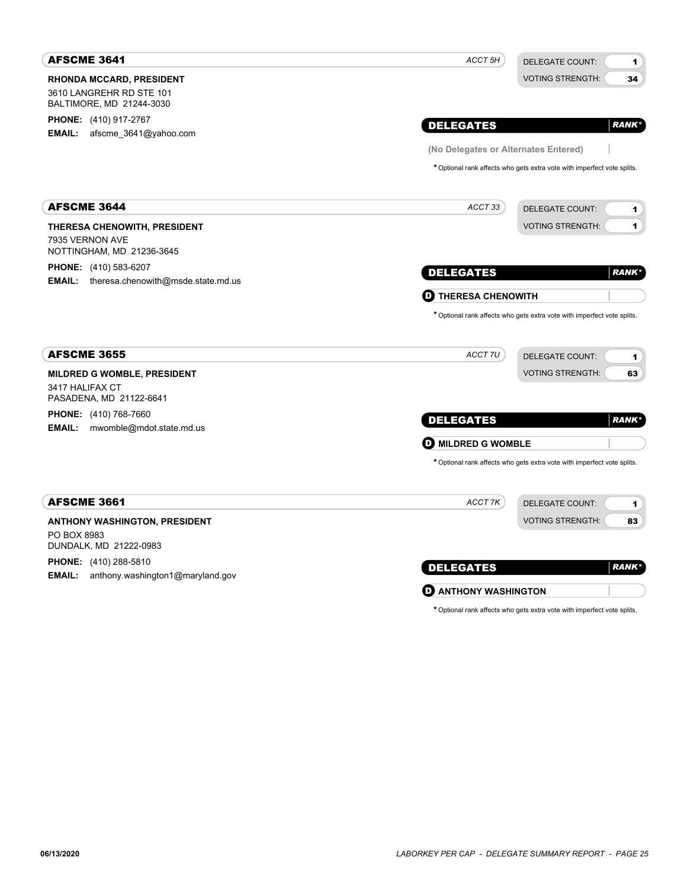## AFSCME 3641

*ACCT 5H*

DELEGATE COUNT: **1**
VOTING STRENGTH: **34**

**RHONDA MCCARD, PRESIDENT**
3610 LANGREHR RD STE 101
BALTIMORE, MD 21244-3030

**PHONE:** (410) 917-2767
**EMAIL:** afscme_3641@yahoo.com

| DELEGATES | RANK* |
|---|---|
| (No Delegates or Alternates Entered) | |

* Optional rank affects who gets extra vote with imperfect vote splits.

## AFSCME 3644

*ACCT 33*

DELEGATE COUNT: **1**
VOTING STRENGTH: **1**

**THERESA CHENOWITH, PRESIDENT**
7935 VERNON AVE
NOTTINGHAM, MD 21236-3645

**PHONE:** (410) 583-6207
**EMAIL:** theresa.chenowith@msde.state.md.us

| DELEGATES | RANK* |
|---|---|
| D THERESA CHENOWITH | |

* Optional rank affects who gets extra vote with imperfect vote splits.

## AFSCME 3655

*ACCT 7U*

DELEGATE COUNT: **1**
VOTING STRENGTH: **63**

**MILDRED G WOMBLE, PRESIDENT**
3417 HALIFAX CT
PASADENA, MD 21122-6641

**PHONE:** (410) 768-7660
**EMAIL:** mwomble@mdot.state.md.us

| DELEGATES | RANK* |
|---|---|
| D MILDRED G WOMBLE | |

* Optional rank affects who gets extra vote with imperfect vote splits.

## AFSCME 3661

*ACCT 7K*

DELEGATE COUNT: **1**
VOTING STRENGTH: **83**

**ANTHONY WASHINGTON, PRESIDENT**
PO BOX 8983
DUNDALK, MD 21222-0983

**PHONE:** (410) 288-5810
**EMAIL:** anthony.washington1@maryland.gov

| DELEGATES | RANK* |
|---|---|
| D ANTHONY WASHINGTON | |

* Optional rank affects who gets extra vote with imperfect vote splits.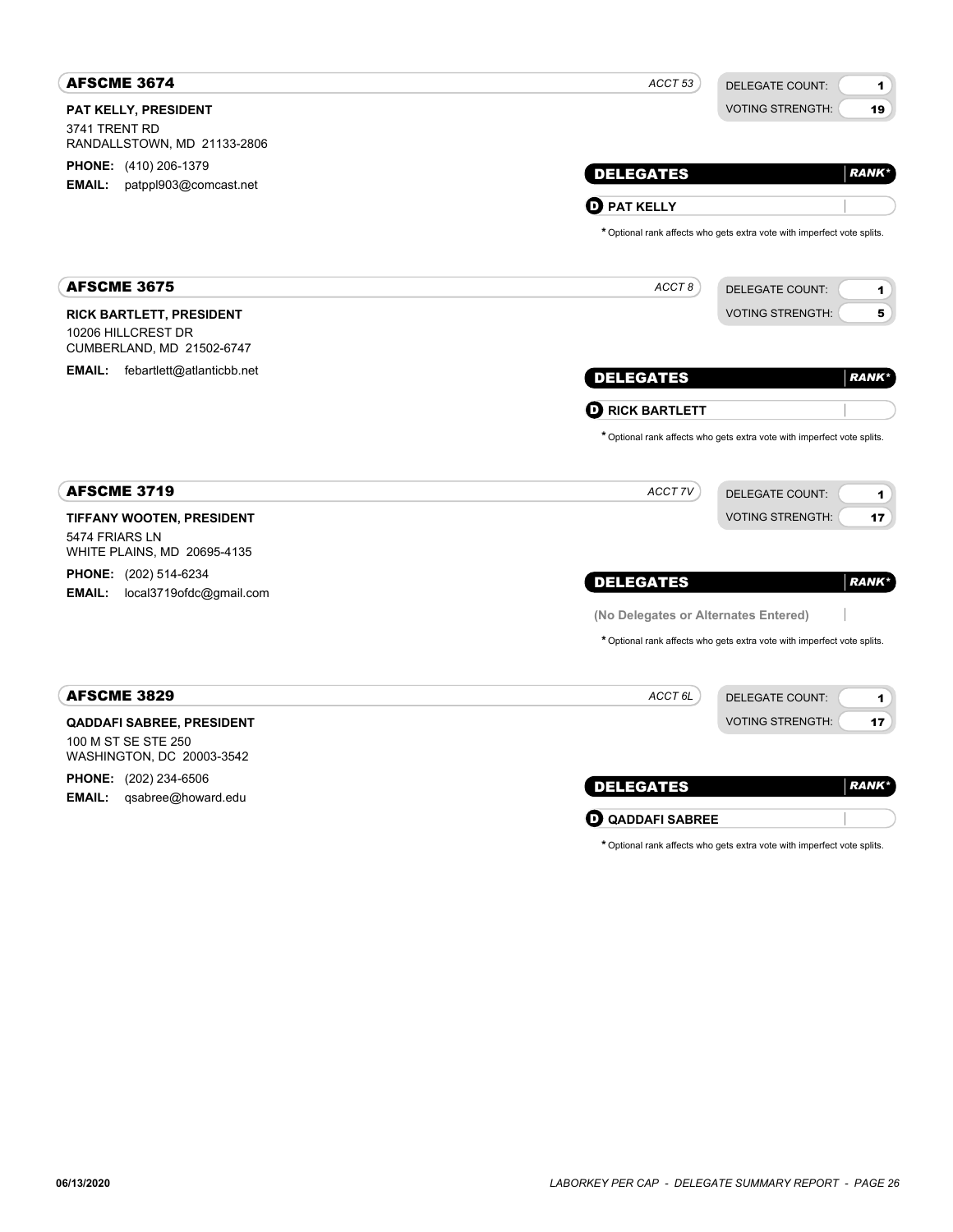## AFSCME 3674

*ACCT 53*

| DELEGATE COUNT: | 1 |
| --- | --- |
| VOTING STRENGTH: | 19 |

**PAT KELLY, PRESIDENT**
3741 TRENT RD
RANDALLSTOWN, MD 21133-2806

**PHONE:** (410) 206-1379
**EMAIL:** patppl903@comcast.net

| DELEGATES | *RANK** |
| --- | --- |
| **D** **PAT KELLY** | |

* Optional rank affects who gets extra vote with imperfect vote splits.

## AFSCME 3675

*ACCT 8*

| DELEGATE COUNT: | 1 |
| --- | --- |
| VOTING STRENGTH: | 5 |

**RICK BARTLETT, PRESIDENT**
10206 HILLCREST DR
CUMBERLAND, MD 21502-6747

**EMAIL:** febartlett@atlanticbb.net

| DELEGATES | *RANK** |
| --- | --- |
| **D** **RICK BARTLETT** | |

* Optional rank affects who gets extra vote with imperfect vote splits.

## AFSCME 3719

*ACCT 7V*

| DELEGATE COUNT: | 1 |
| --- | --- |
| VOTING STRENGTH: | 17 |

**TIFFANY WOOTEN, PRESIDENT**
5474 FRIARS LN
WHITE PLAINS, MD 20695-4135

**PHONE:** (202) 514-6234
**EMAIL:** local3719ofdc@gmail.com

| DELEGATES | *RANK** |
| --- | --- |
| (No Delegates or Alternates Entered) | |

* Optional rank affects who gets extra vote with imperfect vote splits.

## AFSCME 3829

*ACCT 6L*

| DELEGATE COUNT: | 1 |
| --- | --- |
| VOTING STRENGTH: | 17 |

**QADDAFI SABREE, PRESIDENT**
100 M ST SE STE 250
WASHINGTON, DC 20003-3542

**PHONE:** (202) 234-6506
**EMAIL:** qsabree@howard.edu

| DELEGATES | *RANK** |
| --- | --- |
| **D** **QADDAFI SABREE** | |

* Optional rank affects who gets extra vote with imperfect vote splits.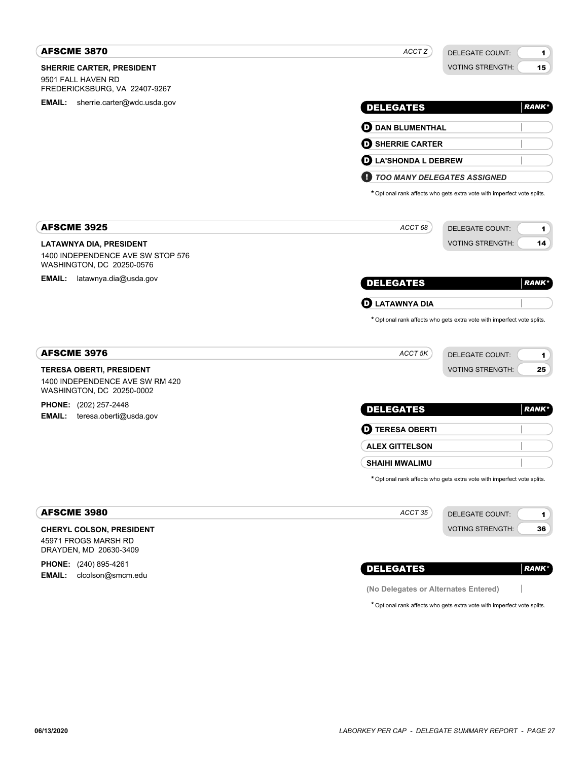## AFSCME 3870

*ACCT Z*

DELEGATE COUNT: 1
VOTING STRENGTH: 15

**SHERRIE CARTER, PRESIDENT**
9501 FALL HAVEN RD
FREDERICKSBURG, VA 22407-9267

**EMAIL:** sherrie.carter@wdc.usda.gov

| DELEGATES | RANK* |
|---|---|
| **D** DAN BLUMENTHAL | |
| **D** SHERRIE CARTER | |
| **D** LA'SHONDA L DEBREW | |
| **!** *TOO MANY DELEGATES ASSIGNED* | |

* Optional rank affects who gets extra vote with imperfect vote splits.

## AFSCME 3925

*ACCT 68*

DELEGATE COUNT: 1
VOTING STRENGTH: 14

**LATAWNYA DIA, PRESIDENT**
1400 INDEPENDENCE AVE SW STOP 576
WASHINGTON, DC 20250-0576

**EMAIL:** latawnya.dia@usda.gov

| DELEGATES | RANK* |
|---|---|
| **D** LATAWNYA DIA | |

* Optional rank affects who gets extra vote with imperfect vote splits.

## AFSCME 3976

*ACCT 5K*

DELEGATE COUNT: 1
VOTING STRENGTH: 25

**TERESA OBERTI, PRESIDENT**
1400 INDEPENDENCE AVE SW RM 420
WASHINGTON, DC 20250-0002

**PHONE:** (202) 257-2448
**EMAIL:** teresa.oberti@usda.gov

| DELEGATES | RANK* |
|---|---|
| **D** TERESA OBERTI | |
| ALEX GITTELSON | |
| SHAIHI MWALIMU | |

* Optional rank affects who gets extra vote with imperfect vote splits.

## AFSCME 3980

*ACCT 35*

DELEGATE COUNT: 1
VOTING STRENGTH: 36

**CHERYL COLSON, PRESIDENT**
45971 FROGS MARSH RD
DRAYDEN, MD 20630-3409

**PHONE:** (240) 895-4261
**EMAIL:** clcolson@smcm.edu

| DELEGATES | RANK* |
|---|---|
| (No Delegates or Alternates Entered) | |

* Optional rank affects who gets extra vote with imperfect vote splits.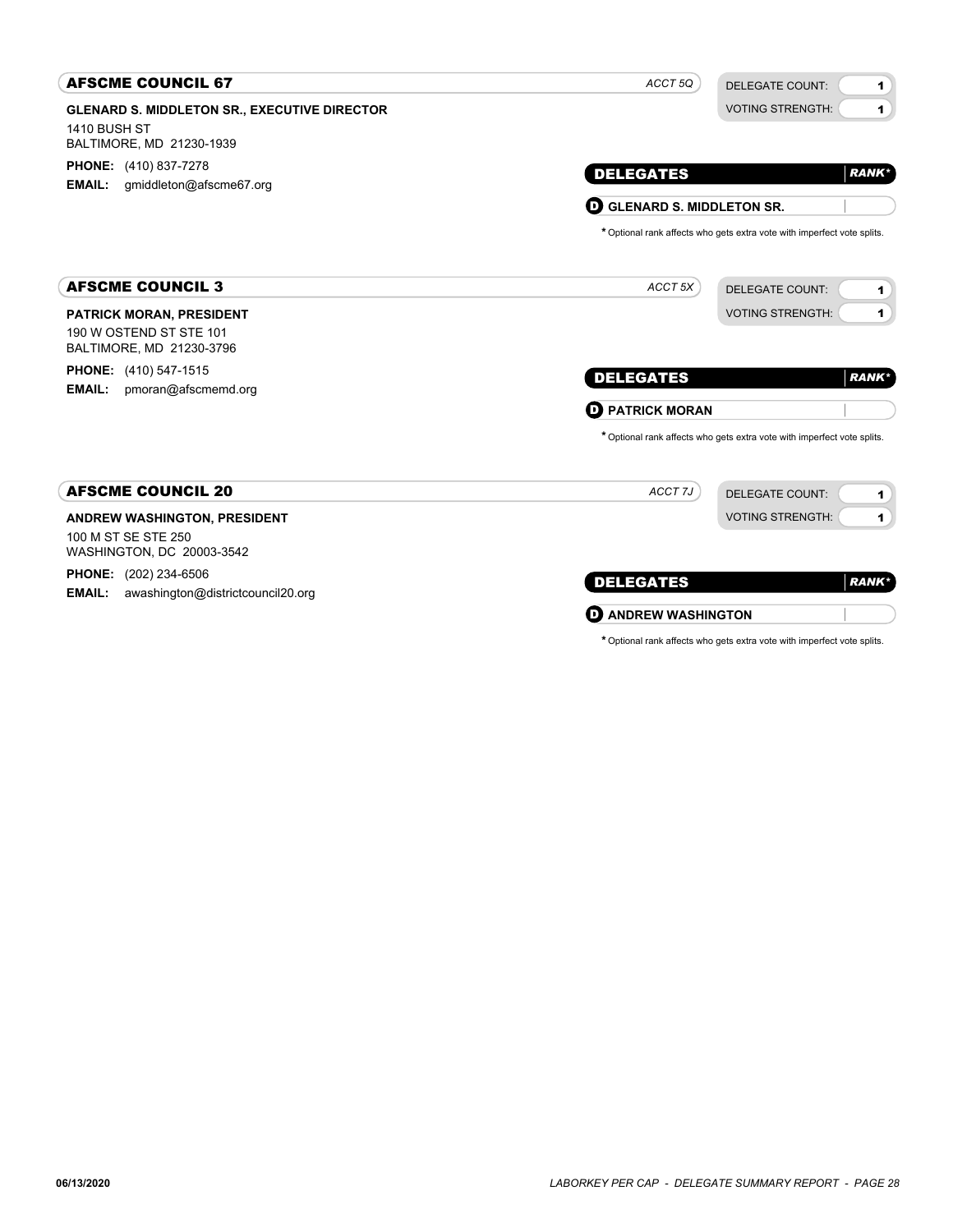## AFSCME COUNCIL 67

*ACCT 5Q*

DELEGATE COUNT: 1
VOTING STRENGTH: 1

**GLENARD S. MIDDLETON SR., EXECUTIVE DIRECTOR**
1410 BUSH ST
BALTIMORE, MD 21230-1939

**PHONE:** (410) 837-7278
**EMAIL:** gmiddleton@afscme67.org

| DELEGATES | RANK* |
|---|---|
| D GLENARD S. MIDDLETON SR. | |

* Optional rank affects who gets extra vote with imperfect vote splits.

## AFSCME COUNCIL 3

*ACCT 5X*

DELEGATE COUNT: 1
VOTING STRENGTH: 1

**PATRICK MORAN, PRESIDENT**
190 W OSTEND ST STE 101
BALTIMORE, MD 21230-3796

**PHONE:** (410) 547-1515
**EMAIL:** pmoran@afscmemd.org

| DELEGATES | RANK* |
|---|---|
| D PATRICK MORAN | |

* Optional rank affects who gets extra vote with imperfect vote splits.

## AFSCME COUNCIL 20

*ACCT 7J*

DELEGATE COUNT: 1
VOTING STRENGTH: 1

**ANDREW WASHINGTON, PRESIDENT**
100 M ST SE STE 250
WASHINGTON, DC 20003-3542

**PHONE:** (202) 234-6506
**EMAIL:** awashington@districtcouncil20.org

| DELEGATES | RANK* |
|---|---|
| D ANDREW WASHINGTON | |

* Optional rank affects who gets extra vote with imperfect vote splits.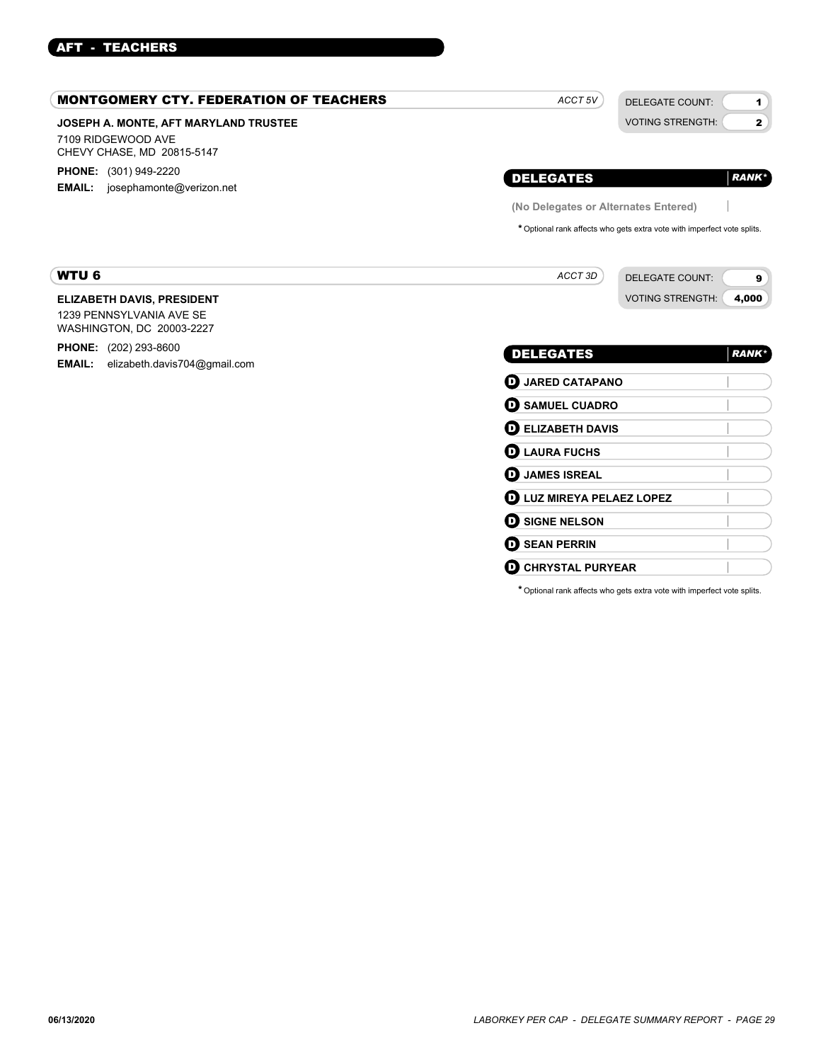# AFT - TEACHERS

## MONTGOMERY CTY. FEDERATION OF TEACHERS

*ACCT 5V*

| | |
|---|---|
| DELEGATE COUNT: | 1 |
| VOTING STRENGTH: | 2 |

**JOSEPH A. MONTE, AFT MARYLAND TRUSTEE**
7109 RIDGEWOOD AVE
CHEVY CHASE, MD 20815-5147

**PHONE:** (301) 949-2220
**EMAIL:** josephamonte@verizon.net

| DELEGATES | *RANK** |
|---|---|
| (No Delegates or Alternates Entered) | |

* Optional rank affects who gets extra vote with imperfect vote splits.

## WTU 6

*ACCT 3D*

| | |
|---|---|
| DELEGATE COUNT: | 9 |
| VOTING STRENGTH: | 4,000 |

**ELIZABETH DAVIS, PRESIDENT**
1239 PENNSYLVANIA AVE SE
WASHINGTON, DC 20003-2227

**PHONE:** (202) 293-8600
**EMAIL:** elizabeth.davis704@gmail.com

| DELEGATES | *RANK** |
|---|---|
| D JARED CATAPANO | |
| D SAMUEL CUADRO | |
| D ELIZABETH DAVIS | |
| D LAURA FUCHS | |
| D JAMES ISREAL | |
| D LUZ MIREYA PELAEZ LOPEZ | |
| D SIGNE NELSON | |
| D SEAN PERRIN | |
| D CHRYSTAL PURYEAR | |

* Optional rank affects who gets extra vote with imperfect vote splits.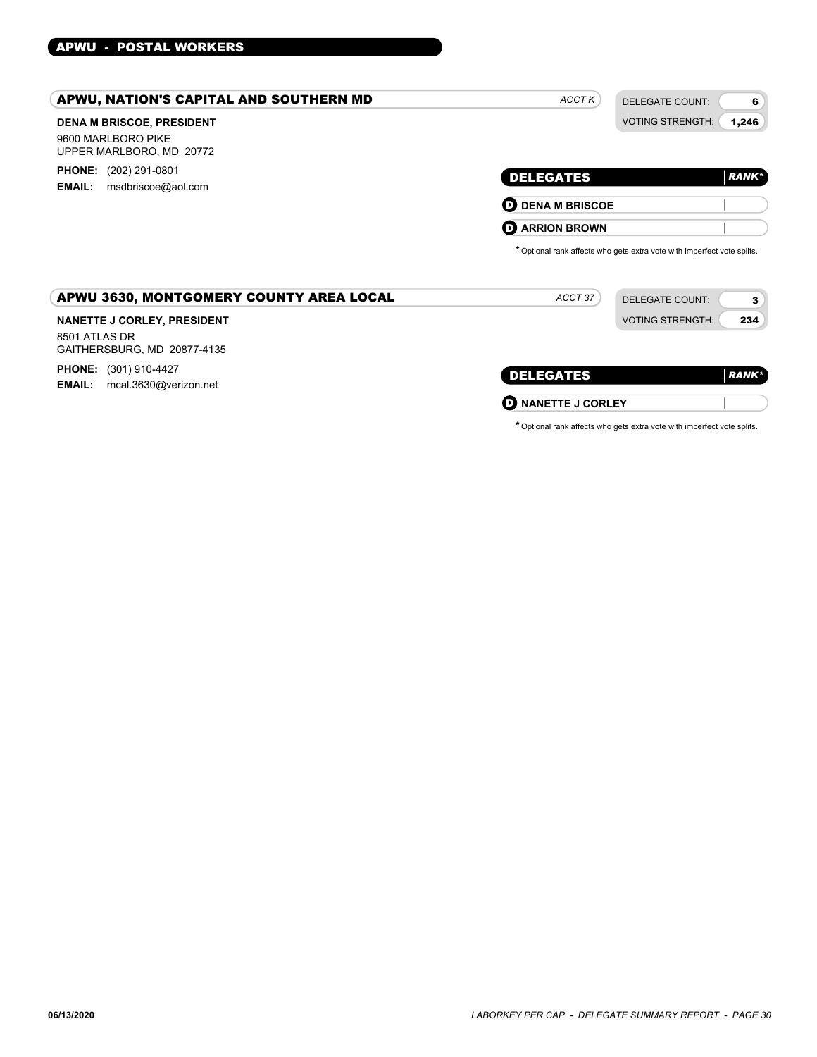## APWU - POSTAL WORKERS

### APWU, NATION'S CAPITAL AND SOUTHERN MD

*ACCT K*

DELEGATE COUNT: **6**
VOTING STRENGTH: **1,246**

**DENA M BRISCOE, PRESIDENT**
9600 MARLBORO PIKE
UPPER MARLBORO, MD 20772

**PHONE:** (202) 291-0801
**EMAIL:** msdbriscoe@aol.com

| DELEGATES | RANK* |
| --- | --- |
| D DENA M BRISCOE | |
| D ARRION BROWN | |

\* Optional rank affects who gets extra vote with imperfect vote splits.

### APWU 3630, MONTGOMERY COUNTY AREA LOCAL

*ACCT 37*

DELEGATE COUNT: **3**
VOTING STRENGTH: **234**

**NANETTE J CORLEY, PRESIDENT**
8501 ATLAS DR
GAITHERSBURG, MD 20877-4135

**PHONE:** (301) 910-4427
**EMAIL:** mcal.3630@verizon.net

| DELEGATES | RANK* |
| --- | --- |
| D NANETTE J CORLEY | |

\* Optional rank affects who gets extra vote with imperfect vote splits.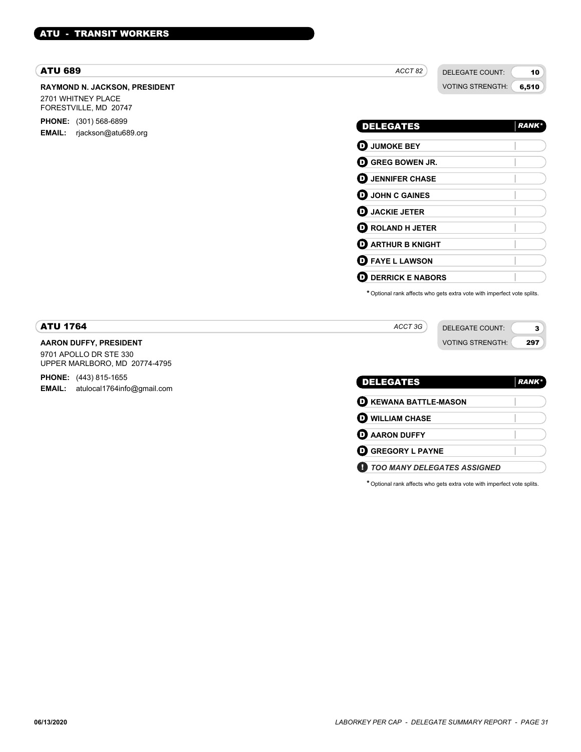## ATU - TRANSIT WORKERS

### ATU 689

*ACCT 82*

DELEGATE COUNT: **10**
VOTING STRENGTH: **6,510**

**RAYMOND N. JACKSON, PRESIDENT**
2701 WHITNEY PLACE
FORESTVILLE, MD 20747

**PHONE:** (301) 568-6899
**EMAIL:** rjackson@atu689.org

| DELEGATES | *RANK** |
|---|---|
| **D** JUMOKE BEY | |
| **D** GREG BOWEN JR. | |
| **D** JENNIFER CHASE | |
| **D** JOHN C GAINES | |
| **D** JACKIE JETER | |
| **D** ROLAND H JETER | |
| **D** ARTHUR B KNIGHT | |
| **D** FAYE L LAWSON | |
| **D** DERRICK E NABORS | |

* Optional rank affects who gets extra vote with imperfect vote splits.

### ATU 1764

*ACCT 3G*

DELEGATE COUNT: **3**
VOTING STRENGTH: **297**

**AARON DUFFY, PRESIDENT**
9701 APOLLO DR STE 330
UPPER MARLBORO, MD 20774-4795

**PHONE:** (443) 815-1655
**EMAIL:** atulocal1764info@gmail.com

| DELEGATES | *RANK** |
|---|---|
| **D** KEWANA BATTLE-MASON | |
| **D** WILLIAM CHASE | |
| **D** AARON DUFFY | |
| **D** GREGORY L PAYNE | |
| **!** *TOO MANY DELEGATES ASSIGNED* | |

* Optional rank affects who gets extra vote with imperfect vote splits.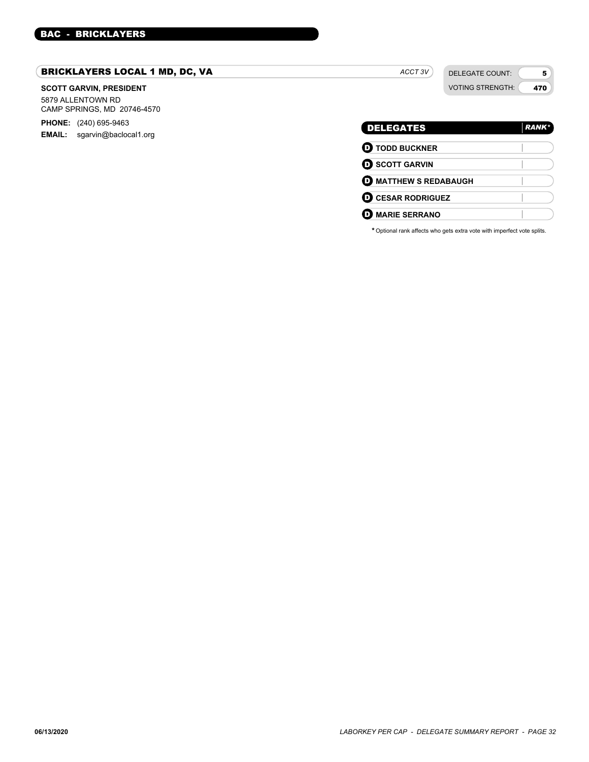## BAC - BRICKLAYERS

### BRICKLAYERS LOCAL 1 MD, DC, VA

*ACCT 3V*

| DELEGATE COUNT: | 5 |
| --- | --- |
| VOTING STRENGTH: | 470 |

**SCOTT GARVIN, PRESIDENT**

5879 ALLENTOWN RD
CAMP SPRINGS, MD 20746-4570

**PHONE:** (240) 695-9463
**EMAIL:** sgarvin@baclocal1.org

| DELEGATES | *RANK** |
| --- | --- |
| D **TODD BUCKNER** | |
| D **SCOTT GARVIN** | |
| D **MATTHEW S REDABAUGH** | |
| D **CESAR RODRIGUEZ** | |
| D **MARIE SERRANO** | |

**\*** Optional rank affects who gets extra vote with imperfect vote splits.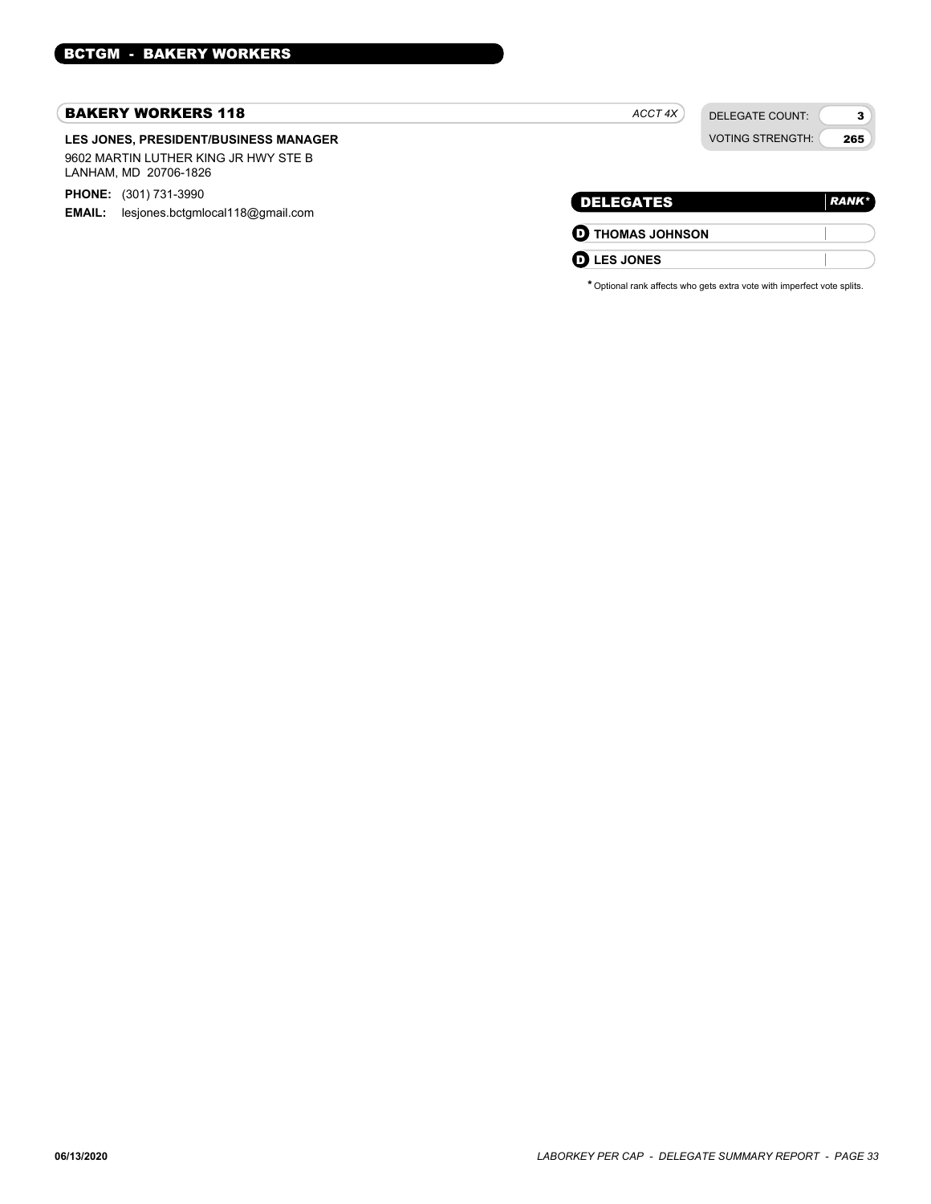## BCTGM - BAKERY WORKERS

### BAKERY WORKERS 118

*ACCT 4X*

| DELEGATE COUNT: | 3 |
| --- | --- |
| VOTING STRENGTH: | 265 |

**LES JONES, PRESIDENT/BUSINESS MANAGER**

9602 MARTIN LUTHER KING JR HWY STE B
LANHAM, MD 20706-1826

**PHONE:** (301) 731-3990
**EMAIL:** lesjones.bctgmlocal118@gmail.com

| DELEGATES | *RANK** |
| --- | --- |
| D **THOMAS JOHNSON** | |
| D **LES JONES** | |

* Optional rank affects who gets extra vote with imperfect vote splits.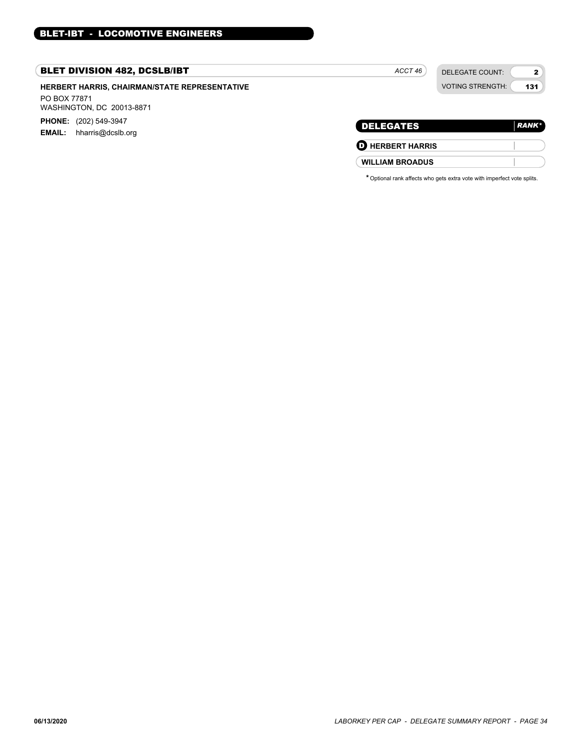## BLET-IBT - LOCOMOTIVE ENGINEERS

### BLET DIVISION 482, DCSLB/IBT

*ACCT 46*

| DELEGATE COUNT: | 2 |
|---|---|
| VOTING STRENGTH: | 131 |

**HERBERT HARRIS, CHAIRMAN/STATE REPRESENTATIVE**

PO BOX 77871
WASHINGTON, DC 20013-8871

**PHONE:** (202) 549-3947
**EMAIL:** hharris@dcslb.org

| DELEGATES | *RANK** |
|---|---|
| (D) HERBERT HARRIS | |
| WILLIAM BROADUS | |

* Optional rank affects who gets extra vote with imperfect vote splits.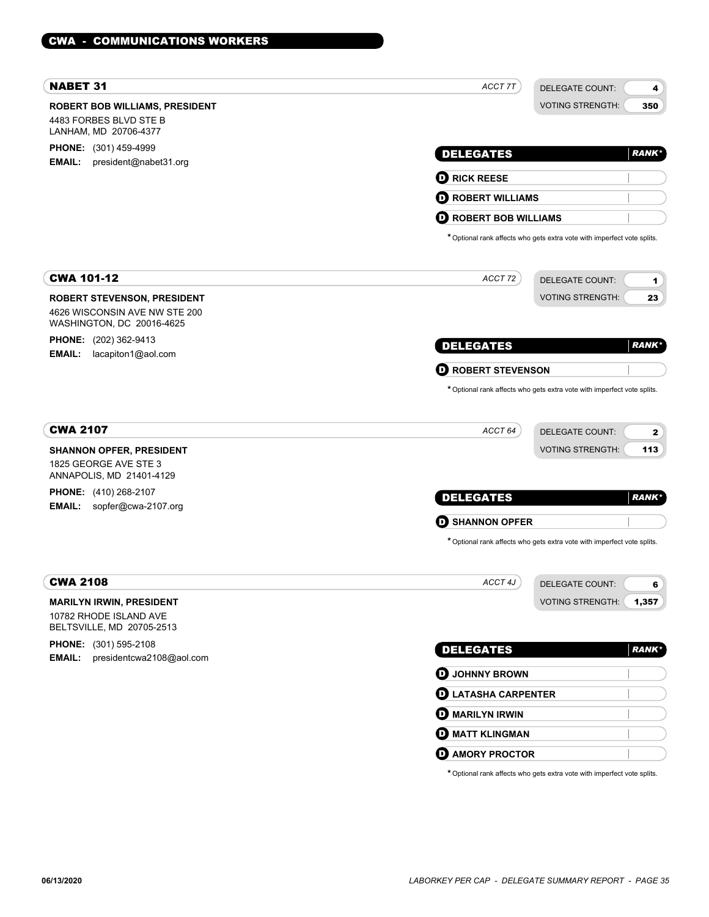## CWA - COMMUNICATIONS WORKERS

### NABET 31

ACCT 7T

DELEGATE COUNT: 4
VOTING STRENGTH: 350

**ROBERT BOB WILLIAMS, PRESIDENT**
4483 FORBES BLVD STE B
LANHAM, MD 20706-4377

**PHONE:** (301) 459-4999
**EMAIL:** president@nabet31.org

| DELEGATES | RANK* |
|---|---|
| D RICK REESE | |
| D ROBERT WILLIAMS | |
| D ROBERT BOB WILLIAMS | |

* Optional rank affects who gets extra vote with imperfect vote splits.

### CWA 101-12

ACCT 72

DELEGATE COUNT: 1
VOTING STRENGTH: 23

**ROBERT STEVENSON, PRESIDENT**
4626 WISCONSIN AVE NW STE 200
WASHINGTON, DC 20016-4625

**PHONE:** (202) 362-9413
**EMAIL:** lacapiton1@aol.com

| DELEGATES | RANK* |
|---|---|
| D ROBERT STEVENSON | |

* Optional rank affects who gets extra vote with imperfect vote splits.

### CWA 2107

ACCT 64

DELEGATE COUNT: 2
VOTING STRENGTH: 113

**SHANNON OPFER, PRESIDENT**
1825 GEORGE AVE STE 3
ANNAPOLIS, MD 21401-4129

**PHONE:** (410) 268-2107
**EMAIL:** sopfer@cwa-2107.org

| DELEGATES | RANK* |
|---|---|
| D SHANNON OPFER | |

* Optional rank affects who gets extra vote with imperfect vote splits.

### CWA 2108

ACCT 4J

DELEGATE COUNT: 6
VOTING STRENGTH: 1,357

**MARILYN IRWIN, PRESIDENT**
10782 RHODE ISLAND AVE
BELTSVILLE, MD 20705-2513

**PHONE:** (301) 595-2108
**EMAIL:** presidentcwa2108@aol.com

| DELEGATES | RANK* |
|---|---|
| D JOHNNY BROWN | |
| D LATASHA CARPENTER | |
| D MARILYN IRWIN | |
| D MATT KLINGMAN | |
| D AMORY PROCTOR | |

* Optional rank affects who gets extra vote with imperfect vote splits.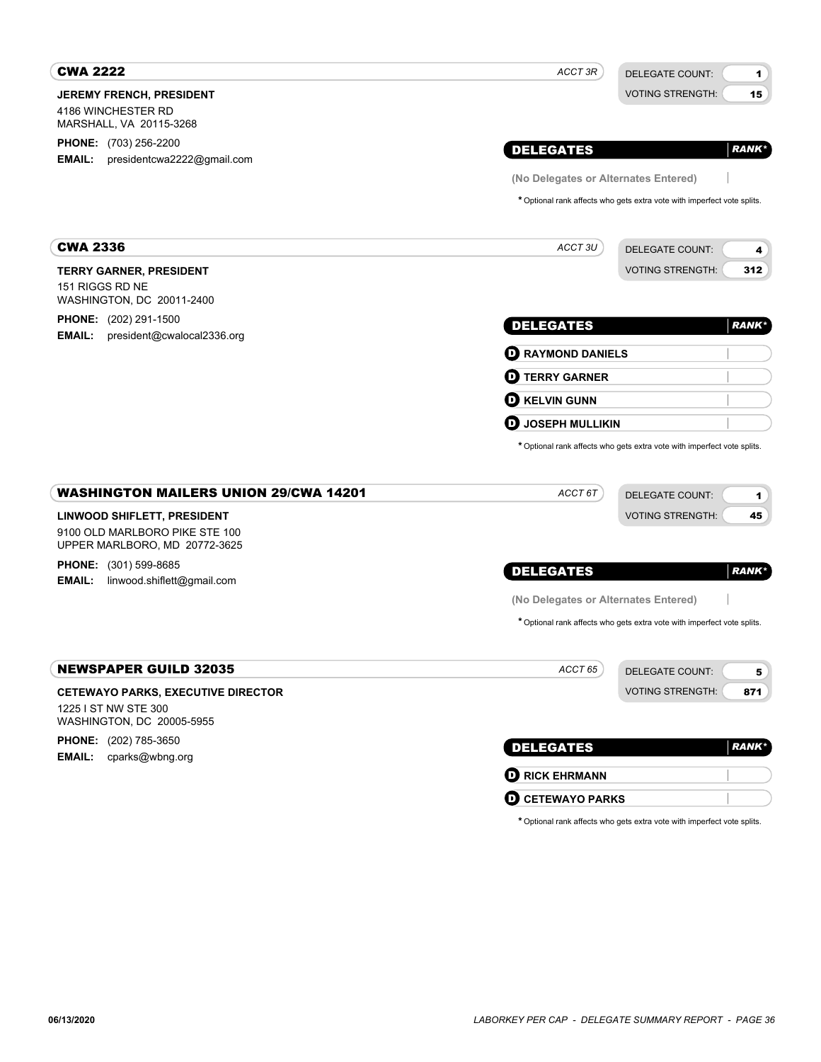## CWA 2222

*ACCT 3R*

DELEGATE COUNT: 1
VOTING STRENGTH: 15

**JEREMY FRENCH, PRESIDENT**
4186 WINCHESTER RD
MARSHALL, VA 20115-3268

**PHONE:** (703) 256-2200
**EMAIL:** presidentcwa2222@gmail.com

| DELEGATES | RANK* |
|---|---|
| (No Delegates or Alternates Entered) | |

* Optional rank affects who gets extra vote with imperfect vote splits.

## CWA 2336

*ACCT 3U*

DELEGATE COUNT: 4
VOTING STRENGTH: 312

**TERRY GARNER, PRESIDENT**
151 RIGGS RD NE
WASHINGTON, DC 20011-2400

**PHONE:** (202) 291-1500
**EMAIL:** president@cwalocal2336.org

| DELEGATES | RANK* |
|---|---|
| D RAYMOND DANIELS | |
| D TERRY GARNER | |
| D KELVIN GUNN | |
| D JOSEPH MULLIKIN | |

* Optional rank affects who gets extra vote with imperfect vote splits.

## WASHINGTON MAILERS UNION 29/CWA 14201

*ACCT 6T*

DELEGATE COUNT: 1
VOTING STRENGTH: 45

**LINWOOD SHIFLETT, PRESIDENT**
9100 OLD MARLBORO PIKE STE 100
UPPER MARLBORO, MD 20772-3625

**PHONE:** (301) 599-8685
**EMAIL:** linwood.shiflett@gmail.com

| DELEGATES | RANK* |
|---|---|
| (No Delegates or Alternates Entered) | |

* Optional rank affects who gets extra vote with imperfect vote splits.

## NEWSPAPER GUILD 32035

*ACCT 65*

DELEGATE COUNT: 5
VOTING STRENGTH: 871

**CETEWAYO PARKS, EXECUTIVE DIRECTOR**
1225 I ST NW STE 300
WASHINGTON, DC 20005-5955

**PHONE:** (202) 785-3650
**EMAIL:** cparks@wbng.org

| DELEGATES | RANK* |
|---|---|
| D RICK EHRMANN | |
| D CETEWAYO PARKS | |

* Optional rank affects who gets extra vote with imperfect vote splits.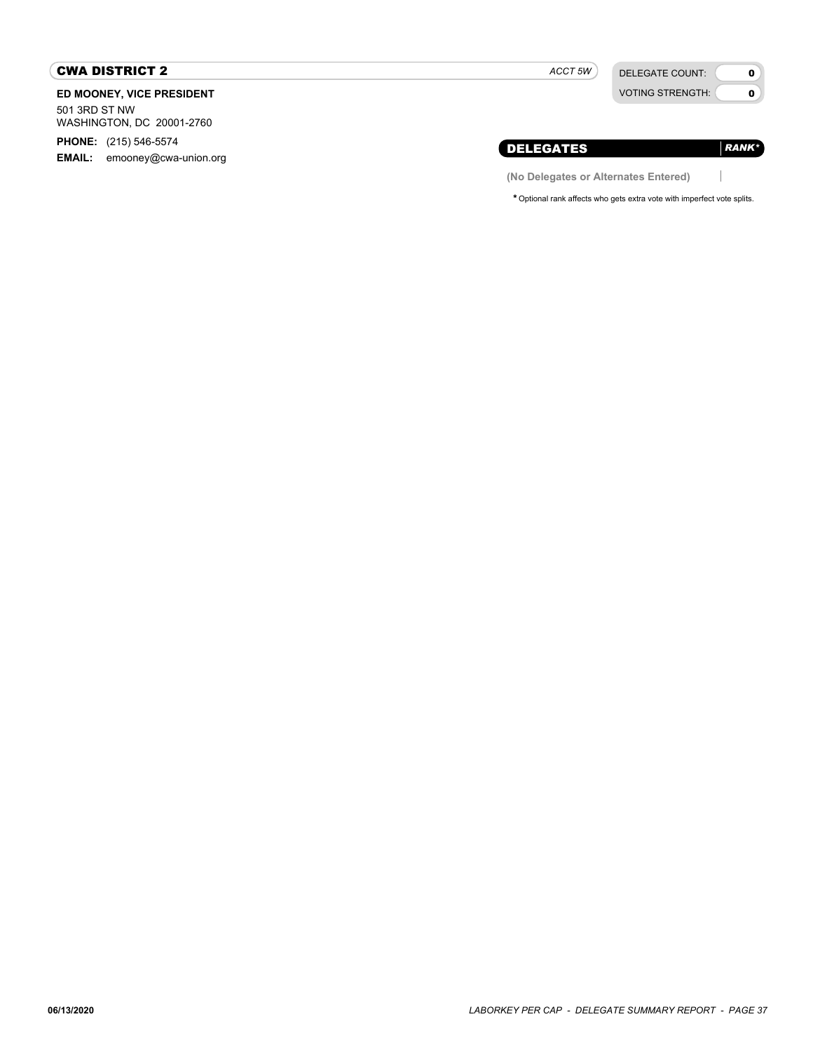## CWA DISTRICT 2

*ACCT 5W*

| DELEGATE COUNT: | 0 |
| --- | --- |
| VOTING STRENGTH: | 0 |

**ED MOONEY, VICE PRESIDENT**

501 3RD ST NW
WASHINGTON, DC 20001-2760

**PHONE:** (215) 546-5574
**EMAIL:** emooney@cwa-union.org

| DELEGATES | *RANK** |
| --- | --- |
| **(No Delegates or Alternates Entered)** | |

* Optional rank affects who gets extra vote with imperfect vote splits.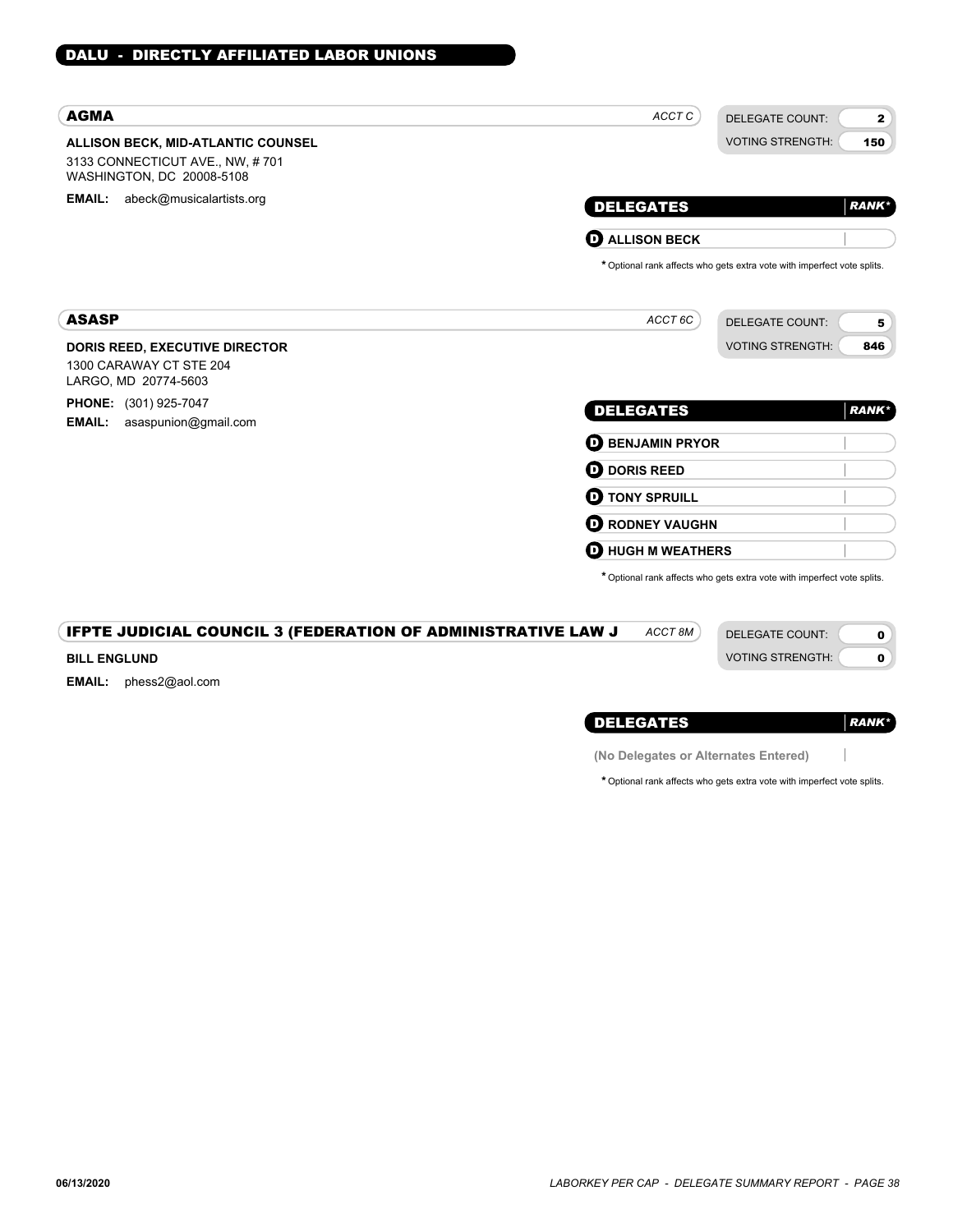## DALU - DIRECTLY AFFILIATED LABOR UNIONS

### AGMA

*ACCT C*

DELEGATE COUNT: **2**
VOTING STRENGTH: **150**

**ALLISON BECK, MID-ATLANTIC COUNSEL**
3133 CONNECTICUT AVE., NW, # 701
WASHINGTON, DC 20008-5108

**EMAIL:** abeck@musicalartists.org

| DELEGATES | RANK* |
|---|---|
| **D** ALLISON BECK | |

* Optional rank affects who gets extra vote with imperfect vote splits.

### ASASP

*ACCT 6C*

DELEGATE COUNT: **5**
VOTING STRENGTH: **846**

**DORIS REED, EXECUTIVE DIRECTOR**
1300 CARAWAY CT STE 204
LARGO, MD 20774-5603

**PHONE:** (301) 925-7047
**EMAIL:** asaspunion@gmail.com

| DELEGATES | RANK* |
|---|---|
| **D** BENJAMIN PRYOR | |
| **D** DORIS REED | |
| **D** TONY SPRUILL | |
| **D** RODNEY VAUGHN | |
| **D** HUGH M WEATHERS | |

* Optional rank affects who gets extra vote with imperfect vote splits.

### IFPTE JUDICIAL COUNCIL 3 (FEDERATION OF ADMINISTRATIVE LAW J

*ACCT 8M*

DELEGATE COUNT: **0**
VOTING STRENGTH: **0**

**BILL ENGLUND**

**EMAIL:** phess2@aol.com

| DELEGATES | RANK* |
|---|---|
| (No Delegates or Alternates Entered) | |

* Optional rank affects who gets extra vote with imperfect vote splits.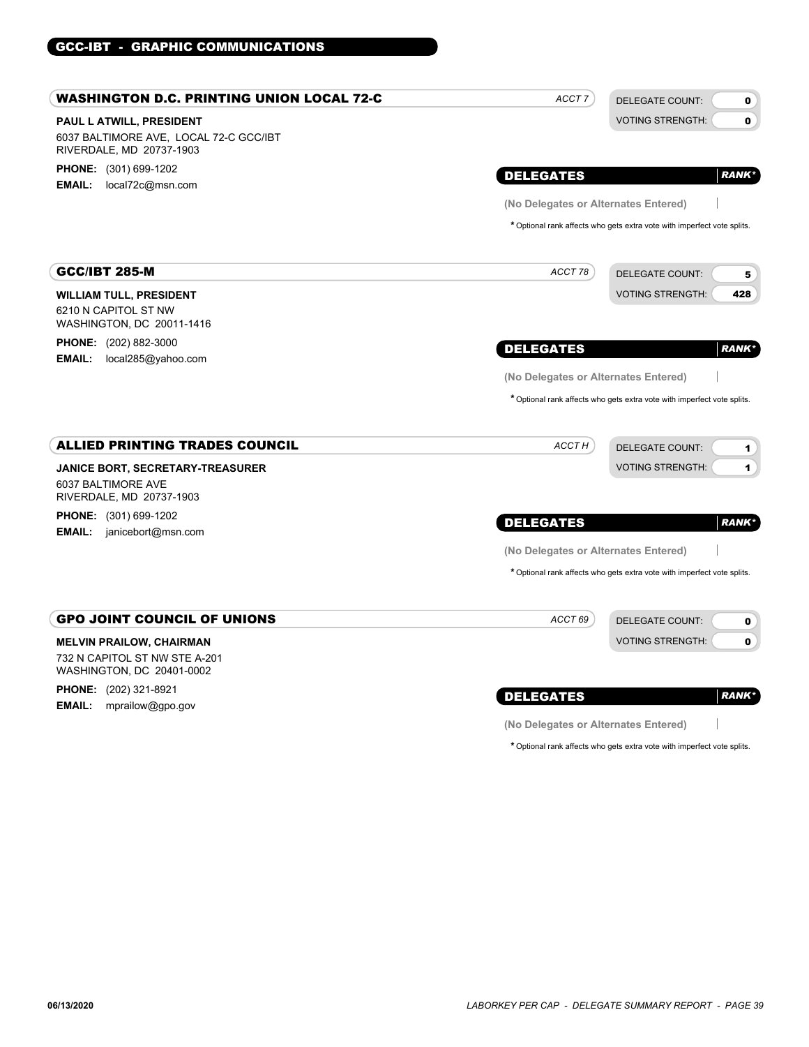## GCC-IBT - GRAPHIC COMMUNICATIONS

### WASHINGTON D.C. PRINTING UNION LOCAL 72-C

*ACCT 7*

DELEGATE COUNT: 0
VOTING STRENGTH: 0

**PAUL L ATWILL, PRESIDENT**
6037 BALTIMORE AVE, LOCAL 72-C GCC/IBT
RIVERDALE, MD 20737-1903

**PHONE:** (301) 699-1202
**EMAIL:** local72c@msn.com

| DELEGATES | RANK* |
|---|---|
| (No Delegates or Alternates Entered) | |

\* Optional rank affects who gets extra vote with imperfect vote splits.

### GCC/IBT 285-M

*ACCT 78*

DELEGATE COUNT: 5
VOTING STRENGTH: 428

**WILLIAM TULL, PRESIDENT**
6210 N CAPITOL ST NW
WASHINGTON, DC 20011-1416

**PHONE:** (202) 882-3000
**EMAIL:** local285@yahoo.com

| DELEGATES | RANK* |
|---|---|
| (No Delegates or Alternates Entered) | |

\* Optional rank affects who gets extra vote with imperfect vote splits.

### ALLIED PRINTING TRADES COUNCIL

*ACCT H*

DELEGATE COUNT: 1
VOTING STRENGTH: 1

**JANICE BORT, SECRETARY-TREASURER**
6037 BALTIMORE AVE
RIVERDALE, MD 20737-1903

**PHONE:** (301) 699-1202
**EMAIL:** janicebort@msn.com

| DELEGATES | RANK* |
|---|---|
| (No Delegates or Alternates Entered) | |

\* Optional rank affects who gets extra vote with imperfect vote splits.

### GPO JOINT COUNCIL OF UNIONS

*ACCT 69*

DELEGATE COUNT: 0
VOTING STRENGTH: 0

**MELVIN PRAILOW, CHAIRMAN**
732 N CAPITOL ST NW STE A-201
WASHINGTON, DC 20401-0002

**PHONE:** (202) 321-8921
**EMAIL:** mprailow@gpo.gov

| DELEGATES | RANK* |
|---|---|
| (No Delegates or Alternates Entered) | |

\* Optional rank affects who gets extra vote with imperfect vote splits.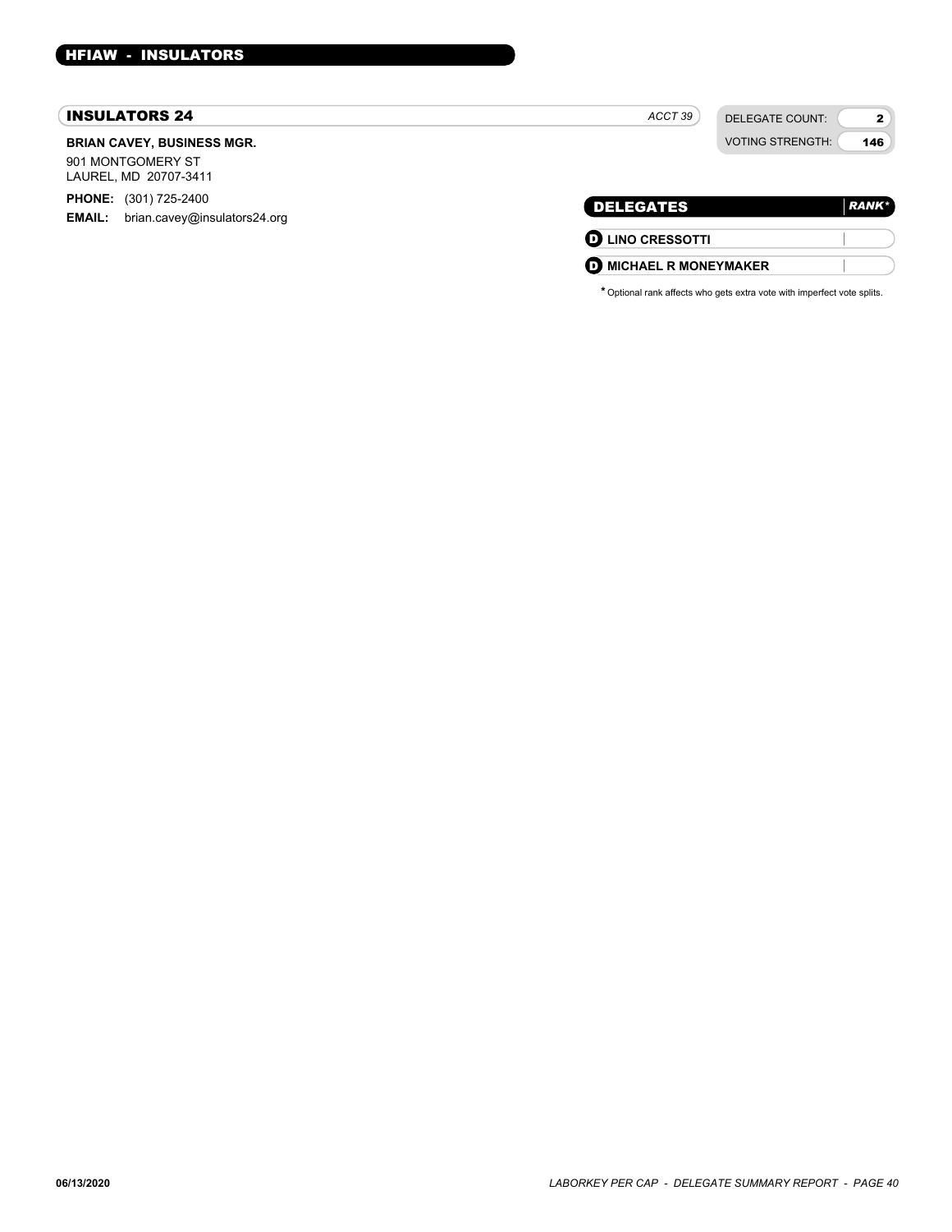## HFIAW - INSULATORS

### INSULATORS 24

*ACCT 39*

DELEGATE COUNT: **2**

VOTING STRENGTH: **146**

**BRIAN CAVEY, BUSINESS MGR.**

901 MONTGOMERY ST
LAUREL, MD 20707-3411

**PHONE:** (301) 725-2400
**EMAIL:** brian.cavey@insulators24.org

| DELEGATES | *RANK** |
| --- | --- |
| **D** **LINO CRESSOTTI** | |
| **D** **MICHAEL R MONEYMAKER** | |

*** Optional rank affects who gets extra vote with imperfect vote splits.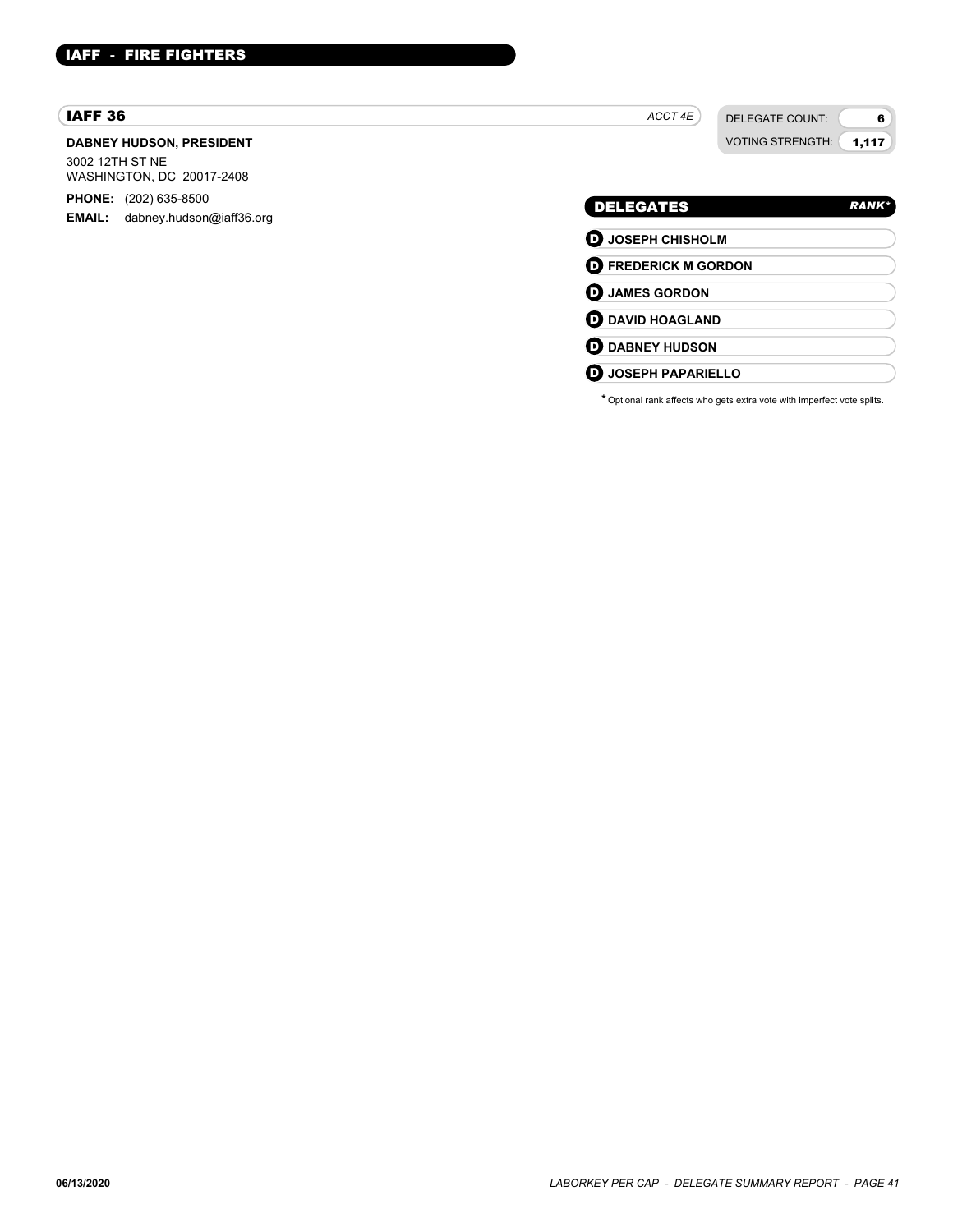## IAFF - FIRE FIGHTERS

### IAFF 36

*ACCT 4E*

DELEGATE COUNT: 6

VOTING STRENGTH: 1,117

**DABNEY HUDSON, PRESIDENT**

3002 12TH ST NE
WASHINGTON, DC 20017-2408

**PHONE:** (202) 635-8500

**EMAIL:** dabney.hudson@iaff36.org

| DELEGATES | RANK* |
|---|---|
| D JOSEPH CHISHOLM | |
| D FREDERICK M GORDON | |
| D JAMES GORDON | |
| D DAVID HOAGLAND | |
| D DABNEY HUDSON | |
| D JOSEPH PAPARIELLO | |

* Optional rank affects who gets extra vote with imperfect vote splits.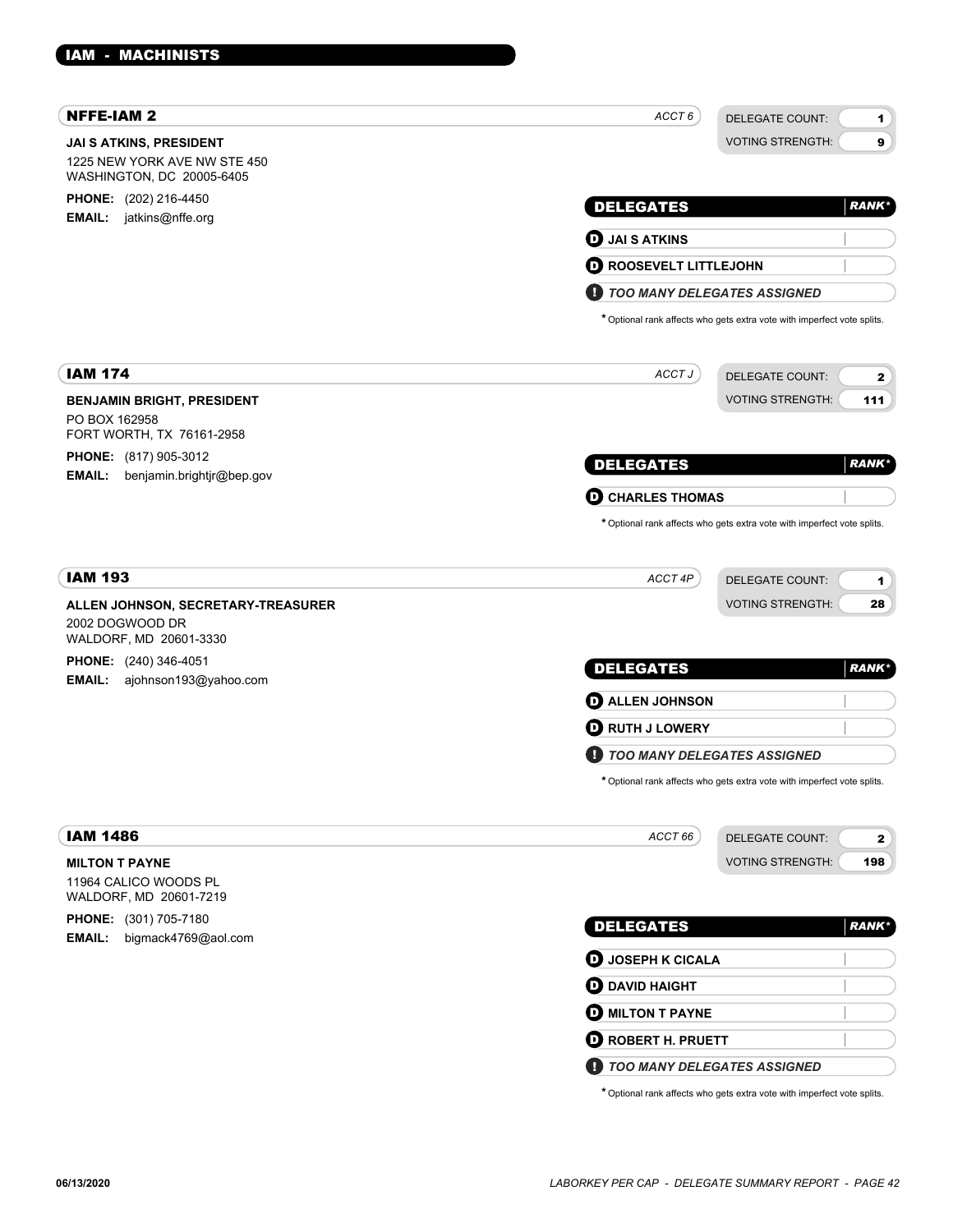## IAM - MACHINISTS

### NFFE-IAM 2

*ACCT 6*

DELEGATE COUNT: 1
VOTING STRENGTH: 9

**JAI S ATKINS, PRESIDENT**
1225 NEW YORK AVE NW STE 450
WASHINGTON, DC 20005-6405

**PHONE:** (202) 216-4450
**EMAIL:** jatkins@nffe.org

| DELEGATES | RANK* |
|---|---|
| **D** JAI S ATKINS | |
| **D** ROOSEVELT LITTLEJOHN | |
| **!** *TOO MANY DELEGATES ASSIGNED* | |

* Optional rank affects who gets extra vote with imperfect vote splits.

### IAM 174

*ACCT J*

DELEGATE COUNT: 2
VOTING STRENGTH: 111

**BENJAMIN BRIGHT, PRESIDENT**
PO BOX 162958
FORT WORTH, TX 76161-2958

**PHONE:** (817) 905-3012
**EMAIL:** benjamin.brightjr@bep.gov

| DELEGATES | RANK* |
|---|---|
| **D** CHARLES THOMAS | |

* Optional rank affects who gets extra vote with imperfect vote splits.

### IAM 193

*ACCT 4P*

DELEGATE COUNT: 1
VOTING STRENGTH: 28

**ALLEN JOHNSON, SECRETARY-TREASURER**
2002 DOGWOOD DR
WALDORF, MD 20601-3330

**PHONE:** (240) 346-4051
**EMAIL:** ajohnson193@yahoo.com

| DELEGATES | RANK* |
|---|---|
| **D** ALLEN JOHNSON | |
| **D** RUTH J LOWERY | |
| **!** *TOO MANY DELEGATES ASSIGNED* | |

* Optional rank affects who gets extra vote with imperfect vote splits.

### IAM 1486

*ACCT 66*

DELEGATE COUNT: 2
VOTING STRENGTH: 198

**MILTON T PAYNE**
11964 CALICO WOODS PL
WALDORF, MD 20601-7219

**PHONE:** (301) 705-7180
**EMAIL:** bigmack4769@aol.com

| DELEGATES | RANK* |
|---|---|
| **D** JOSEPH K CICALA | |
| **D** DAVID HAIGHT | |
| **D** MILTON T PAYNE | |
| **D** ROBERT H. PRUETT | |
| **!** *TOO MANY DELEGATES ASSIGNED* | |

* Optional rank affects who gets extra vote with imperfect vote splits.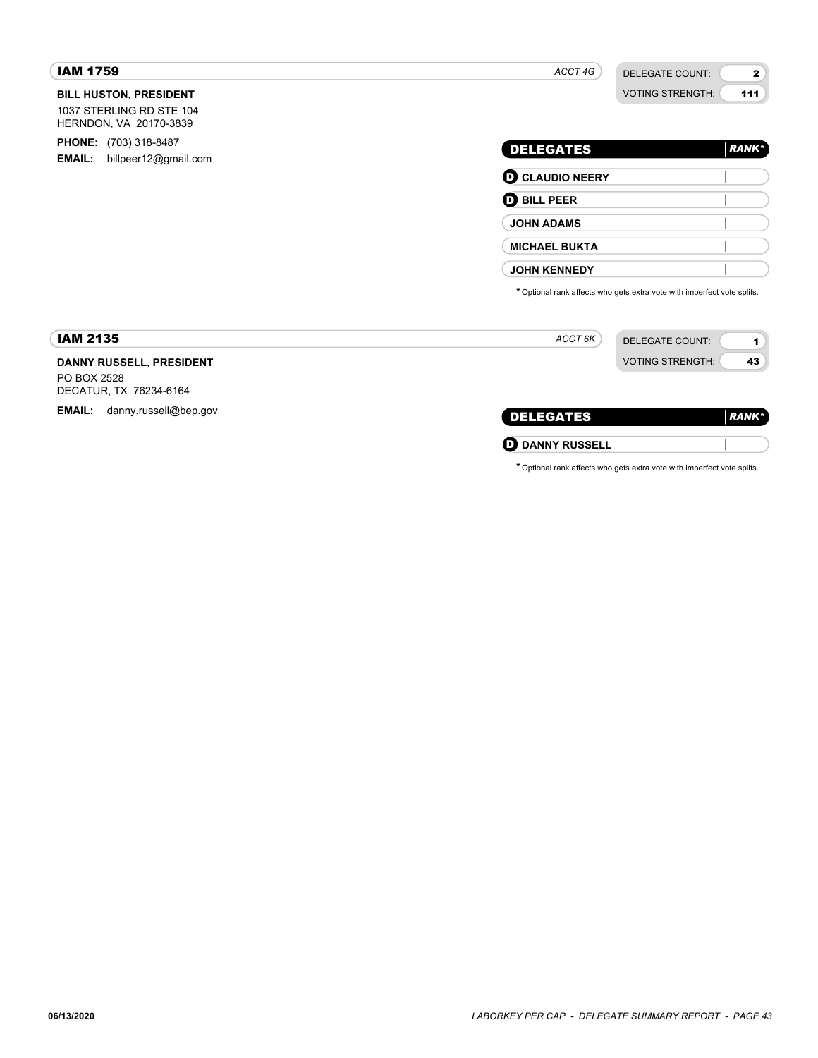## IAM 1759

*ACCT 4G*

DELEGATE COUNT: **2**
VOTING STRENGTH: **111**

**BILL HUSTON, PRESIDENT**
1037 STERLING RD STE 104
HERNDON, VA 20170-3839

**PHONE:** (703) 318-8487
**EMAIL:** billpeer12@gmail.com

| DELEGATES | *RANK** |
|---|---|
| (D) **CLAUDIO NEERY** | |
| (D) **BILL PEER** | |
| **JOHN ADAMS** | |
| **MICHAEL BUKTA** | |
| **JOHN KENNEDY** | |

* Optional rank affects who gets extra vote with imperfect vote splits.

## IAM 2135

*ACCT 6K*

DELEGATE COUNT: **1**
VOTING STRENGTH: **43**

**DANNY RUSSELL, PRESIDENT**
PO BOX 2528
DECATUR, TX 76234-6164

**EMAIL:** danny.russell@bep.gov

| DELEGATES | *RANK** |
|---|---|
| (D) **DANNY RUSSELL** | |

* Optional rank affects who gets extra vote with imperfect vote splits.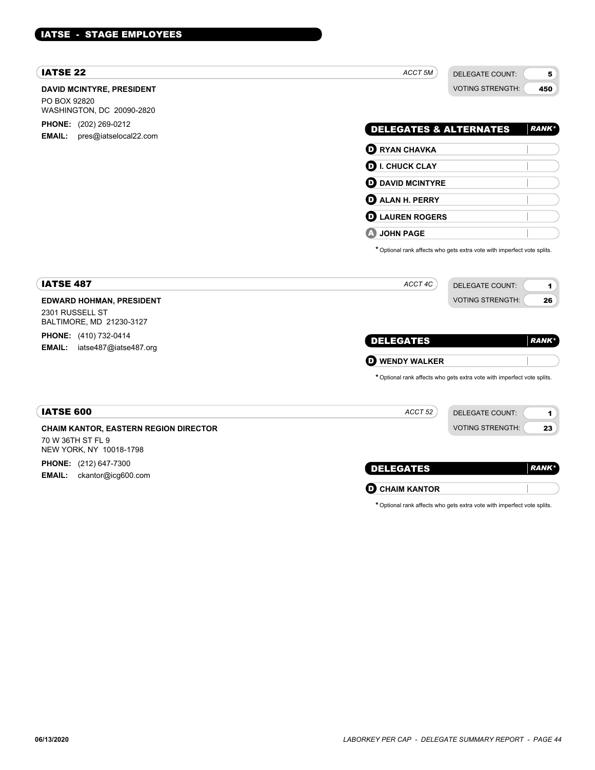# IATSE - STAGE EMPLOYEES

## IATSE 22

*ACCT 5M*

| DELEGATE COUNT: | 5 |
| --- | --- |
| VOTING STRENGTH: | 450 |

**DAVID MCINTYRE, PRESIDENT**

PO BOX 92820
WASHINGTON, DC 20090-2820

**PHONE:** (202) 269-0212
**EMAIL:** pres@iatselocal22.com

| DELEGATES & ALTERNATES | RANK* |
| --- | --- |
| D RYAN CHAVKA | |
| D I. CHUCK CLAY | |
| D DAVID MCINTYRE | |
| D ALAN H. PERRY | |
| D LAUREN ROGERS | |
| A JOHN PAGE | |

* Optional rank affects who gets extra vote with imperfect vote splits.

## IATSE 487

*ACCT 4C*

| DELEGATE COUNT: | 1 |
| --- | --- |
| VOTING STRENGTH: | 26 |

**EDWARD HOHMAN, PRESIDENT**

2301 RUSSELL ST
BALTIMORE, MD 21230-3127

**PHONE:** (410) 732-0414
**EMAIL:** iatse487@iatse487.org

| DELEGATES | RANK* |
| --- | --- |
| D WENDY WALKER | |

* Optional rank affects who gets extra vote with imperfect vote splits.

## IATSE 600

*ACCT 52*

| DELEGATE COUNT: | 1 |
| --- | --- |
| VOTING STRENGTH: | 23 |

**CHAIM KANTOR, EASTERN REGION DIRECTOR**

70 W 36TH ST FL 9
NEW YORK, NY 10018-1798

**PHONE:** (212) 647-7300
**EMAIL:** ckantor@icg600.com

| DELEGATES | RANK* |
| --- | --- |
| D CHAIM KANTOR | |

* Optional rank affects who gets extra vote with imperfect vote splits.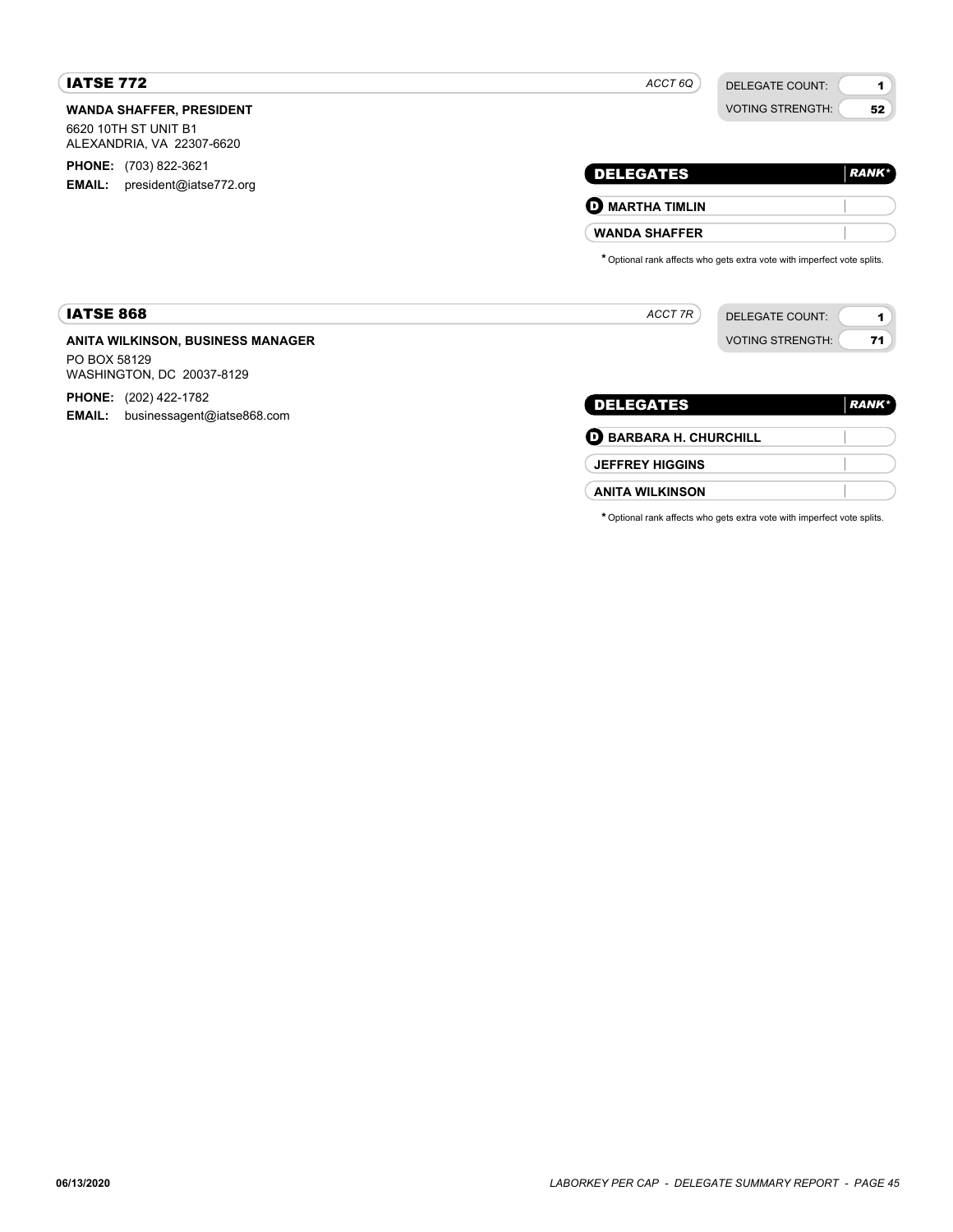## IATSE 772

*ACCT 6Q*

| DELEGATE COUNT: | 1 |
|---|---|
| VOTING STRENGTH: | 52 |

**WANDA SHAFFER, PRESIDENT**

6620 10TH ST UNIT B1
ALEXANDRIA, VA 22307-6620

**PHONE:** (703) 822-3621
**EMAIL:** president@iatse772.org

| DELEGATES | *RANK** |
|---|---|
| **(D) MARTHA TIMLIN** | |
| **WANDA SHAFFER** | |

* Optional rank affects who gets extra vote with imperfect vote splits.

## IATSE 868

*ACCT 7R*

| DELEGATE COUNT: | 1 |
|---|---|
| VOTING STRENGTH: | 71 |

**ANITA WILKINSON, BUSINESS MANAGER**

PO BOX 58129
WASHINGTON, DC 20037-8129

**PHONE:** (202) 422-1782
**EMAIL:** businessagent@iatse868.com

| DELEGATES | *RANK** |
|---|---|
| **(D) BARBARA H. CHURCHILL** | |
| **JEFFREY HIGGINS** | |
| **ANITA WILKINSON** | |

* Optional rank affects who gets extra vote with imperfect vote splits.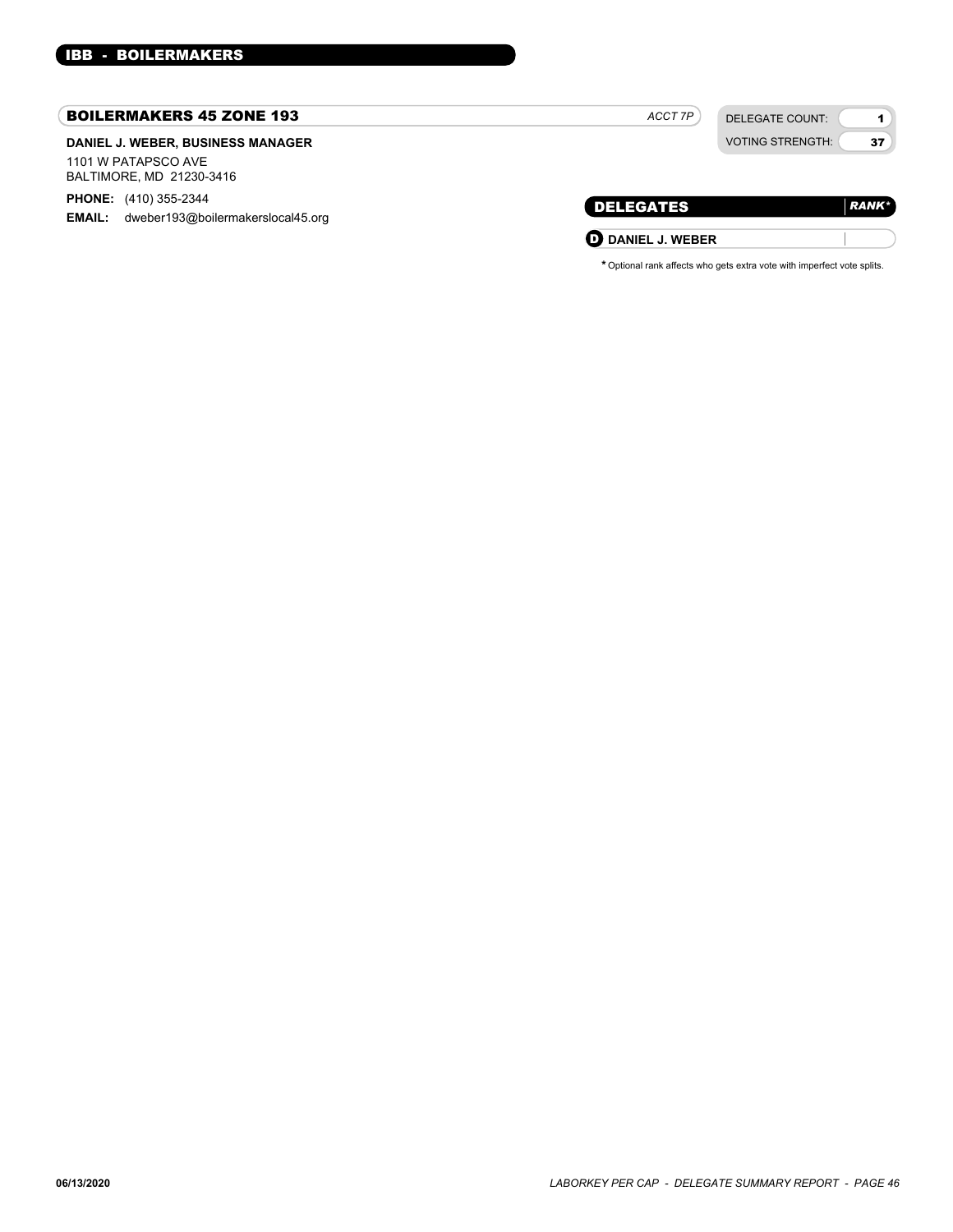## IBB - BOILERMAKERS

### BOILERMAKERS 45 ZONE 193

*ACCT 7P*

| | |
|---|---|
| DELEGATE COUNT: | 1 |
| VOTING STRENGTH: | 37 |

**DANIEL J. WEBER, BUSINESS MANAGER**

1101 W PATAPSCO AVE
BALTIMORE, MD 21230-3416

**PHONE:** (410) 355-2344
**EMAIL:** dweber193@boilermakerslocal45.org

| DELEGATES | *RANK** |
|---|---|
| D **DANIEL J. WEBER** | |

* Optional rank affects who gets extra vote with imperfect vote splits.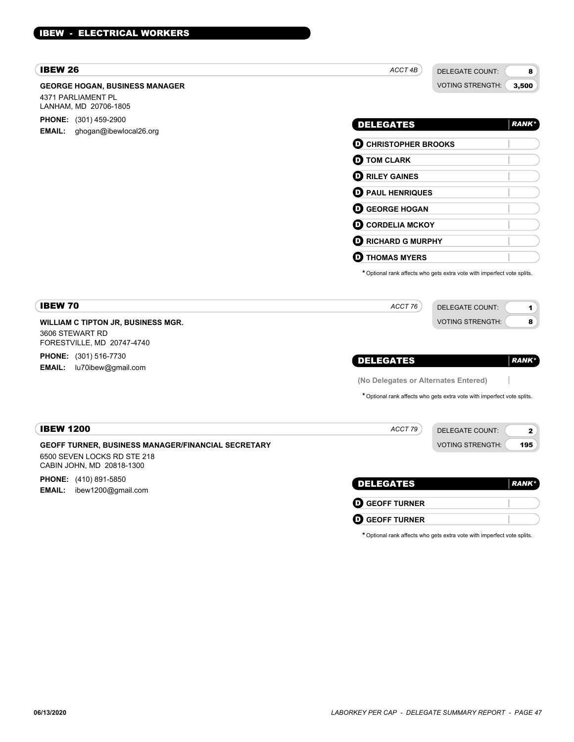## IBEW - ELECTRICAL WORKERS

### IBEW 26

*ACCT 4B*

DELEGATE COUNT: **8**
VOTING STRENGTH: **3,500**

**GEORGE HOGAN, BUSINESS MANAGER**
4371 PARLIAMENT PL
LANHAM, MD 20706-1805

**PHONE:** (301) 459-2900
**EMAIL:** ghogan@ibewlocal26.org

| DELEGATES | RANK* |
|---|---|
| D CHRISTOPHER BROOKS | |
| D TOM CLARK | |
| D RILEY GAINES | |
| D PAUL HENRIQUES | |
| D GEORGE HOGAN | |
| D CORDELIA MCKOY | |
| D RICHARD G MURPHY | |
| D THOMAS MYERS | |

* Optional rank affects who gets extra vote with imperfect vote splits.

### IBEW 70

*ACCT 76*

DELEGATE COUNT: **1**
VOTING STRENGTH: **8**

**WILLIAM C TIPTON JR, BUSINESS MGR.**
3606 STEWART RD
FORESTVILLE, MD 20747-4740

**PHONE:** (301) 516-7730
**EMAIL:** lu70ibew@gmail.com

| DELEGATES | RANK* |
|---|---|
| (No Delegates or Alternates Entered) | |

* Optional rank affects who gets extra vote with imperfect vote splits.

### IBEW 1200

*ACCT 79*

DELEGATE COUNT: **2**
VOTING STRENGTH: **195**

**GEOFF TURNER, BUSINESS MANAGER/FINANCIAL SECRETARY**
6500 SEVEN LOCKS RD STE 218
CABIN JOHN, MD 20818-1300

**PHONE:** (410) 891-5850
**EMAIL:** ibew1200@gmail.com

| DELEGATES | RANK* |
|---|---|
| D GEOFF TURNER | |
| D GEOFF TURNER | |

* Optional rank affects who gets extra vote with imperfect vote splits.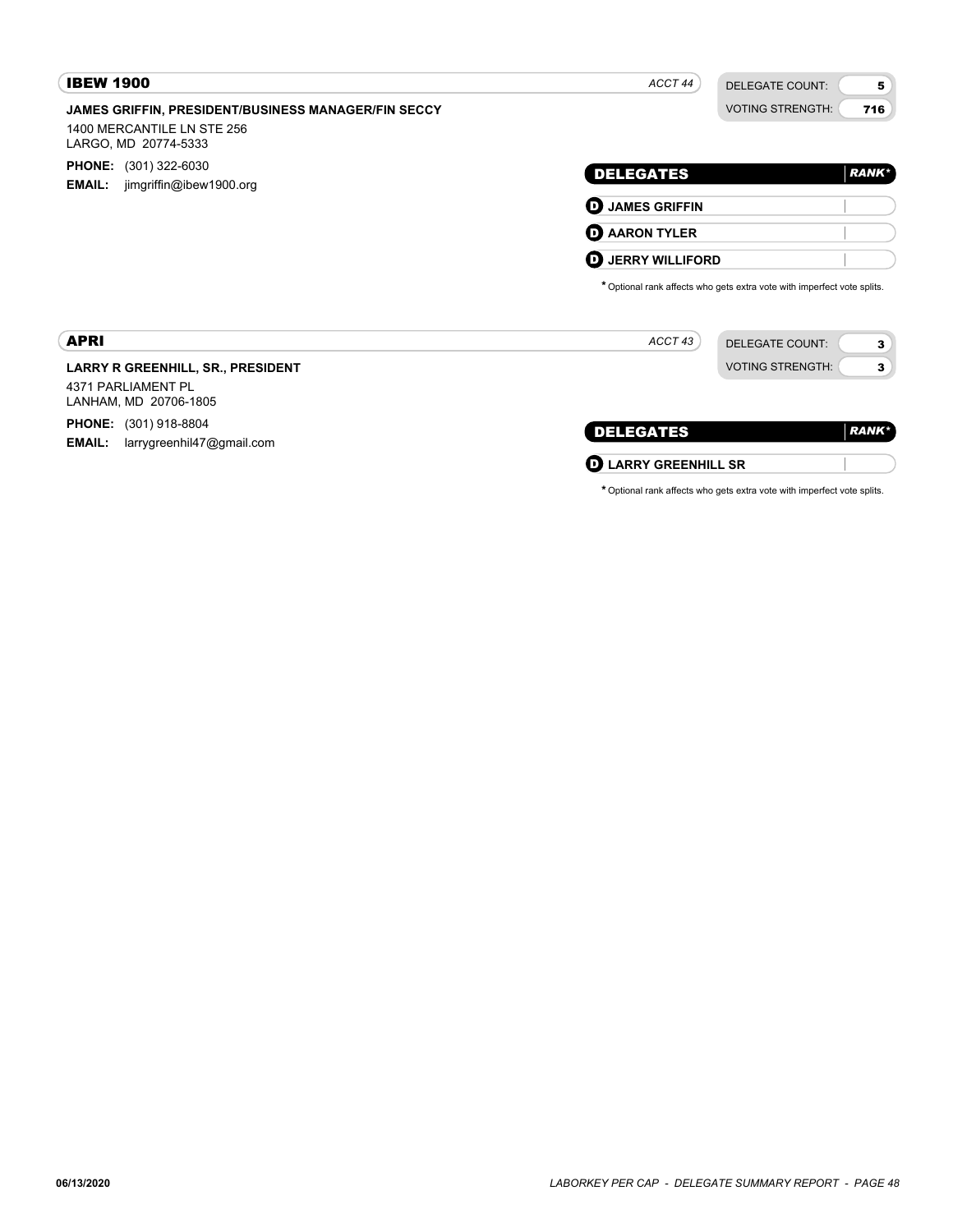## IBEW 1900

*ACCT 44*

| DELEGATE COUNT: | 5 |
| --- | --- |
| VOTING STRENGTH: | 716 |

**JAMES GRIFFIN, PRESIDENT/BUSINESS MANAGER/FIN SECCY**

1400 MERCANTILE LN STE 256
LARGO, MD 20774-5333

**PHONE:** (301) 322-6030
**EMAIL:** jimgriffin@ibew1900.org

| DELEGATES | *RANK** |
| --- | --- |
| **D JAMES GRIFFIN** | |
| **D AARON TYLER** | |
| **D JERRY WILLIFORD** | |

*Optional rank affects who gets extra vote with imperfect vote splits.

## APRI

*ACCT 43*

| DELEGATE COUNT: | 3 |
| --- | --- |
| VOTING STRENGTH: | 3 |

**LARRY R GREENHILL, SR., PRESIDENT**

4371 PARLIAMENT PL
LANHAM, MD 20706-1805

**PHONE:** (301) 918-8804
**EMAIL:** larrygreenhil47@gmail.com

| DELEGATES | *RANK** |
| --- | --- |
| **D LARRY GREENHILL SR** | |

*Optional rank affects who gets extra vote with imperfect vote splits.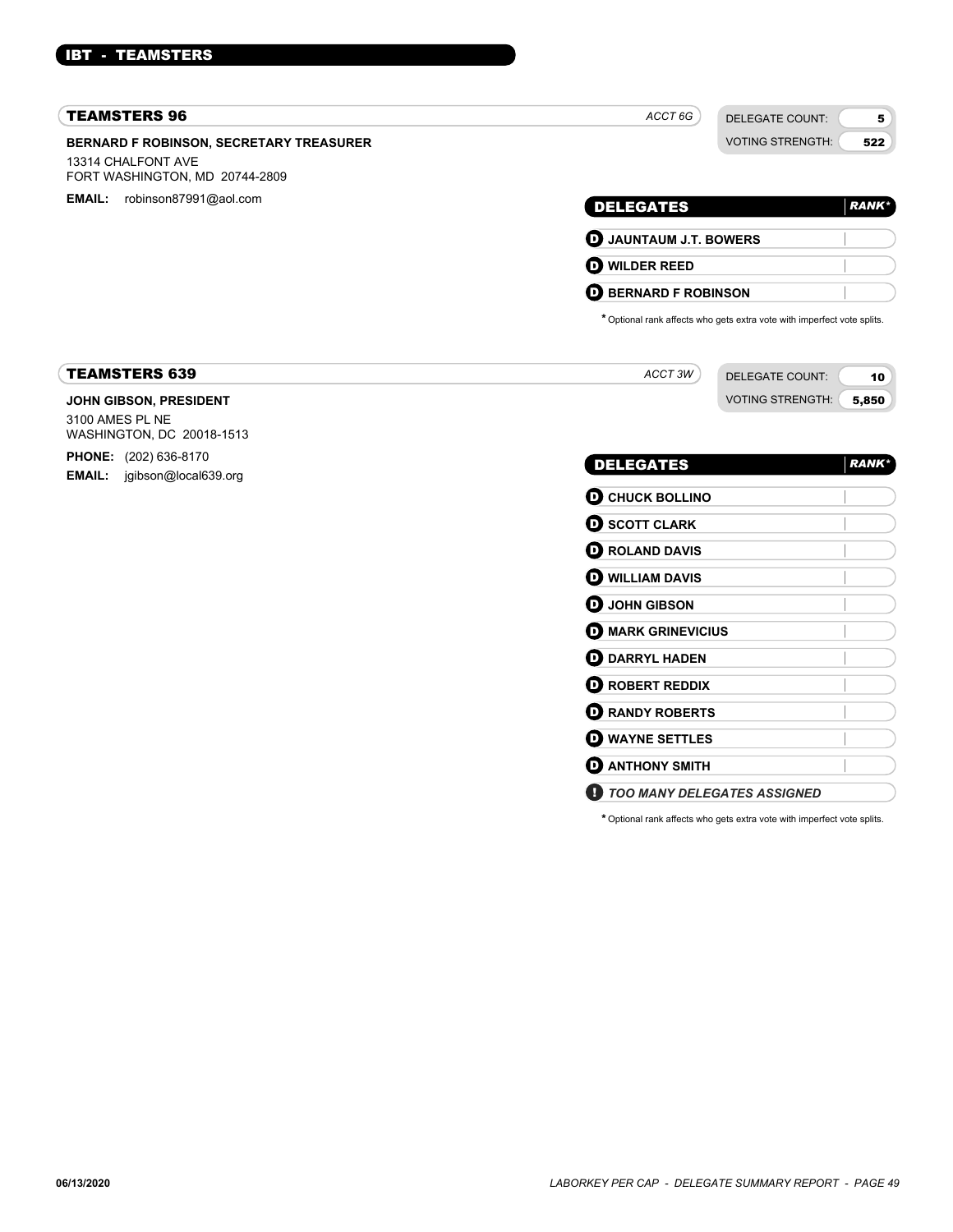## IBT - TEAMSTERS

### TEAMSTERS 96

ACCT 6G

DELEGATE COUNT: 5
VOTING STRENGTH: 522

**BERNARD F ROBINSON, SECRETARY TREASURER**
13314 CHALFONT AVE
FORT WASHINGTON, MD 20744-2809

**EMAIL:** robinson87991@aol.com

| DELEGATES | RANK* |
|---|---|
| D JAUNTAUM J.T. BOWERS | |
| D WILDER REED | |
| D BERNARD F ROBINSON | |

\* Optional rank affects who gets extra vote with imperfect vote splits.

### TEAMSTERS 639

ACCT 3W

DELEGATE COUNT: 10
VOTING STRENGTH: 5,850

**JOHN GIBSON, PRESIDENT**
3100 AMES PL NE
WASHINGTON, DC 20018-1513

**PHONE:** (202) 636-8170
**EMAIL:** jgibson@local639.org

| DELEGATES | RANK* |
|---|---|
| D CHUCK BOLLINO | |
| D SCOTT CLARK | |
| D ROLAND DAVIS | |
| D WILLIAM DAVIS | |
| D JOHN GIBSON | |
| D MARK GRINEVICIUS | |
| D DARRYL HADEN | |
| D ROBERT REDDIX | |
| D RANDY ROBERTS | |
| D WAYNE SETTLES | |
| D ANTHONY SMITH | |
| ! *TOO MANY DELEGATES ASSIGNED* | |

\* Optional rank affects who gets extra vote with imperfect vote splits.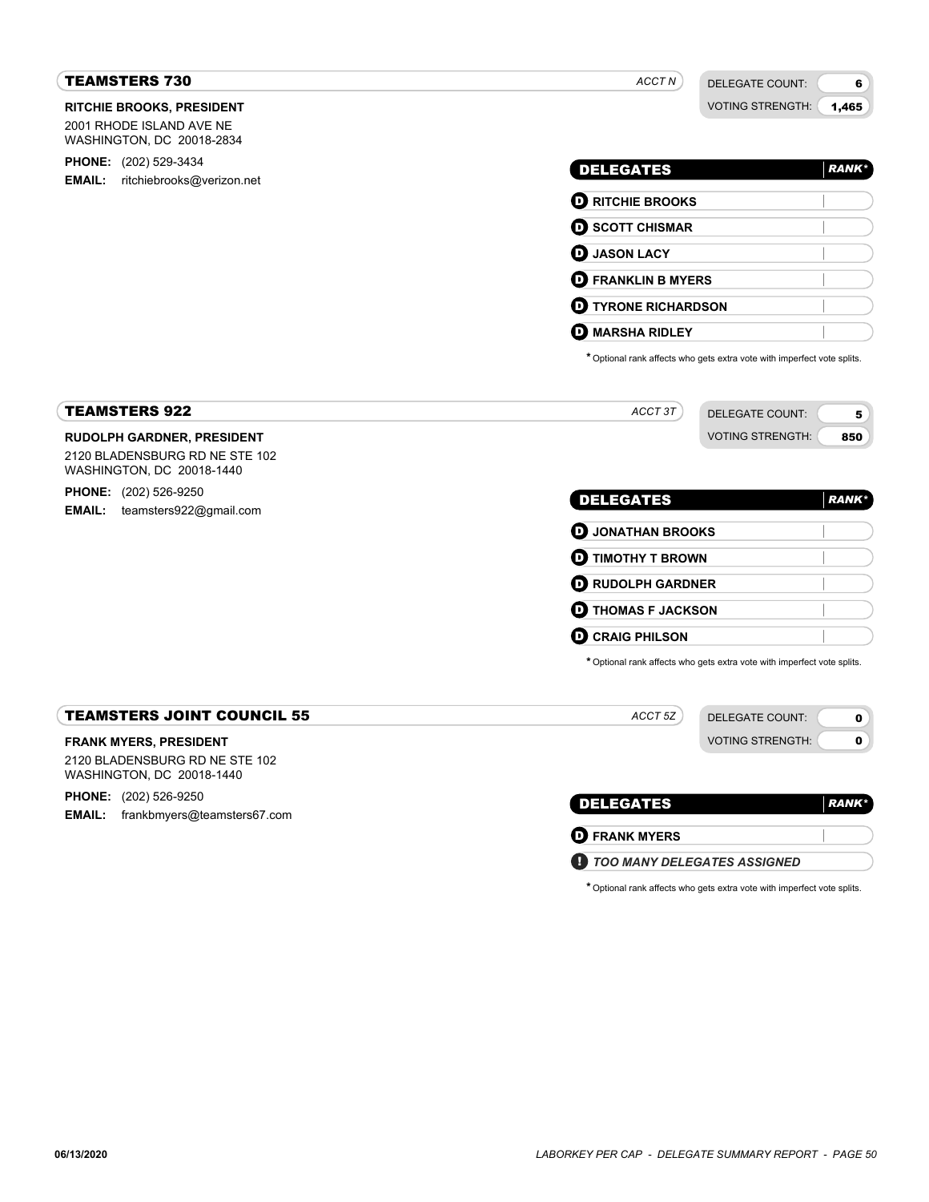## TEAMSTERS 730

*ACCT N*

DELEGATE COUNT: 6
VOTING STRENGTH: 1,465

**RITCHIE BROOKS, PRESIDENT**
2001 RHODE ISLAND AVE NE
WASHINGTON, DC 20018-2834

**PHONE:** (202) 529-3434
**EMAIL:** ritchiebrooks@verizon.net

| DELEGATES | *RANK** |
| --- | --- |
| RITCHIE BROOKS | |
| SCOTT CHISMAR | |
| JASON LACY | |
| FRANKLIN B MYERS | |
| TYRONE RICHARDSON | |
| MARSHA RIDLEY | |

* Optional rank affects who gets extra vote with imperfect vote splits.

## TEAMSTERS 922

*ACCT 3T*

DELEGATE COUNT: 5
VOTING STRENGTH: 850

**RUDOLPH GARDNER, PRESIDENT**
2120 BLADENSBURG RD NE STE 102
WASHINGTON, DC 20018-1440

**PHONE:** (202) 526-9250
**EMAIL:** teamsters922@gmail.com

| DELEGATES | *RANK** |
| --- | --- |
| JONATHAN BROOKS | |
| TIMOTHY T BROWN | |
| RUDOLPH GARDNER | |
| THOMAS F JACKSON | |
| CRAIG PHILSON | |

* Optional rank affects who gets extra vote with imperfect vote splits.

## TEAMSTERS JOINT COUNCIL 55

*ACCT 5Z*

DELEGATE COUNT: 0
VOTING STRENGTH: 0

**FRANK MYERS, PRESIDENT**
2120 BLADENSBURG RD NE STE 102
WASHINGTON, DC 20018-1440

**PHONE:** (202) 526-9250
**EMAIL:** frankbmyers@teamsters67.com

| DELEGATES | *RANK** |
| --- | --- |
| FRANK MYERS | |
| ! *TOO MANY DELEGATES ASSIGNED* | |

* Optional rank affects who gets extra vote with imperfect vote splits.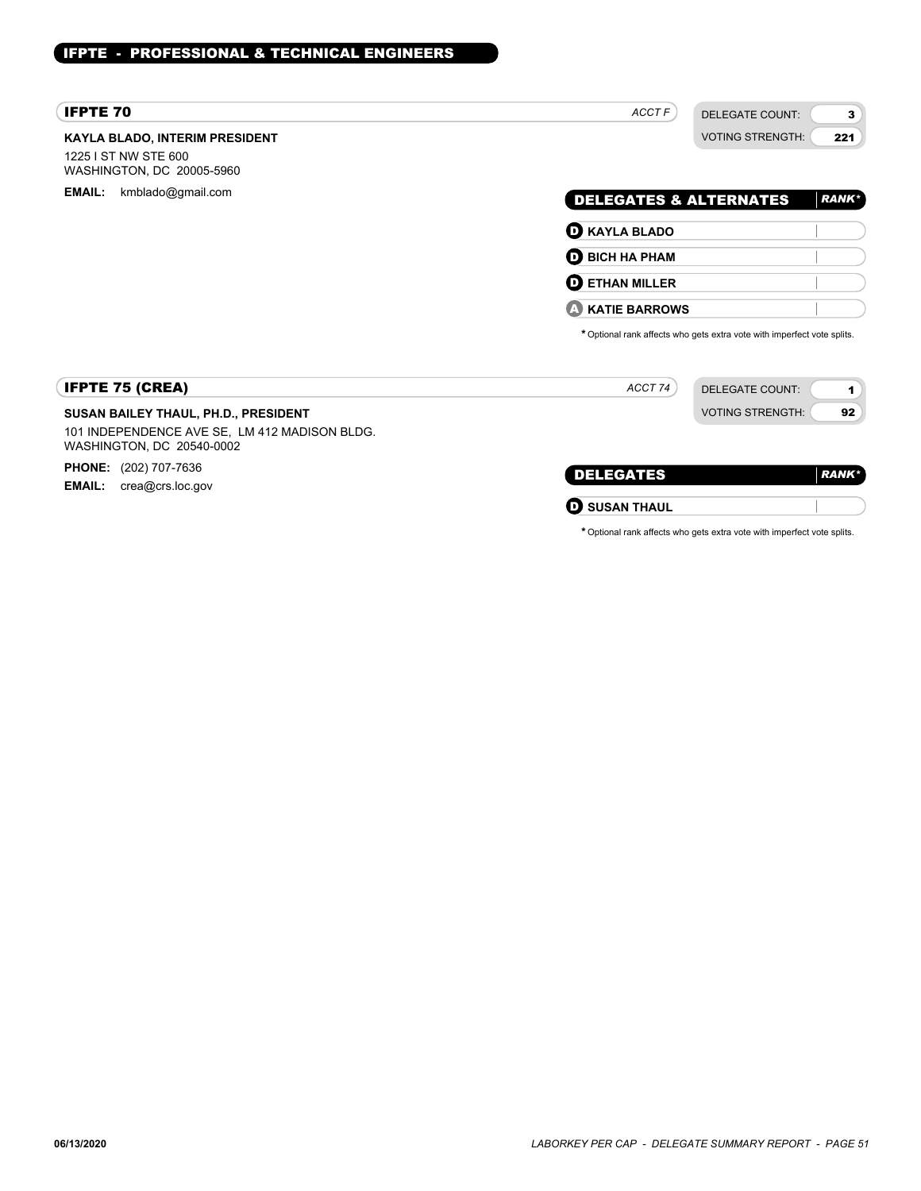## IFPTE - PROFESSIONAL & TECHNICAL ENGINEERS

### IFPTE 70

*ACCT F*

| DELEGATE COUNT: | 3 |
|---|---|
| VOTING STRENGTH: | 221 |

**KAYLA BLADO, INTERIM PRESIDENT**

1225 I ST NW STE 600
WASHINGTON, DC 20005-5960

**EMAIL:** kmblado@gmail.com

| DELEGATES & ALTERNATES | *RANK** |
|---|---|
| D **KAYLA BLADO** | |
| D **BICH HA PHAM** | |
| D **ETHAN MILLER** | |
| A **KATIE BARROWS** | |

* Optional rank affects who gets extra vote with imperfect vote splits.

### IFPTE 75 (CREA)

*ACCT 74*

| DELEGATE COUNT: | 1 |
|---|---|
| VOTING STRENGTH: | 92 |

**SUSAN BAILEY THAUL, PH.D., PRESIDENT**

101 INDEPENDENCE AVE SE, LM 412 MADISON BLDG.
WASHINGTON, DC 20540-0002

**PHONE:** (202) 707-7636
**EMAIL:** crea@crs.loc.gov

| DELEGATES | *RANK** |
|---|---|
| D **SUSAN THAUL** | |

* Optional rank affects who gets extra vote with imperfect vote splits.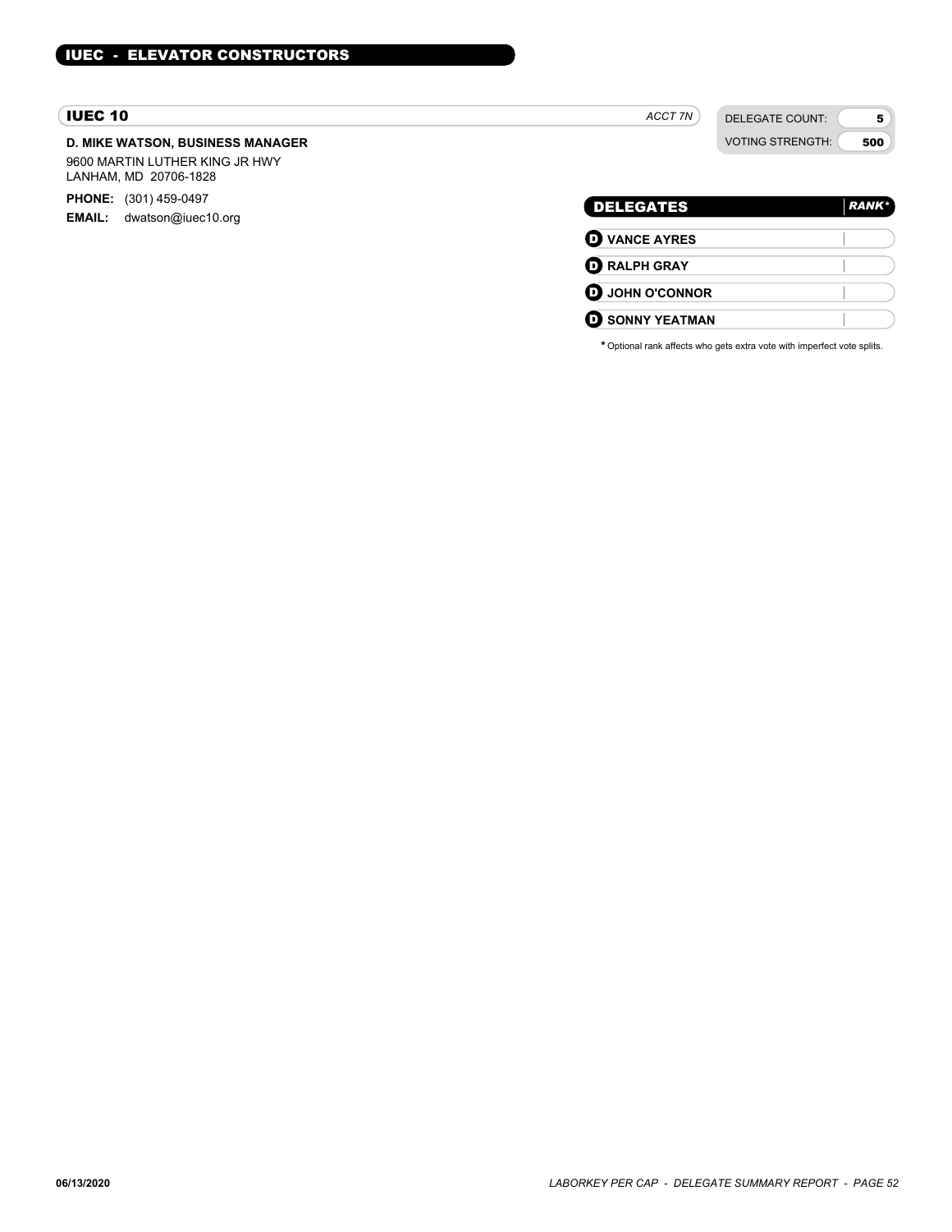## IUEC - ELEVATOR CONSTRUCTORS

### IUEC 10

*ACCT 7N*

| DELEGATE COUNT: | 5 |
|---|---|
| VOTING STRENGTH: | 500 |

**D. MIKE WATSON, BUSINESS MANAGER**

9600 MARTIN LUTHER KING JR HWY
LANHAM, MD 20706-1828

**PHONE:** (301) 459-0497
**EMAIL:** dwatson@iuec10.org

| DELEGATES | RANK* |
|---|---|
| D VANCE AYRES | |
| D RALPH GRAY | |
| D JOHN O'CONNOR | |
| D SONNY YEATMAN | |

* Optional rank affects who gets extra vote with imperfect vote splits.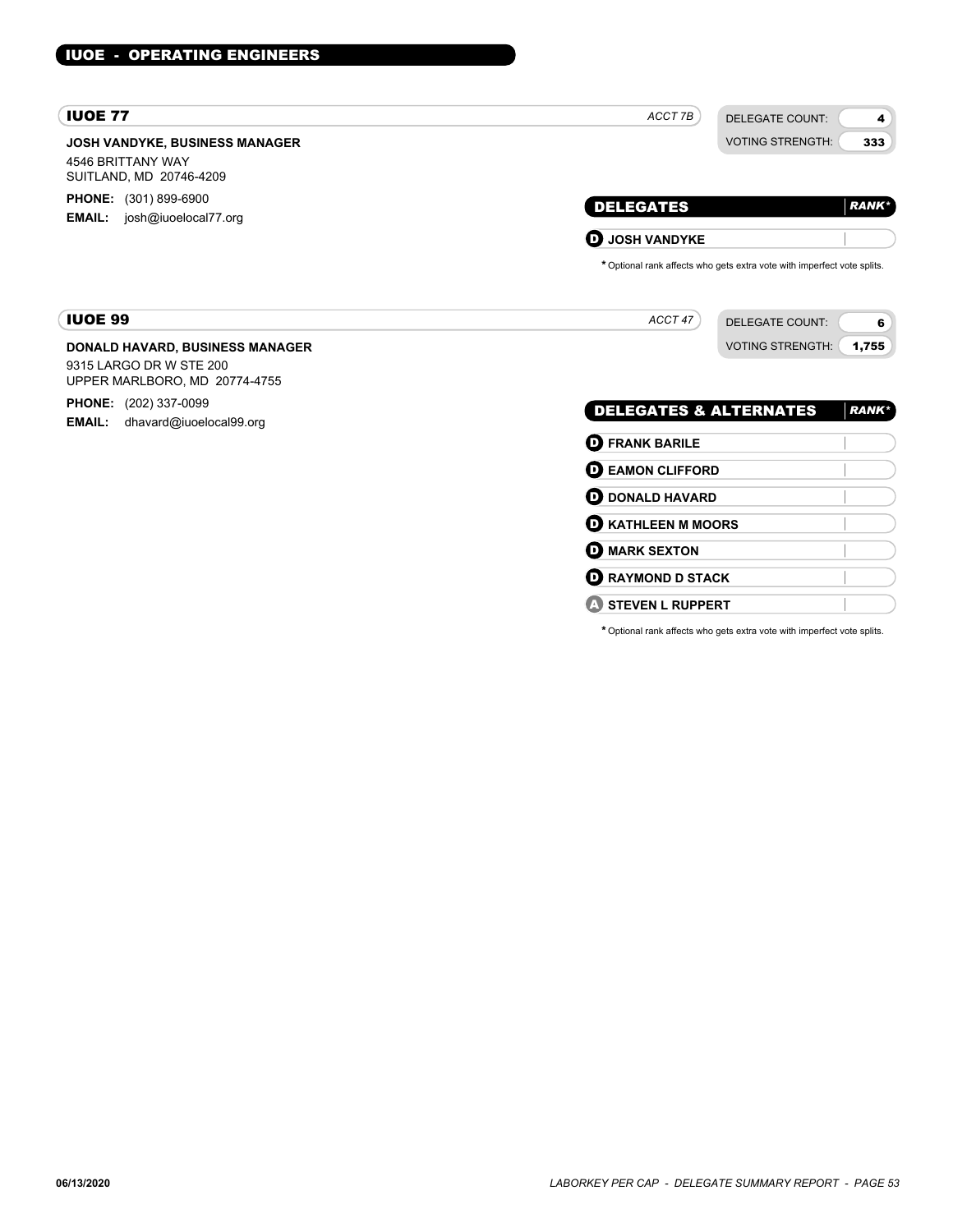## IUOE - OPERATING ENGINEERS

### IUOE 77

*ACCT 7B*

| | |
|---|---|
| DELEGATE COUNT: | 4 |
| VOTING STRENGTH: | 333 |

**JOSH VANDYKE, BUSINESS MANAGER**
4546 BRITTANY WAY
SUITLAND, MD 20746-4209

**PHONE:** (301) 899-6900
**EMAIL:** josh@iuoelocal77.org

| DELEGATES | RANK* |
|---|---|
| D JOSH VANDYKE | |

\* Optional rank affects who gets extra vote with imperfect vote splits.

### IUOE 99

*ACCT 47*

| | |
|---|---|
| DELEGATE COUNT: | 6 |
| VOTING STRENGTH: | 1,755 |

**DONALD HAVARD, BUSINESS MANAGER**
9315 LARGO DR W STE 200
UPPER MARLBORO, MD 20774-4755

**PHONE:** (202) 337-0099
**EMAIL:** dhavard@iuoelocal99.org

| DELEGATES & ALTERNATES | RANK* |
|---|---|
| D FRANK BARILE | |
| D EAMON CLIFFORD | |
| D DONALD HAVARD | |
| D KATHLEEN M MOORS | |
| D MARK SEXTON | |
| D RAYMOND D STACK | |
| A STEVEN L RUPPERT | |

\* Optional rank affects who gets extra vote with imperfect vote splits.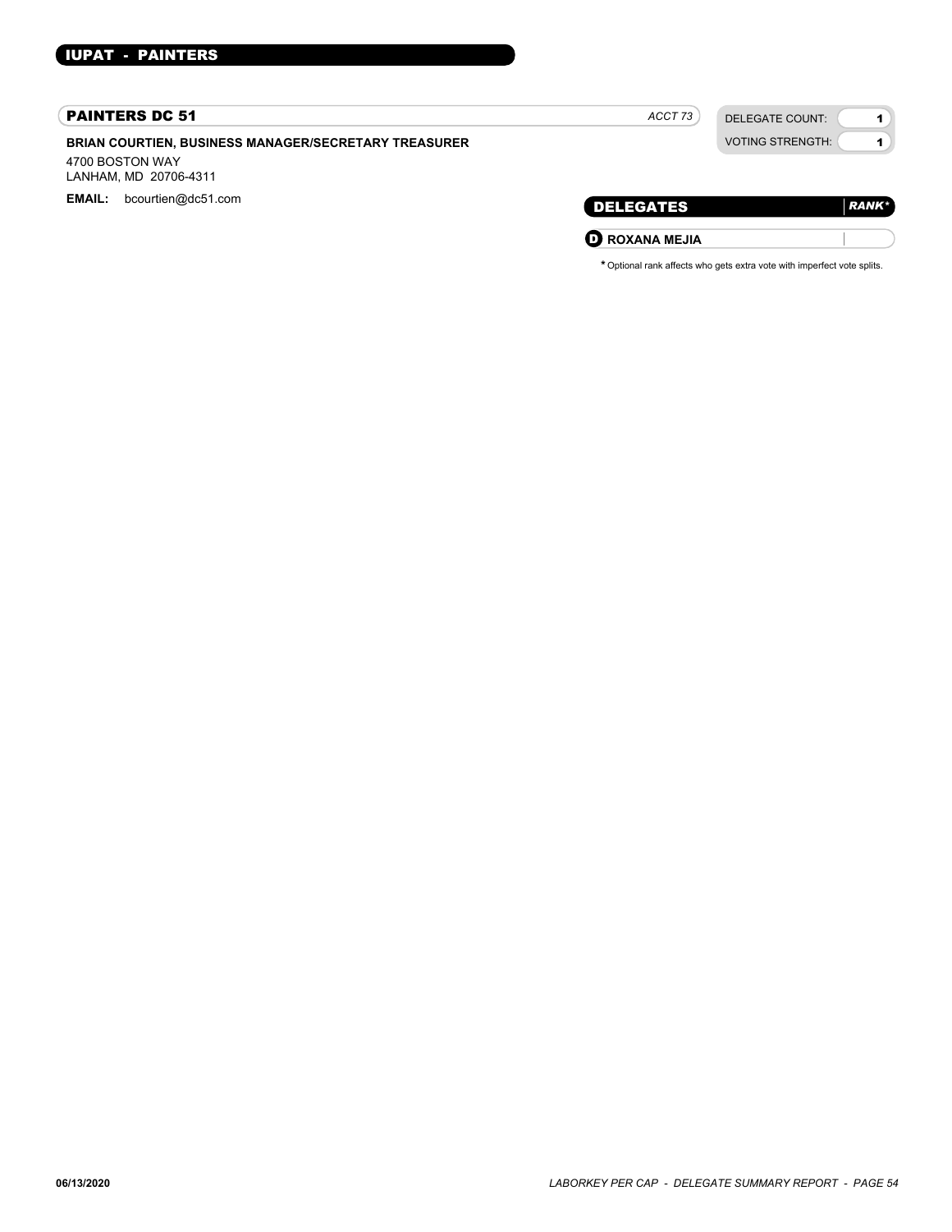## IUPAT - PAINTERS

### PAINTERS DC 51

*ACCT 73*

| DELEGATE COUNT: | 1 |
| --- | --- |
| VOTING STRENGTH: | 1 |

**BRIAN COURTIEN, BUSINESS MANAGER/SECRETARY TREASURER**

4700 BOSTON WAY
LANHAM, MD 20706-4311

**EMAIL:** bcourtien@dc51.com

| DELEGATES | *RANK** |
| --- | --- |
| **D** **ROXANA MEJIA** | |

* Optional rank affects who gets extra vote with imperfect vote splits.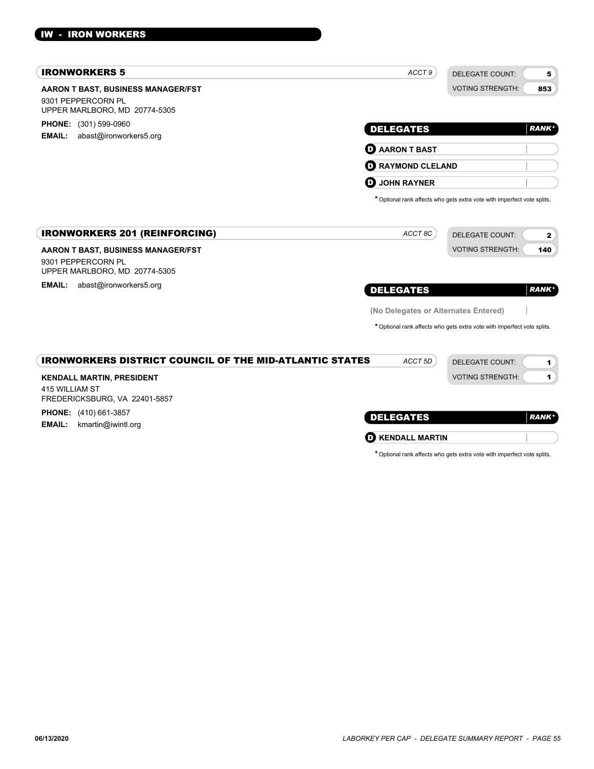## IW - IRON WORKERS

### IRONWORKERS 5

*ACCT 9*

| DELEGATE COUNT: | 5 |
| --- | --- |
| VOTING STRENGTH: | 853 |

**AARON T BAST, BUSINESS MANAGER/FST**

9301 PEPPERCORN PL
UPPER MARLBORO, MD 20774-5305

**PHONE:** (301) 599-0960
**EMAIL:** abast@ironworkers5.org

| DELEGATES | RANK* |
| --- | --- |
| D AARON T BAST | |
| D RAYMOND CLELAND | |
| D JOHN RAYNER | |

\* Optional rank affects who gets extra vote with imperfect vote splits.

### IRONWORKERS 201 (REINFORCING)

*ACCT 8C*

| DELEGATE COUNT: | 2 |
| --- | --- |
| VOTING STRENGTH: | 140 |

**AARON T BAST, BUSINESS MANAGER/FST**

9301 PEPPERCORN PL
UPPER MARLBORO, MD 20774-5305

**EMAIL:** abast@ironworkers5.org

| DELEGATES | RANK* |
| --- | --- |
| (No Delegates or Alternates Entered) | |

\* Optional rank affects who gets extra vote with imperfect vote splits.

### IRONWORKERS DISTRICT COUNCIL OF THE MID-ATLANTIC STATES

*ACCT 5D*

| DELEGATE COUNT: | 1 |
| --- | --- |
| VOTING STRENGTH: | 1 |

**KENDALL MARTIN, PRESIDENT**

415 WILLIAM ST
FREDERICKSBURG, VA 22401-5857

**PHONE:** (410) 661-3857
**EMAIL:** kmartin@iwintl.org

| DELEGATES | RANK* |
| --- | --- |
| D KENDALL MARTIN | |

\* Optional rank affects who gets extra vote with imperfect vote splits.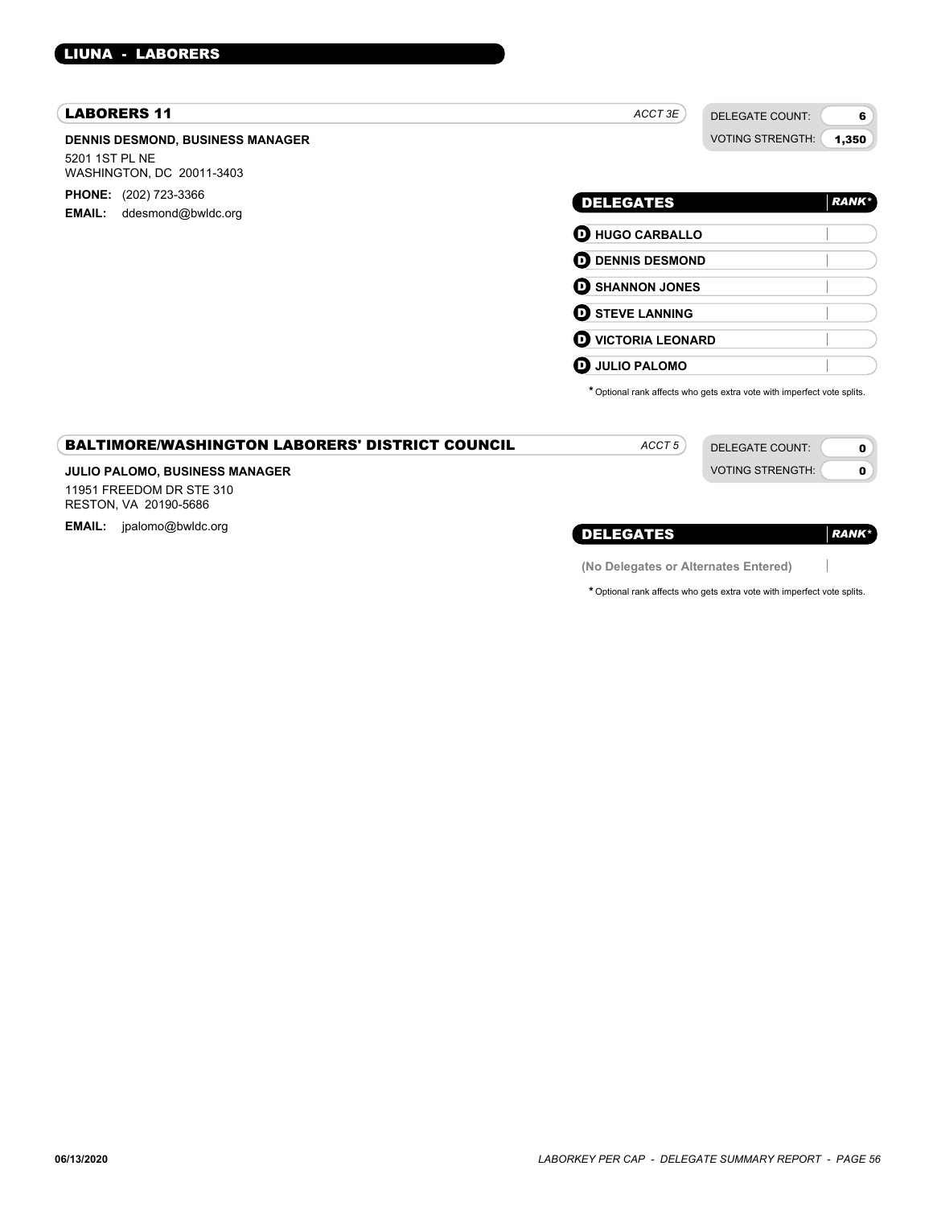# LIUNA - LABORERS

## LABORERS 11

*ACCT 3E*

| DELEGATE COUNT: | 6 |
|---|---|
| VOTING STRENGTH: | 1,350 |

**DENNIS DESMOND, BUSINESS MANAGER**

5201 1ST PL NE
WASHINGTON, DC 20011-3403

**PHONE:** (202) 723-3366
**EMAIL:** ddesmond@bwldc.org

| DELEGATES | *RANK** |
|---|---|
| D HUGO CARBALLO | |
| D DENNIS DESMOND | |
| D SHANNON JONES | |
| D STEVE LANNING | |
| D VICTORIA LEONARD | |
| D JULIO PALOMO | |

\* Optional rank affects who gets extra vote with imperfect vote splits.

## BALTIMORE/WASHINGTON LABORERS' DISTRICT COUNCIL

*ACCT 5*

| DELEGATE COUNT: | 0 |
|---|---|
| VOTING STRENGTH: | 0 |

**JULIO PALOMO, BUSINESS MANAGER**

11951 FREEDOM DR STE 310
RESTON, VA 20190-5686

**EMAIL:** jpalomo@bwldc.org

| DELEGATES | *RANK** |
|---|---|
| (No Delegates or Alternates Entered) | |

\* Optional rank affects who gets extra vote with imperfect vote splits.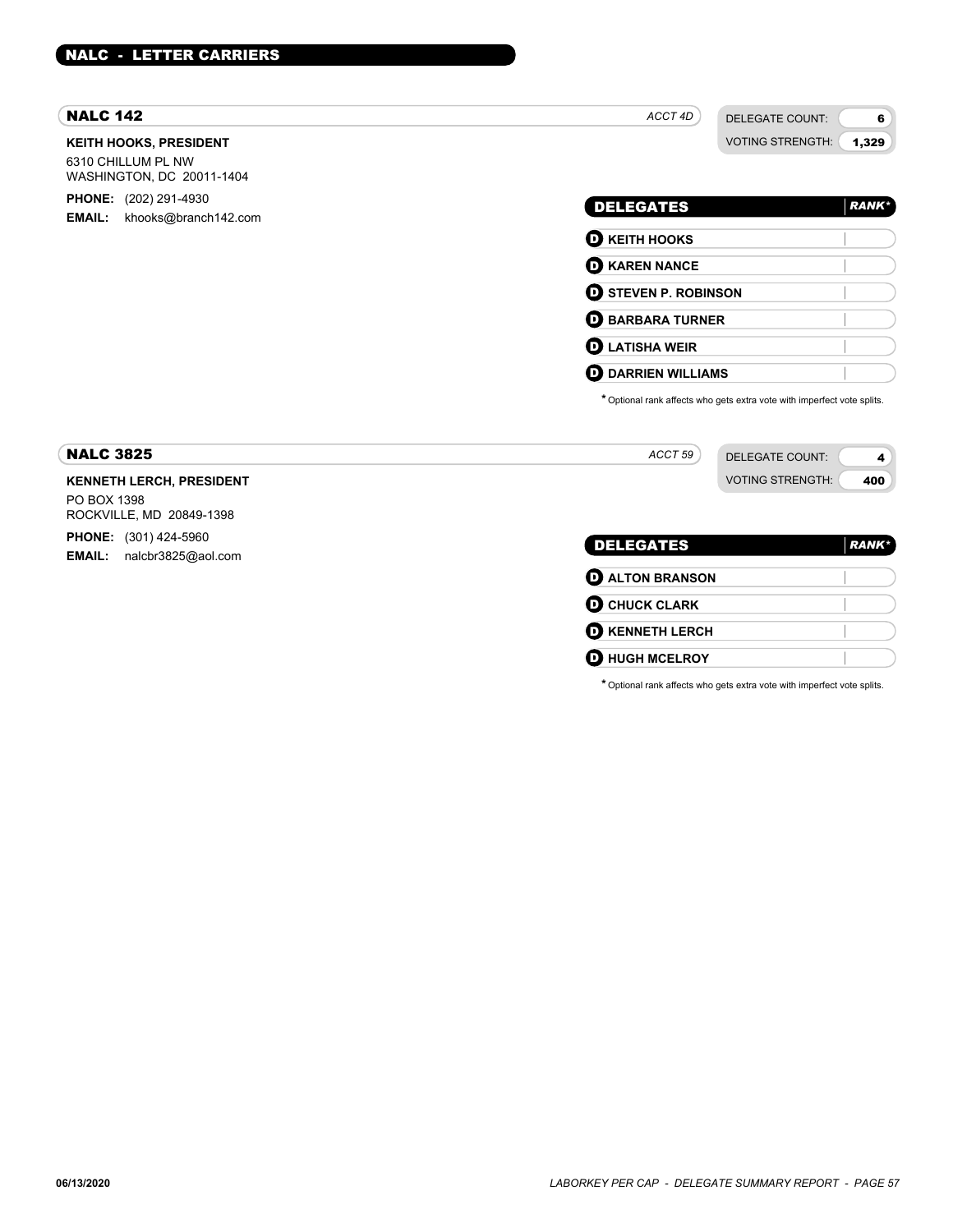## NALC - LETTER CARRIERS

### NALC 142

*ACCT 4D*

| DELEGATE COUNT: | 6 |
|---|---|
| VOTING STRENGTH: | 1,329 |

**KEITH HOOKS, PRESIDENT**
6310 CHILLUM PL NW
WASHINGTON, DC 20011-1404

**PHONE:** (202) 291-4930
**EMAIL:** khooks@branch142.com

| DELEGATES | RANK* |
|---|---|
| D KEITH HOOKS | |
| D KAREN NANCE | |
| D STEVEN P. ROBINSON | |
| D BARBARA TURNER | |
| D LATISHA WEIR | |
| D DARRIEN WILLIAMS | |

* Optional rank affects who gets extra vote with imperfect vote splits.

### NALC 3825

*ACCT 59*

| DELEGATE COUNT: | 4 |
|---|---|
| VOTING STRENGTH: | 400 |

**KENNETH LERCH, PRESIDENT**
PO BOX 1398
ROCKVILLE, MD 20849-1398

**PHONE:** (301) 424-5960
**EMAIL:** nalcbr3825@aol.com

| DELEGATES | RANK* |
|---|---|
| D ALTON BRANSON | |
| D CHUCK CLARK | |
| D KENNETH LERCH | |
| D HUGH MCELROY | |

* Optional rank affects who gets extra vote with imperfect vote splits.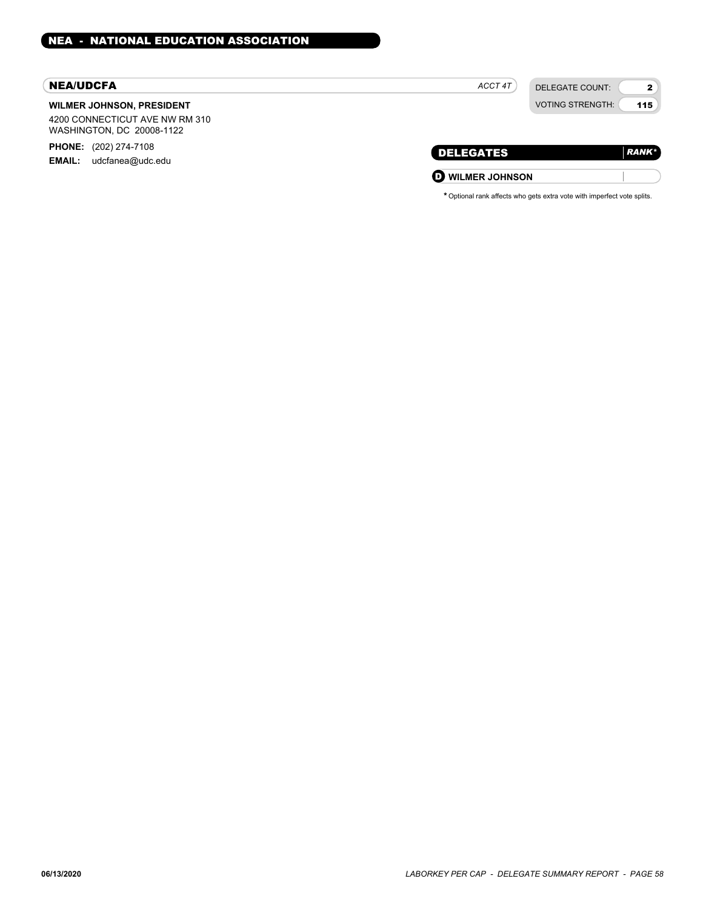## NEA - NATIONAL EDUCATION ASSOCIATION

### NEA/UDCFA

*ACCT 4T*

| DELEGATE COUNT: | 2 |
|---|---|
| VOTING STRENGTH: | 115 |

**WILMER JOHNSON, PRESIDENT**

4200 CONNECTICUT AVE NW RM 310
WASHINGTON, DC 20008-1122

**PHONE:** (202) 274-7108
**EMAIL:** udcfanea@udc.edu

| DELEGATES | *RANK** |
|---|---|
| D WILMER JOHNSON | |

\* Optional rank affects who gets extra vote with imperfect vote splits.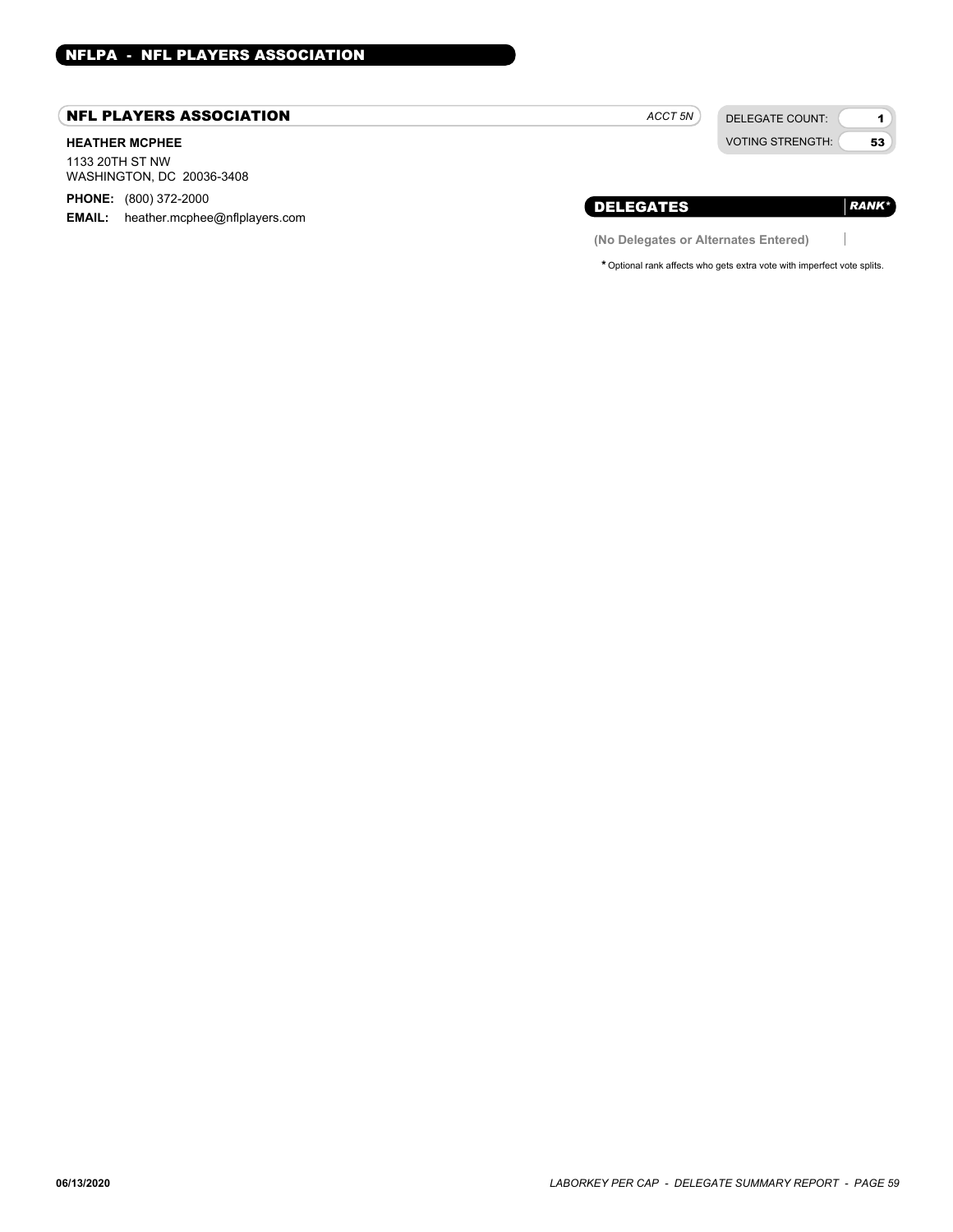## NFLPA - NFL PLAYERS ASSOCIATION

### NFL PLAYERS ASSOCIATION

*ACCT 5N*

**HEATHER MCPHEE**

1133 20TH ST NW
WASHINGTON, DC 20036-3408

**PHONE:** (800) 372-2000

**EMAIL:** heather.mcphee@nflplayers.com

| | |
|---|---|
| DELEGATE COUNT: | 1 |
| VOTING STRENGTH: | 53 |

| DELEGATES | *RANK** |
|---|---|
| **(No Delegates or Alternates Entered)** | |

*Optional rank affects who gets extra vote with imperfect vote splits.

06/13/2020

*LABORKEY PER CAP - DELEGATE SUMMARY REPORT*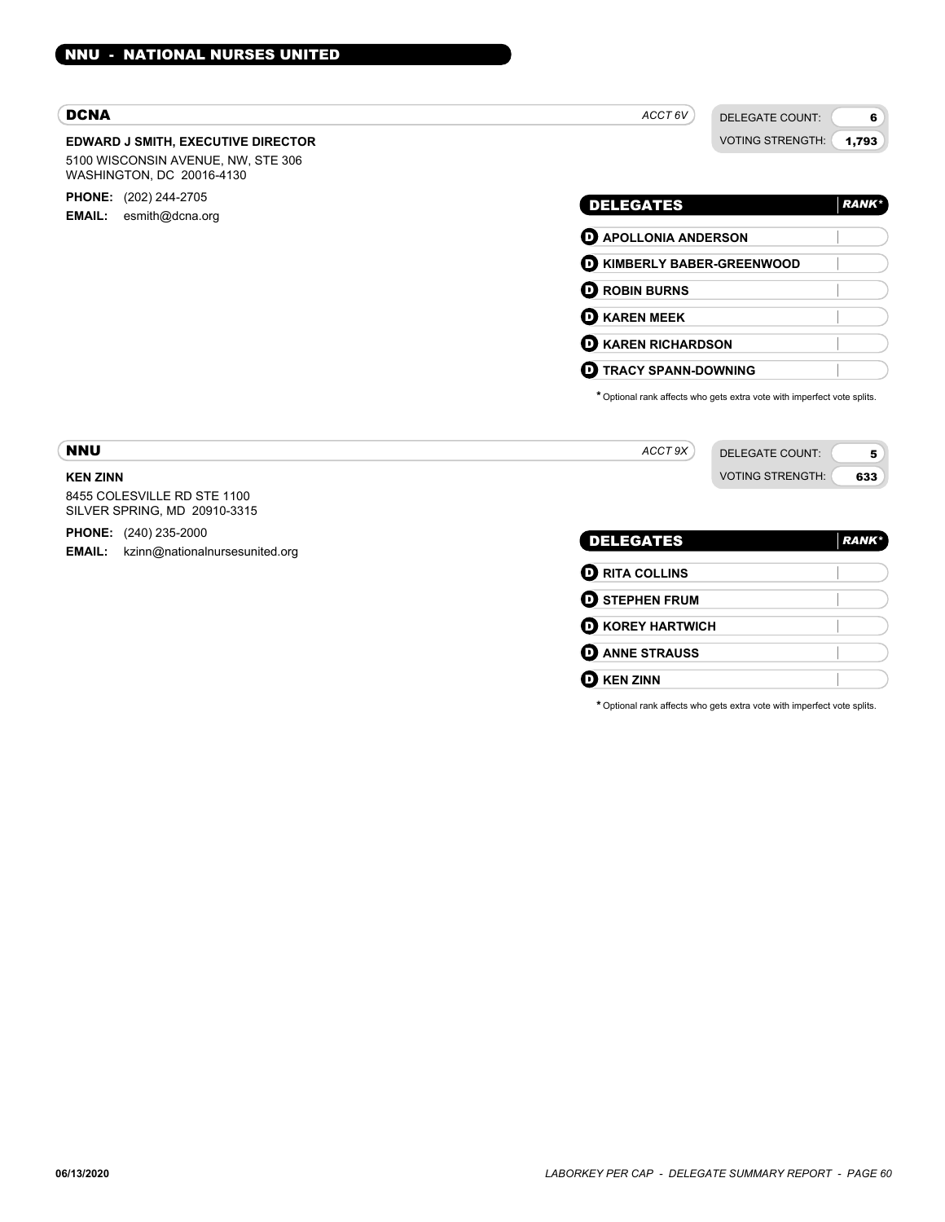# NNU - NATIONAL NURSES UNITED

## DCNA

*ACCT 6V*

DELEGATE COUNT: 6

VOTING STRENGTH: 1,793

**EDWARD J SMITH, EXECUTIVE DIRECTOR**

5100 WISCONSIN AVENUE, NW, STE 306
WASHINGTON, DC 20016-4130

**PHONE:** (202) 244-2705

**EMAIL:** esmith@dcna.org

| DELEGATES | RANK* |
|---|---|
| D APOLLONIA ANDERSON | |
| D KIMBERLY BABER-GREENWOOD | |
| D ROBIN BURNS | |
| D KAREN MEEK | |
| D KAREN RICHARDSON | |
| D TRACY SPANN-DOWNING | |

* Optional rank affects who gets extra vote with imperfect vote splits.

## NNU

*ACCT 9X*

DELEGATE COUNT: 5

VOTING STRENGTH: 633

**KEN ZINN**

8455 COLESVILLE RD STE 1100
SILVER SPRING, MD 20910-3315

**PHONE:** (240) 235-2000

**EMAIL:** kzinn@nationalnursesunited.org

| DELEGATES | RANK* |
|---|---|
| D RITA COLLINS | |
| D STEPHEN FRUM | |
| D KOREY HARTWICH | |
| D ANNE STRAUSS | |
| D KEN ZINN | |

* Optional rank affects who gets extra vote with imperfect vote splits.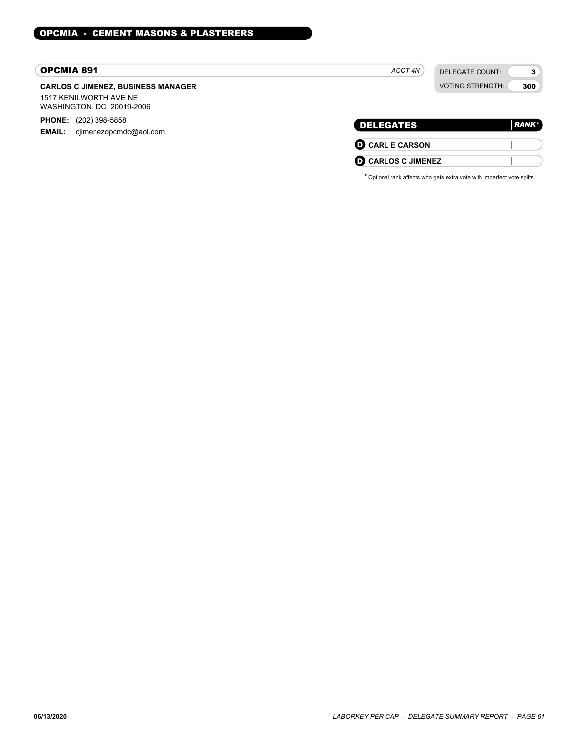## OPCMIA - CEMENT MASONS & PLASTERERS

### OPCMIA 891

*ACCT 4N*

| DELEGATE COUNT: | 3 |
|---|---|
| VOTING STRENGTH: | 300 |

**CARLOS C JIMENEZ, BUSINESS MANAGER**

1517 KENILWORTH AVE NE
WASHINGTON, DC 20019-2006

**PHONE:** (202) 398-5858
**EMAIL:** cjimenezopcmdc@aol.com

| DELEGATES | RANK* |
|---|---|
| D CARL E CARSON | |
| D CARLOS C JIMENEZ | |

* Optional rank affects who gets extra vote with imperfect vote splits.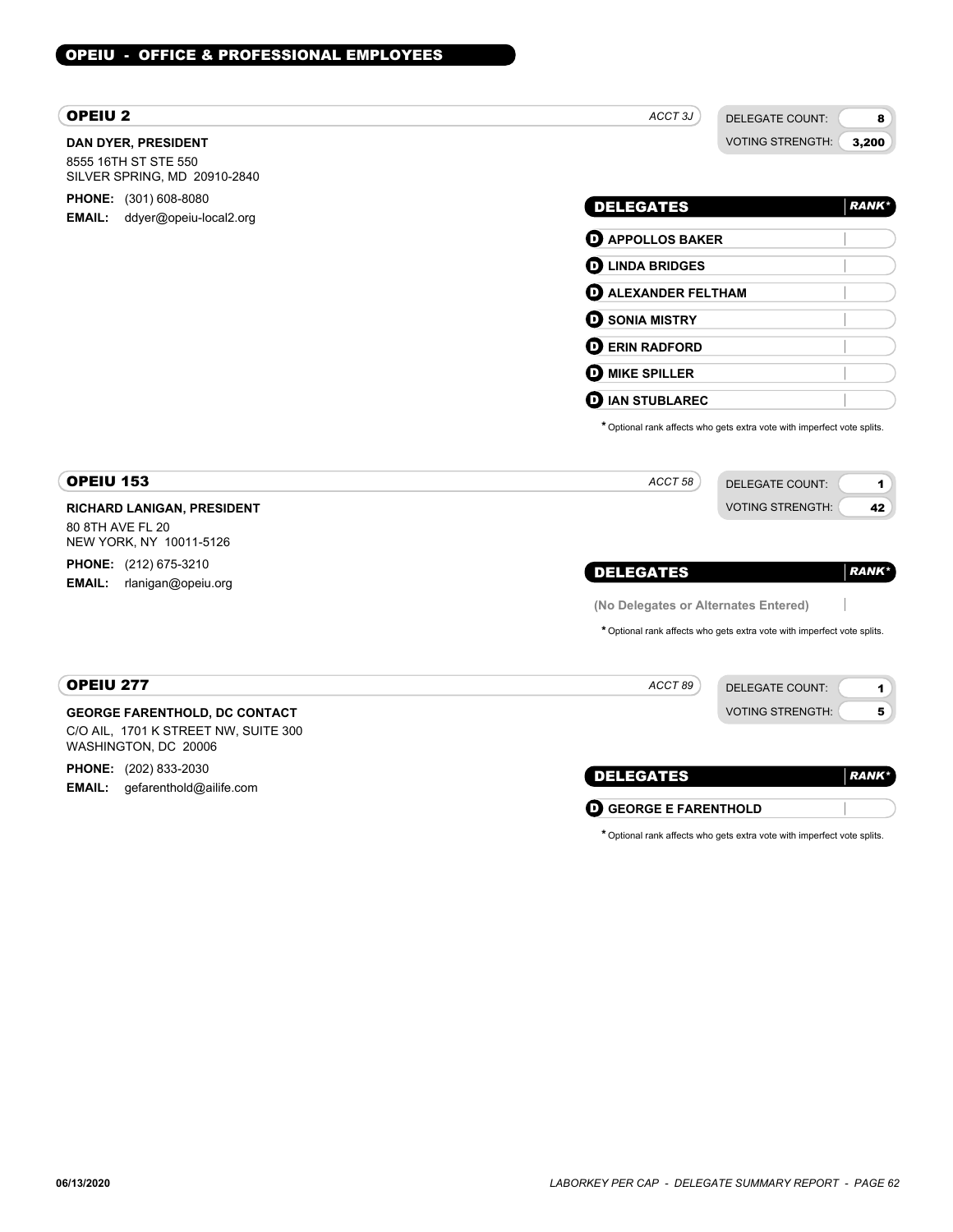# OPEIU - OFFICE & PROFESSIONAL EMPLOYEES

## OPEIU 2

*ACCT 3J*

| DELEGATE COUNT: | 8 |
|---|---|
| VOTING STRENGTH: | 3,200 |

**DAN DYER, PRESIDENT**
8555 16TH ST STE 550
SILVER SPRING, MD 20910-2840

**PHONE:** (301) 608-8080
**EMAIL:** ddyer@opeiu-local2.org

| DELEGATES | RANK* |
|---|---|
| D APPOLLOS BAKER | |
| D LINDA BRIDGES | |
| D ALEXANDER FELTHAM | |
| D SONIA MISTRY | |
| D ERIN RADFORD | |
| D MIKE SPILLER | |
| D IAN STUBLAREC | |

* Optional rank affects who gets extra vote with imperfect vote splits.

## OPEIU 153

*ACCT 58*

| DELEGATE COUNT: | 1 |
|---|---|
| VOTING STRENGTH: | 42 |

**RICHARD LANIGAN, PRESIDENT**
80 8TH AVE FL 20
NEW YORK, NY 10011-5126

**PHONE:** (212) 675-3210
**EMAIL:** rlanigan@opeiu.org

| DELEGATES | RANK* |
|---|---|
| (No Delegates or Alternates Entered) | |

* Optional rank affects who gets extra vote with imperfect vote splits.

## OPEIU 277

*ACCT 89*

| DELEGATE COUNT: | 1 |
|---|---|
| VOTING STRENGTH: | 5 |

**GEORGE FARENTHOLD, DC CONTACT**
C/O AIL, 1701 K STREET NW, SUITE 300
WASHINGTON, DC 20006

**PHONE:** (202) 833-2030
**EMAIL:** gefarenthold@ailife.com

| DELEGATES | RANK* |
|---|---|
| D GEORGE E FARENTHOLD | |

* Optional rank affects who gets extra vote with imperfect vote splits.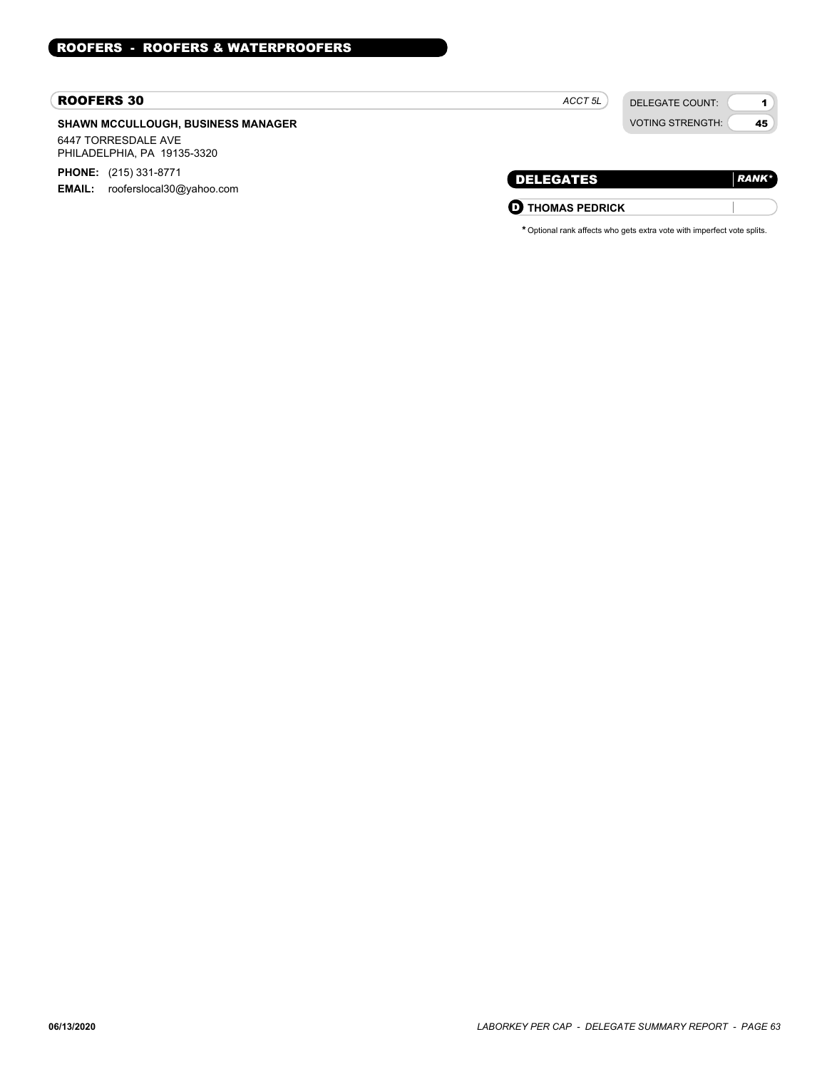## ROOFERS - ROOFERS & WATERPROOFERS

### ROOFERS 30

*ACCT 5L*

| DELEGATE COUNT: | 1 |
| --- | --- |
| VOTING STRENGTH: | 45 |

**SHAWN MCCULLOUGH, BUSINESS MANAGER**

6447 TORRESDALE AVE
PHILADELPHIA, PA 19135-3320

**PHONE:** (215) 331-8771
**EMAIL:** rooferslocal30@yahoo.com

| DELEGATES | *RANK** |
| --- | --- |
| D **THOMAS PEDRICK** | |

* Optional rank affects who gets extra vote with imperfect vote splits.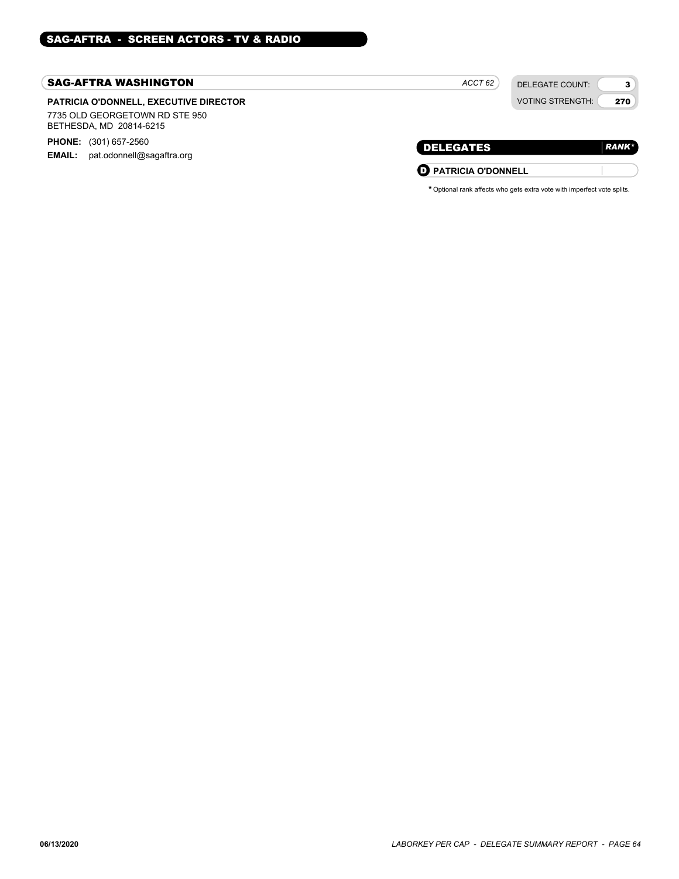## SAG-AFTRA - SCREEN ACTORS - TV & RADIO

### SAG-AFTRA WASHINGTON

*ACCT 62*

| DELEGATE COUNT: | 3 |
|---|---|
| VOTING STRENGTH: | 270 |

**PATRICIA O'DONNELL, EXECUTIVE DIRECTOR**

7735 OLD GEORGETOWN RD STE 950
BETHESDA, MD 20814-6215

**PHONE:** (301) 657-2560
**EMAIL:** pat.odonnell@sagaftra.org

| DELEGATES | *RANK** |
|---|---|
| D **PATRICIA O'DONNELL** | |

*Optional rank affects who gets extra vote with imperfect vote splits.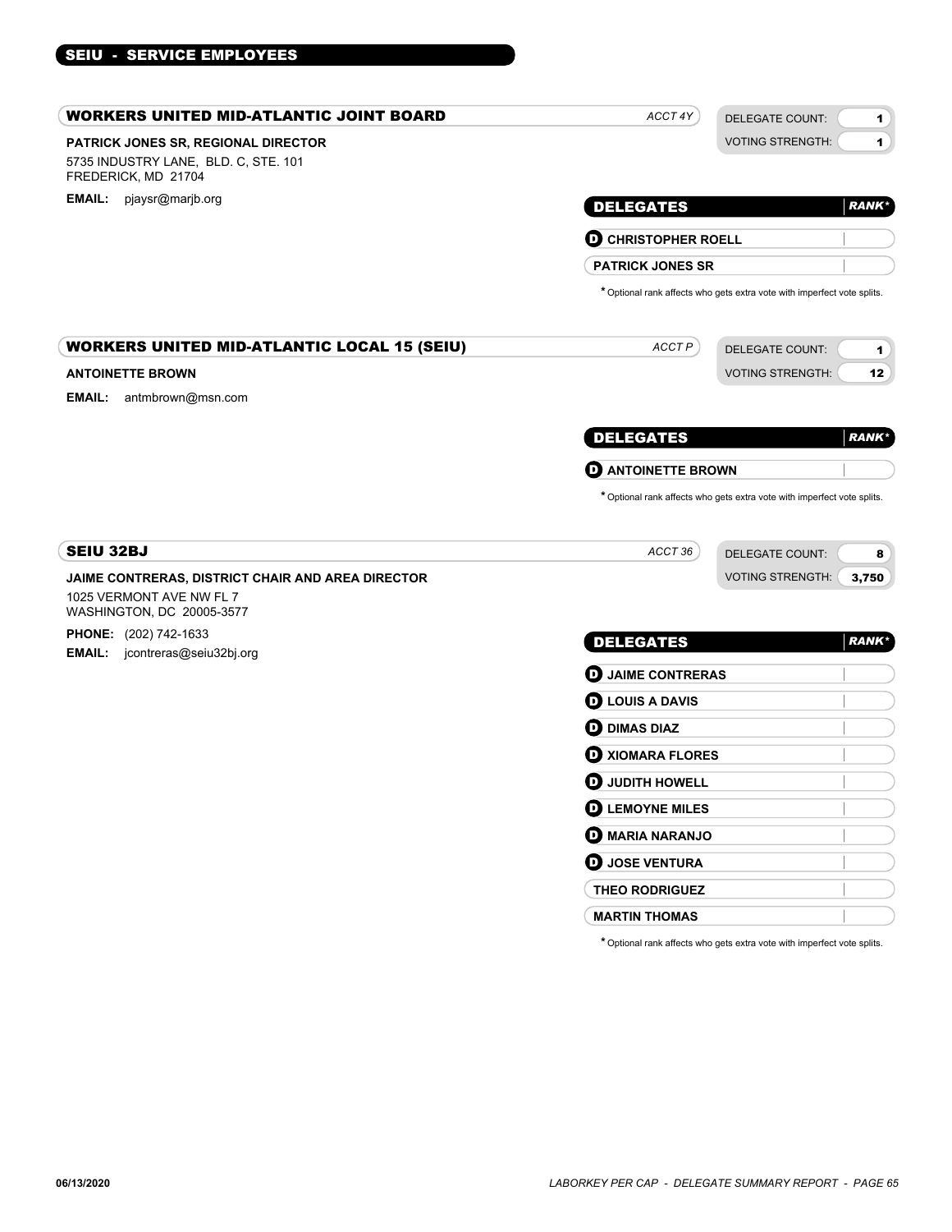## SEIU - SERVICE EMPLOYEES

### WORKERS UNITED MID-ATLANTIC JOINT BOARD

*ACCT 4Y*

DELEGATE COUNT: 1
VOTING STRENGTH: 1

**PATRICK JONES SR, REGIONAL DIRECTOR**
5735 INDUSTRY LANE, BLD. C, STE. 101
FREDERICK, MD 21704

**EMAIL:** pjaysr@marjb.org

| DELEGATES | RANK* |
|---|---|
| **D** CHRISTOPHER ROELL | |
| PATRICK JONES SR | |

\* Optional rank affects who gets extra vote with imperfect vote splits.

### WORKERS UNITED MID-ATLANTIC LOCAL 15 (SEIU)

*ACCT P*

DELEGATE COUNT: 1
VOTING STRENGTH: 12

**ANTOINETTE BROWN**

**EMAIL:** antmbrown@msn.com

| DELEGATES | RANK* |
|---|---|
| **D** ANTOINETTE BROWN | |

\* Optional rank affects who gets extra vote with imperfect vote splits.

### SEIU 32BJ

*ACCT 36*

DELEGATE COUNT: 8
VOTING STRENGTH: 3,750

**JAIME CONTRERAS, DISTRICT CHAIR AND AREA DIRECTOR**
1025 VERMONT AVE NW FL 7
WASHINGTON, DC 20005-3577

**PHONE:** (202) 742-1633
**EMAIL:** jcontreras@seiu32bj.org

| DELEGATES | RANK* |
|---|---|
| **D** JAIME CONTRERAS | |
| **D** LOUIS A DAVIS | |
| **D** DIMAS DIAZ | |
| **D** XIOMARA FLORES | |
| **D** JUDITH HOWELL | |
| **D** LEMOYNE MILES | |
| **D** MARIA NARANJO | |
| **D** JOSE VENTURA | |
| THEO RODRIGUEZ | |
| MARTIN THOMAS | |

\* Optional rank affects who gets extra vote with imperfect vote splits.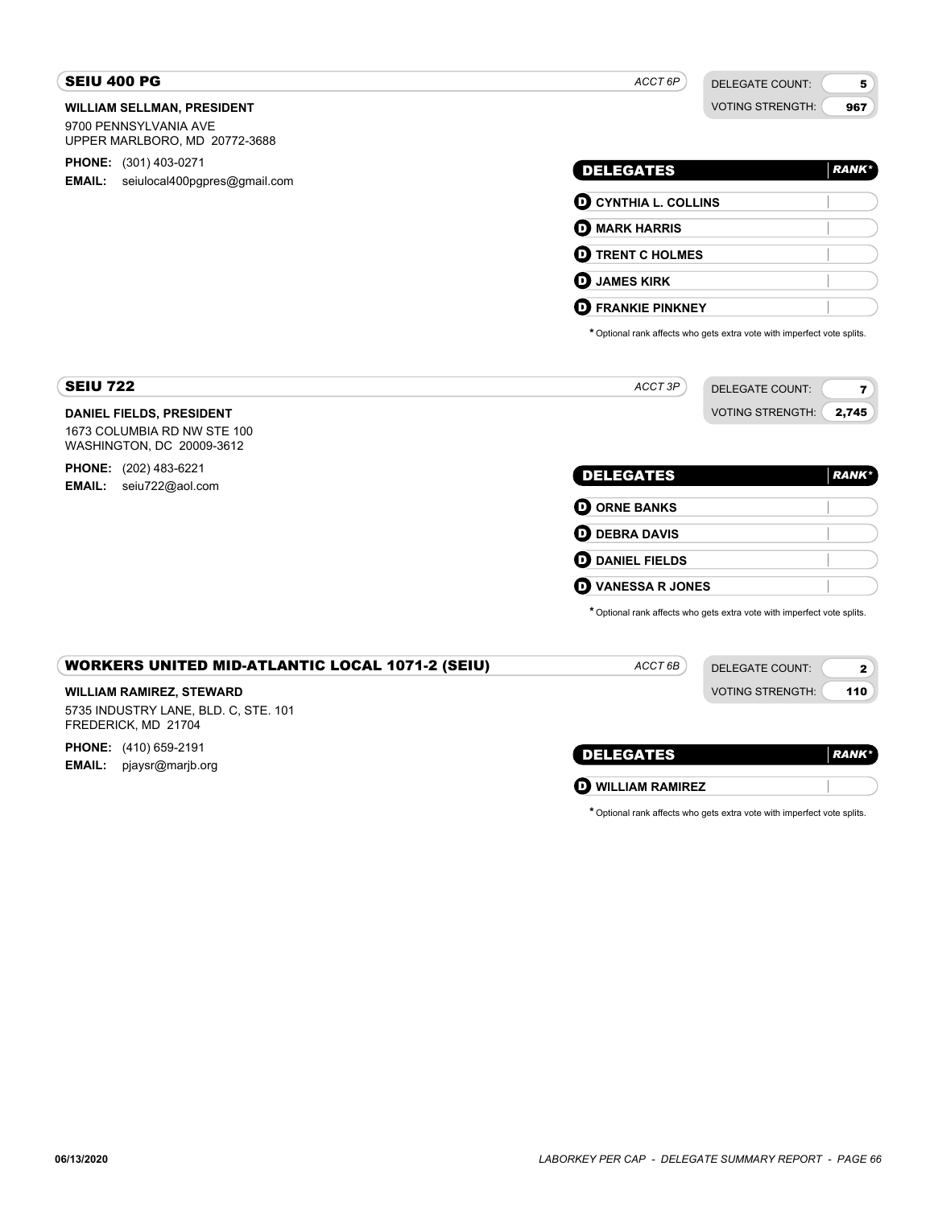## SEIU 400 PG

ACCT 6P

DELEGATE COUNT: 5
VOTING STRENGTH: 967

**WILLIAM SELLMAN, PRESIDENT**
9700 PENNSYLVANIA AVE
UPPER MARLBORO, MD 20772-3688

**PHONE:** (301) 403-0271
**EMAIL:** seiulocal400pgpres@gmail.com

| DELEGATES | RANK* |
|---|---|
| D CYNTHIA L. COLLINS | |
| D MARK HARRIS | |
| D TRENT C HOLMES | |
| D JAMES KIRK | |
| D FRANKIE PINKNEY | |

* Optional rank affects who gets extra vote with imperfect vote splits.

## SEIU 722

ACCT 3P

DELEGATE COUNT: 7
VOTING STRENGTH: 2,745

**DANIEL FIELDS, PRESIDENT**
1673 COLUMBIA RD NW STE 100
WASHINGTON, DC 20009-3612

**PHONE:** (202) 483-6221
**EMAIL:** seiu722@aol.com

| DELEGATES | RANK* |
|---|---|
| D ORNE BANKS | |
| D DEBRA DAVIS | |
| D DANIEL FIELDS | |
| D VANESSA R JONES | |

* Optional rank affects who gets extra vote with imperfect vote splits.

## WORKERS UNITED MID-ATLANTIC LOCAL 1071-2 (SEIU)

ACCT 6B

DELEGATE COUNT: 2
VOTING STRENGTH: 110

**WILLIAM RAMIREZ, STEWARD**
5735 INDUSTRY LANE, BLD. C, STE. 101
FREDERICK, MD 21704

**PHONE:** (410) 659-2191
**EMAIL:** pjaysr@marjb.org

| DELEGATES | RANK* |
|---|---|
| D WILLIAM RAMIREZ | |

* Optional rank affects who gets extra vote with imperfect vote splits.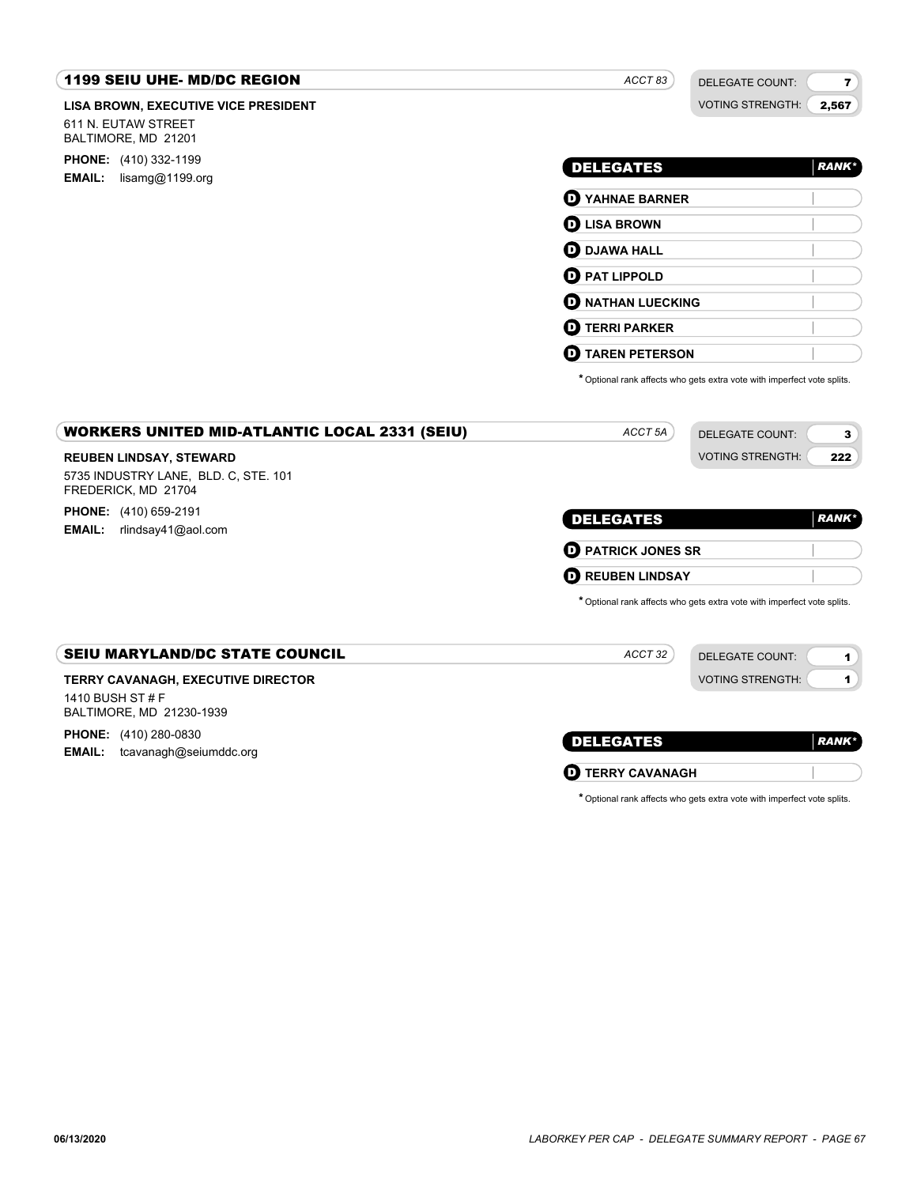## 1199 SEIU UHE- MD/DC REGION

*ACCT 83*

DELEGATE COUNT: 7
VOTING STRENGTH: 2,567

**LISA BROWN, EXECUTIVE VICE PRESIDENT**

611 N. EUTAW STREET
BALTIMORE, MD 21201

**PHONE:** (410) 332-1199
**EMAIL:** lisamg@1199.org

| DELEGATES | RANK* |
|---|---|
| D YAHNAE BARNER | |
| D LISA BROWN | |
| D DJAWA HALL | |
| D PAT LIPPOLD | |
| D NATHAN LUECKING | |
| D TERRI PARKER | |
| D TAREN PETERSON | |

* Optional rank affects who gets extra vote with imperfect vote splits.

## WORKERS UNITED MID-ATLANTIC LOCAL 2331 (SEIU)

*ACCT 5A*

DELEGATE COUNT: 3
VOTING STRENGTH: 222

**REUBEN LINDSAY, STEWARD**

5735 INDUSTRY LANE, BLD. C, STE. 101
FREDERICK, MD 21704

**PHONE:** (410) 659-2191
**EMAIL:** rlindsay41@aol.com

| DELEGATES | RANK* |
|---|---|
| D PATRICK JONES SR | |
| D REUBEN LINDSAY | |

* Optional rank affects who gets extra vote with imperfect vote splits.

## SEIU MARYLAND/DC STATE COUNCIL

*ACCT 32*

DELEGATE COUNT: 1
VOTING STRENGTH: 1

**TERRY CAVANAGH, EXECUTIVE DIRECTOR**

1410 BUSH ST # F
BALTIMORE, MD 21230-1939

**PHONE:** (410) 280-0830
**EMAIL:** tcavanagh@seiumddc.org

| DELEGATES | RANK* |
|---|---|
| D TERRY CAVANAGH | |

* Optional rank affects who gets extra vote with imperfect vote splits.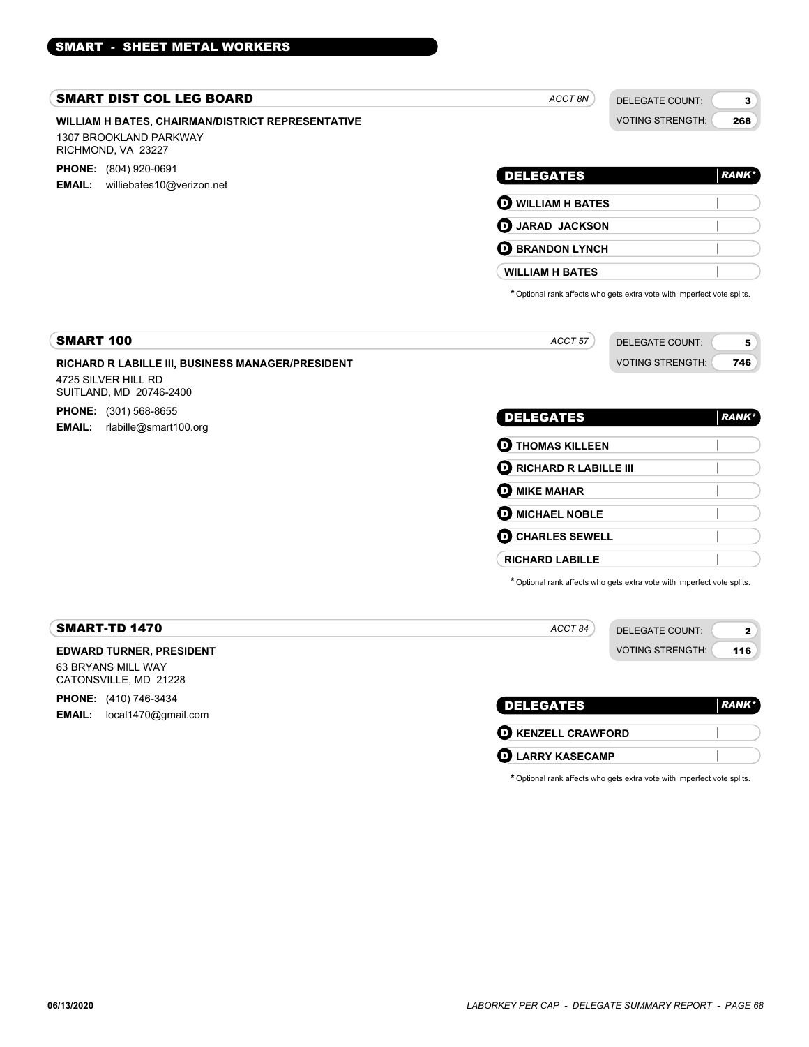## SMART - SHEET METAL WORKERS

### SMART DIST COL LEG BOARD

*ACCT 8N*

DELEGATE COUNT: **3**
VOTING STRENGTH: **268**

**WILLIAM H BATES, CHAIRMAN/DISTRICT REPRESENTATIVE**
1307 BROOKLAND PARKWAY
RICHMOND, VA 23227

**PHONE:** (804) 920-0691
**EMAIL:** williebates10@verizon.net

| DELEGATES | RANK* |
|---|---|
| **D** WILLIAM H BATES | |
| **D** JARAD JACKSON | |
| **D** BRANDON LYNCH | |
| WILLIAM H BATES | |

\* Optional rank affects who gets extra vote with imperfect vote splits.

### SMART 100

*ACCT 57*

DELEGATE COUNT: **5**
VOTING STRENGTH: **746**

**RICHARD R LABILLE III, BUSINESS MANAGER/PRESIDENT**
4725 SILVER HILL RD
SUITLAND, MD 20746-2400

**PHONE:** (301) 568-8655
**EMAIL:** rlabille@smart100.org

| DELEGATES | RANK* |
|---|---|
| **D** THOMAS KILLEEN | |
| **D** RICHARD R LABILLE III | |
| **D** MIKE MAHAR | |
| **D** MICHAEL NOBLE | |
| **D** CHARLES SEWELL | |
| RICHARD LABILLE | |

\* Optional rank affects who gets extra vote with imperfect vote splits.

### SMART-TD 1470

*ACCT 84*

DELEGATE COUNT: **2**
VOTING STRENGTH: **116**

**EDWARD TURNER, PRESIDENT**
63 BRYANS MILL WAY
CATONSVILLE, MD 21228

**PHONE:** (410) 746-3434
**EMAIL:** local1470@gmail.com

| DELEGATES | RANK* |
|---|---|
| **D** KENZELL CRAWFORD | |
| **D** LARRY KASECAMP | |

\* Optional rank affects who gets extra vote with imperfect vote splits.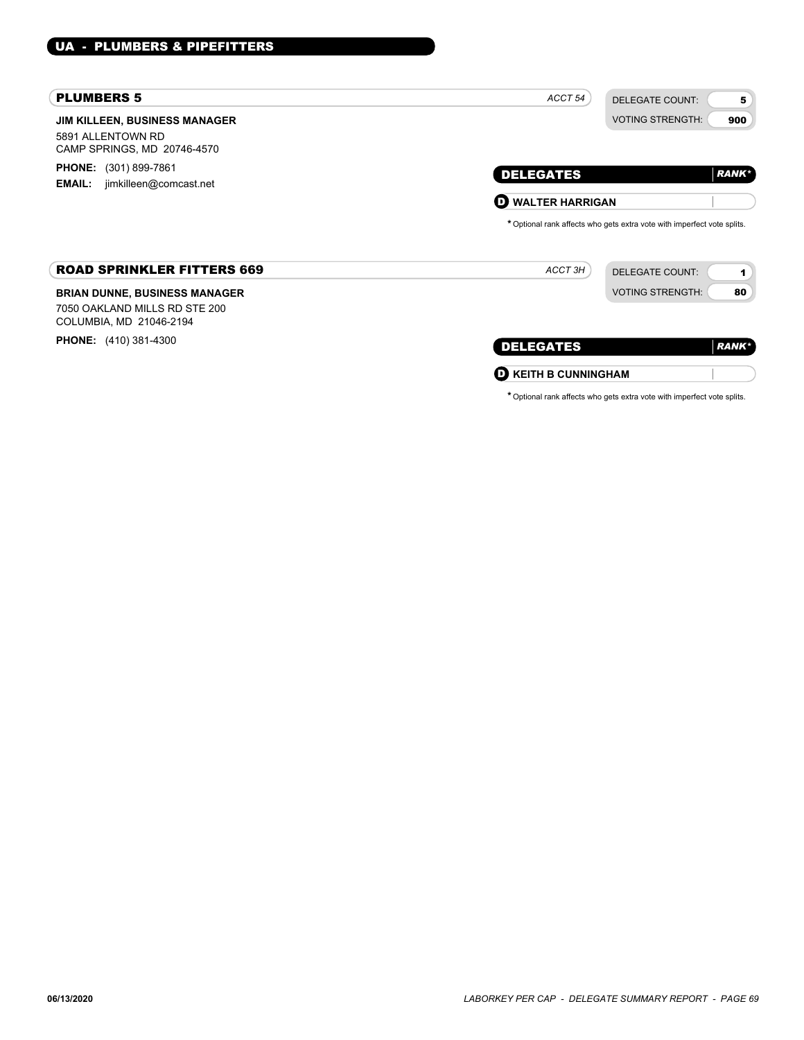## UA - PLUMBERS & PIPEFITTERS

### PLUMBERS 5

*ACCT 54*

DELEGATE COUNT: **5**
VOTING STRENGTH: **900**

**JIM KILLEEN, BUSINESS MANAGER**
5891 ALLENTOWN RD
CAMP SPRINGS, MD 20746-4570

**PHONE:** (301) 899-7861
**EMAIL:** jimkilleen@comcast.net

| DELEGATES | RANK* |
|---|---|
| D WALTER HARRIGAN | |

* Optional rank affects who gets extra vote with imperfect vote splits.

### ROAD SPRINKLER FITTERS 669

*ACCT 3H*

DELEGATE COUNT: **1**
VOTING STRENGTH: **80**

**BRIAN DUNNE, BUSINESS MANAGER**
7050 OAKLAND MILLS RD STE 200
COLUMBIA, MD 21046-2194

**PHONE:** (410) 381-4300

| DELEGATES | RANK* |
|---|---|
| D KEITH B CUNNINGHAM | |

* Optional rank affects who gets extra vote with imperfect vote splits.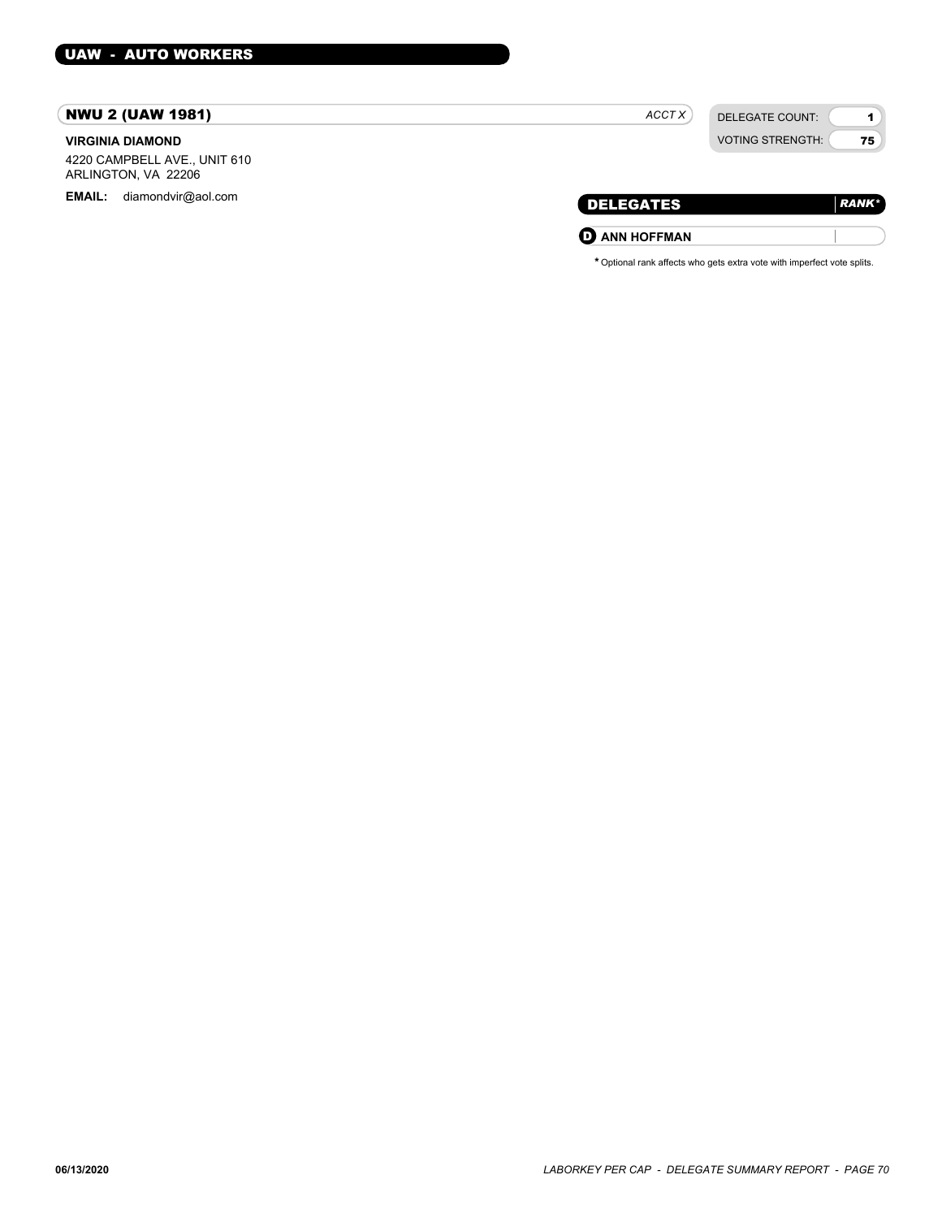## UAW - AUTO WORKERS

### NWU 2 (UAW 1981)

*ACCT X*

| DELEGATE COUNT: | 1 |
| --- | --- |
| VOTING STRENGTH: | 75 |

**VIRGINIA DIAMOND**

4220 CAMPBELL AVE., UNIT 610
ARLINGTON, VA 22206

**EMAIL:** diamondvir@aol.com

| DELEGATES | *RANK** |
| --- | --- |
| **D** **ANN HOFFMAN** | |

\* Optional rank affects who gets extra vote with imperfect vote splits.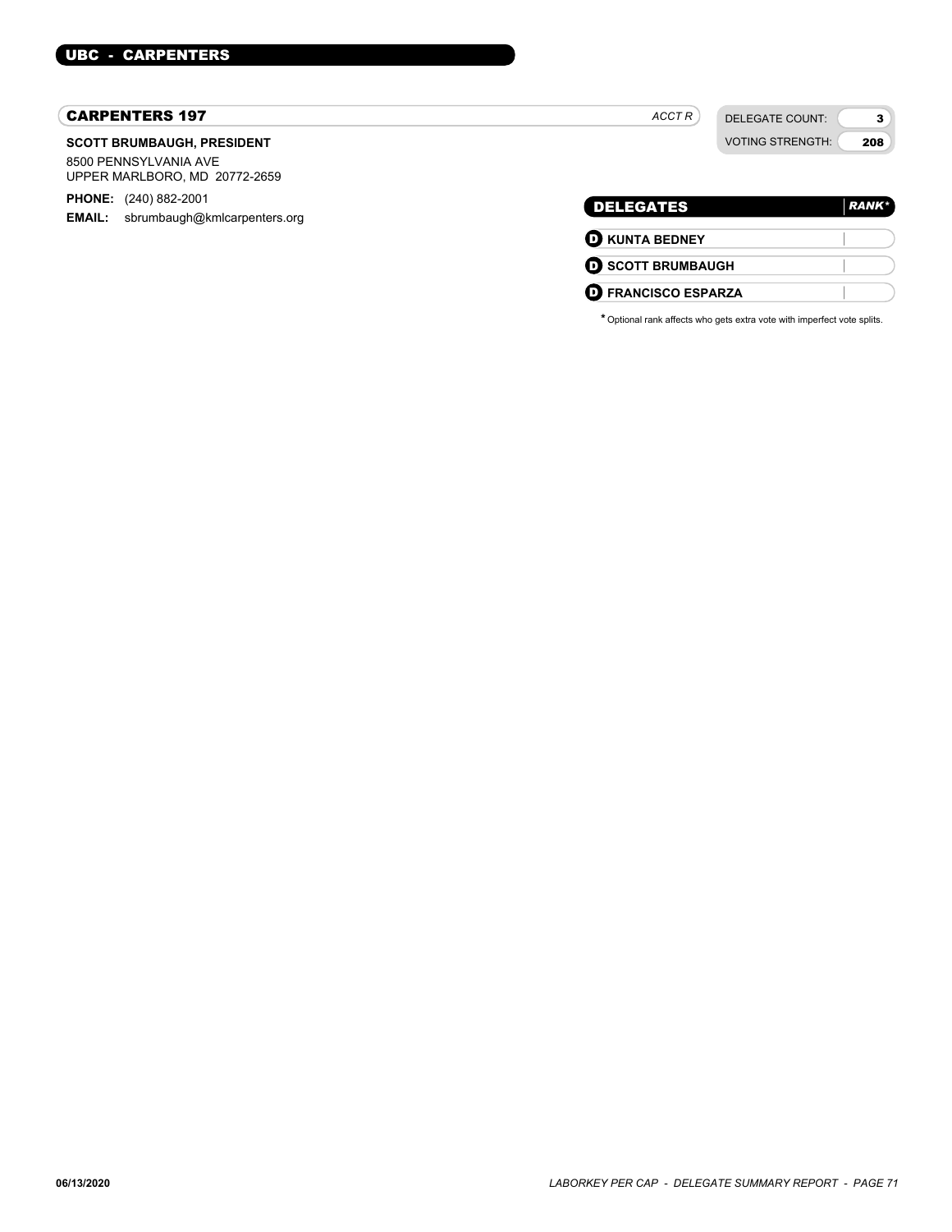## UBC - CARPENTERS

### CARPENTERS 197

*ACCT R*

| DELEGATE COUNT: | 3 |
|---|---|
| VOTING STRENGTH: | 208 |

**SCOTT BRUMBAUGH, PRESIDENT**

8500 PENNSYLVANIA AVE
UPPER MARLBORO, MD 20772-2659

**PHONE:** (240) 882-2001
**EMAIL:** sbrumbaugh@kmlcarpenters.org

| DELEGATES | RANK* |
|---|---|
| D KUNTA BEDNEY | |
| D SCOTT BRUMBAUGH | |
| D FRANCISCO ESPARZA | |

* Optional rank affects who gets extra vote with imperfect vote splits.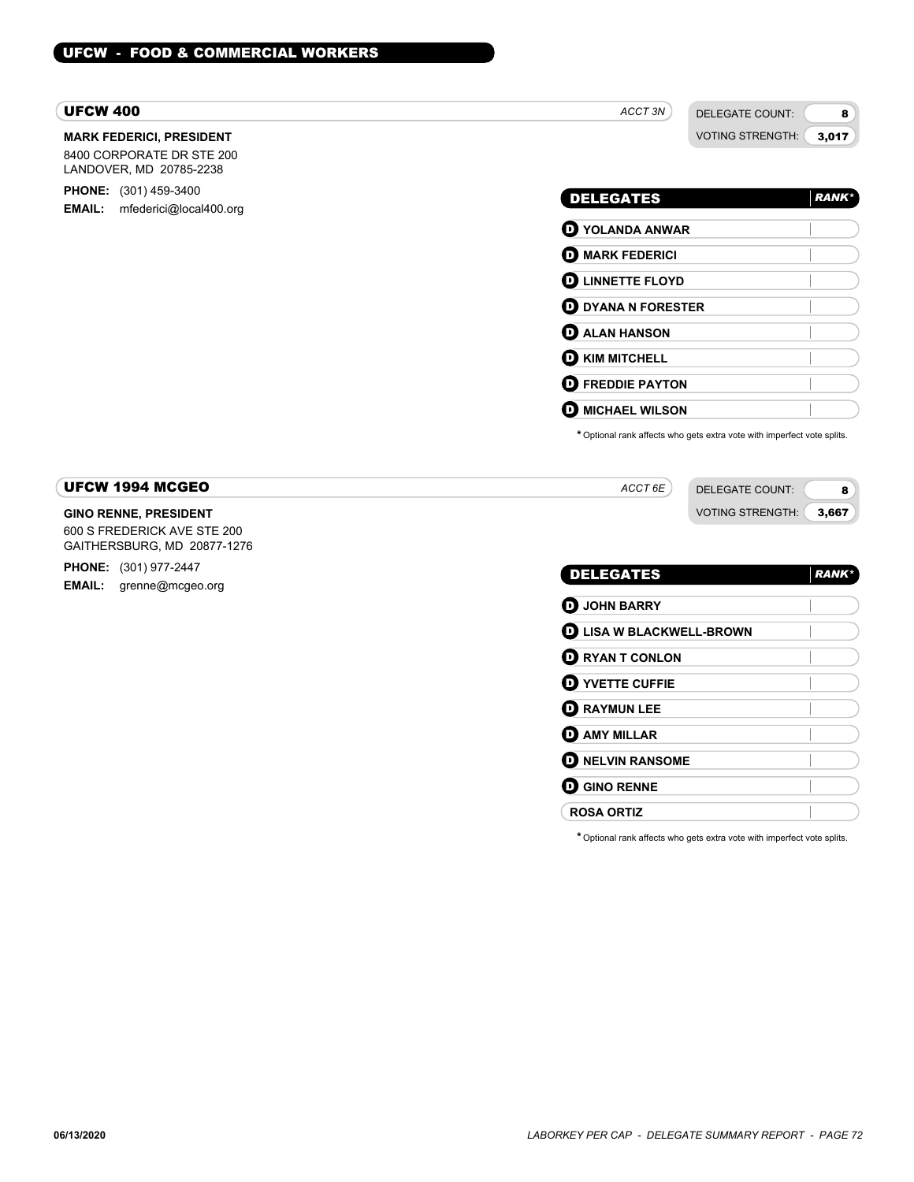## UFCW - FOOD & COMMERCIAL WORKERS

### UFCW 400

*ACCT 3N*

DELEGATE COUNT: **8**
VOTING STRENGTH: **3,017**

**MARK FEDERICI, PRESIDENT**
8400 CORPORATE DR STE 200
LANDOVER, MD 20785-2238

**PHONE:** (301) 459-3400
**EMAIL:** mfederici@local400.org

| DELEGATES | RANK* |
|---|---|
| D YOLANDA ANWAR | |
| D MARK FEDERICI | |
| D LINNETTE FLOYD | |
| D DYANA N FORESTER | |
| D ALAN HANSON | |
| D KIM MITCHELL | |
| D FREDDIE PAYTON | |
| D MICHAEL WILSON | |

\* Optional rank affects who gets extra vote with imperfect vote splits.

### UFCW 1994 MCGEO

*ACCT 6E*

DELEGATE COUNT: **8**
VOTING STRENGTH: **3,667**

**GINO RENNE, PRESIDENT**
600 S FREDERICK AVE STE 200
GAITHERSBURG, MD 20877-1276

**PHONE:** (301) 977-2447
**EMAIL:** grenne@mcgeo.org

| DELEGATES | RANK* |
|---|---|
| D JOHN BARRY | |
| D LISA W BLACKWELL-BROWN | |
| D RYAN T CONLON | |
| D YVETTE CUFFIE | |
| D RAYMUN LEE | |
| D AMY MILLAR | |
| D NELVIN RANSOME | |
| D GINO RENNE | |
| ROSA ORTIZ | |

\* Optional rank affects who gets extra vote with imperfect vote splits.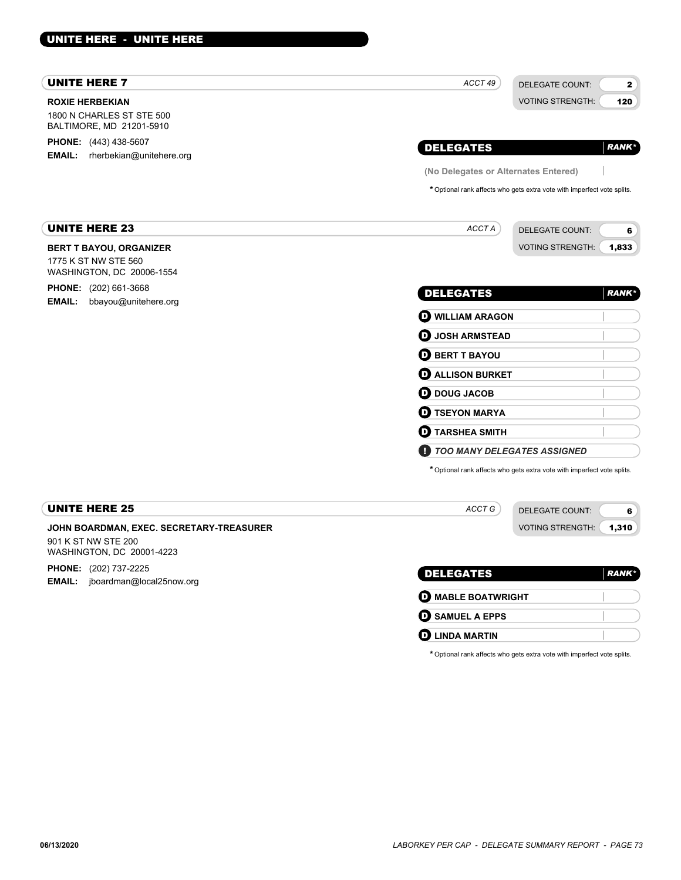# UNITE HERE - UNITE HERE

## UNITE HERE 7

*ACCT 49*

DELEGATE COUNT: **2**
VOTING STRENGTH: **120**

**ROXIE HERBEKIAN**
1800 N CHARLES ST STE 500
BALTIMORE, MD 21201-5910

**PHONE:** (443) 438-5607
**EMAIL:** rherbekian@unitehere.org

| DELEGATES | *RANK** |
|---|---|
| (No Delegates or Alternates Entered) | |

\* Optional rank affects who gets extra vote with imperfect vote splits.

## UNITE HERE 23

*ACCT A*

DELEGATE COUNT: **6**
VOTING STRENGTH: **1,833**

**BERT T BAYOU, ORGANIZER**
1775 K ST NW STE 560
WASHINGTON, DC 20006-1554

**PHONE:** (202) 661-3668
**EMAIL:** bbayou@unitehere.org

| DELEGATES | *RANK** |
|---|---|
| D WILLIAM ARAGON | |
| D JOSH ARMSTEAD | |
| D BERT T BAYOU | |
| D ALLISON BURKET | |
| D DOUG JACOB | |
| D TSEYON MARYA | |
| D TARSHEA SMITH | |
| ! *TOO MANY DELEGATES ASSIGNED* | |

\* Optional rank affects who gets extra vote with imperfect vote splits.

## UNITE HERE 25

*ACCT G*

DELEGATE COUNT: **6**
VOTING STRENGTH: **1,310**

**JOHN BOARDMAN, EXEC. SECRETARY-TREASURER**
901 K ST NW STE 200
WASHINGTON, DC 20001-4223

**PHONE:** (202) 737-2225
**EMAIL:** jboardman@local25now.org

| DELEGATES | *RANK** |
|---|---|
| D MABLE BOATWRIGHT | |
| D SAMUEL A EPPS | |
| D LINDA MARTIN | |

\* Optional rank affects who gets extra vote with imperfect vote splits.